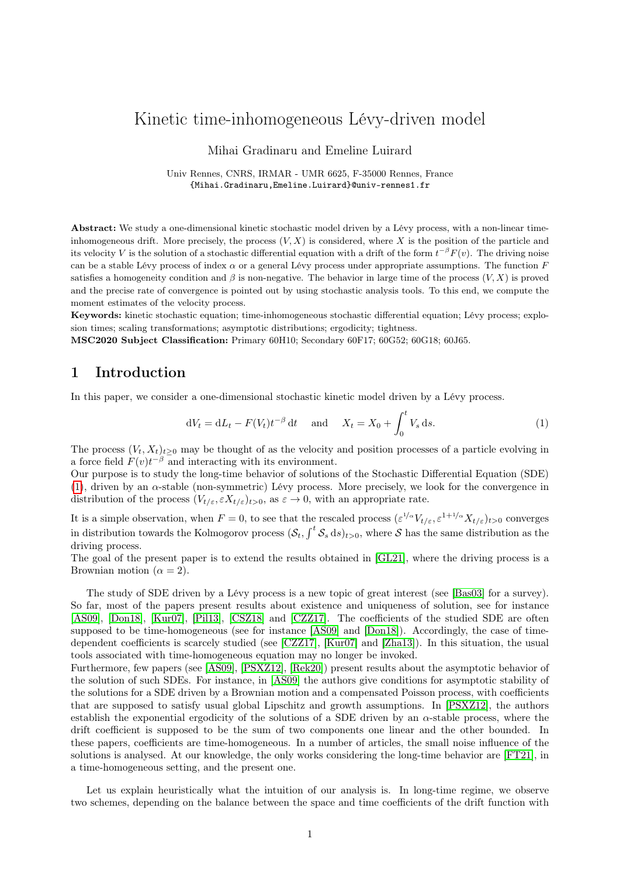# Kinetic time-inhomogeneous Lévy-driven model

Mihai Gradinaru and Emeline Luirard

Univ Rennes, CNRS, IRMAR - UMR 6625, F-35000 Rennes, France
{Mihai.Gradinaru,Emeline.Luirard}@univ-rennes1.fr

**Abstract:** We study a one-dimensional kinetic stochastic model driven by a Lévy process, with a non-linear time-inhomogeneous drift. More precisely, the process $(V, X)$ is considered, where $X$ is the position of the particle and its velocity $V$ is the solution of a stochastic differential equation with a drift of the form $t^{-\beta}F(v)$. The driving noise can be a stable Lévy process of index $\alpha$ or a general Lévy process under appropriate assumptions. The function $F$ satisfies a homogeneity condition and $\beta$ is non-negative. The behavior in large time of the process $(V, X)$ is proved and the precise rate of convergence is pointed out by using stochastic analysis tools. To this end, we compute the moment estimates of the velocity process.

**Keywords:** kinetic stochastic equation; time-inhomogeneous stochastic differential equation; Lévy process; explosion times; scaling transformations; asymptotic distributions; ergodicity; tightness.

**MSC2020 Subject Classification:** Primary 60H10; Secondary 60F17; 60G52; 60G18; 60J65.

## 1 Introduction

In this paper, we consider a one-dimensional stochastic kinetic model driven by a Lévy process.

$$\mathrm{d}V_t = \mathrm{d}L_t - F(V_t)t^{-\beta}\,\mathrm{d}t \quad \text{and} \quad X_t = X_0 + \int_0^t V_s\,\mathrm{d}s. \tag{1}$$

The process $(V_t, X_t)_{t\geq 0}$ may be thought of as the velocity and position processes of a particle evolving in a force field $F(v)t^{-\beta}$ and interacting with its environment.
Our purpose is to study the long-time behavior of solutions of the Stochastic Differential Equation (SDE) (1), driven by an $\alpha$-stable (non-symmetric) Lévy process. More precisely, we look for the convergence in distribution of the process $(V_{t/\varepsilon}, \varepsilon X_{t/\varepsilon})_{t>0}$, as $\varepsilon \to 0$, with an appropriate rate.

It is a simple observation, when $F = 0$, to see that the rescaled process $(\varepsilon^{1/\alpha}V_{t/\varepsilon}, \varepsilon^{1+1/\alpha}X_{t/\varepsilon})_{t>0}$ converges in distribution towards the Kolmogorov process $(\mathcal{S}_t, \int^t \mathcal{S}_s\,\mathrm{d}s)_{t>0}$, where $\mathcal{S}$ has the same distribution as the driving process.
The goal of the present paper is to extend the results obtained in [GL21], where the driving process is a Brownian motion ($\alpha = 2$).

The study of SDE driven by a Lévy process is a new topic of great interest (see [Bas03] for a survey). So far, most of the papers present results about existence and uniqueness of solution, see for instance [AS09], [Don18], [Kur07], [Pil13], [CSZ18] and [CZZ17]. The coefficients of the studied SDE are often supposed to be time-homogeneous (see for instance [AS09] and [Don18]). Accordingly, the case of time-dependent coefficients is scarcely studied (see [CZZ17], [Kur07] and [Zha13]). In this situation, the usual tools associated with time-homogeneous equation may no longer be invoked.
Furthermore, few papers (see [AS09], [PSXZ12], [Rek20]) present results about the asymptotic behavior of the solution of such SDEs. For instance, in [AS09] the authors give conditions for asymptotic stability of the solutions for a SDE driven by a Brownian motion and a compensated Poisson process, with coefficients that are supposed to satisfy usual global Lipschitz and growth assumptions. In [PSXZ12], the authors establish the exponential ergodicity of the solutions of a SDE driven by an $\alpha$-stable process, where the drift coefficient is supposed to be the sum of two components one linear and the other bounded. In these papers, coefficients are time-homogeneous. In a number of articles, the small noise influence of the solutions is analysed. At our knowledge, the only works considering the long-time behavior are [FT21], in a time-homogeneous setting, and the present one.

Let us explain heuristically what the intuition of our analysis is. In long-time regime, we observe two schemes, depending on the balance between the space and time coefficients of the drift function with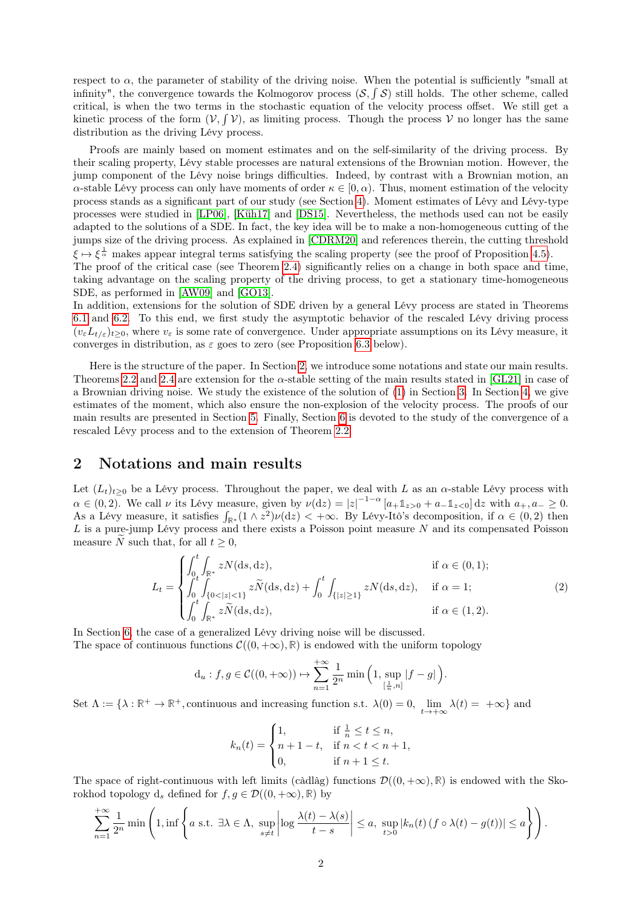respect to $\alpha$, the parameter of stability of the driving noise. When the potential is sufficiently "small at infinity", the convergence towards the Kolmogorov process $(\mathcal{S}, \int \mathcal{S})$ still holds. The other scheme, called critical, is when the two terms in the stochastic equation of the velocity process offset. We still get a kinetic process of the form $(\mathcal{V}, \int \mathcal{V})$, as limiting process. Though the process $\mathcal{V}$ no longer has the same distribution as the driving Lévy process.

Proofs are mainly based on moment estimates and on the self-similarity of the driving process. By their scaling property, Lévy stable processes are natural extensions of the Brownian motion. However, the jump component of the Lévy noise brings difficulties. Indeed, by contrast with a Brownian motion, an $\alpha$-stable Lévy process can only have moments of order $\kappa \in [0, \alpha)$. Thus, moment estimation of the velocity process stands as a significant part of our study (see Section 4). Moment estimates of Lévy and Lévy-type processes were studied in [LP06], [Küh17] and [DS15]. Nevertheless, the methods used can not be easily adapted to the solutions of a SDE. In fact, the key idea will be to make a non-homogeneous cutting of the jumps size of the driving process. As explained in [CDRM20] and references therein, the cutting threshold $\xi \mapsto \xi^{\frac{1}{\alpha}}$ makes appear integral terms satisfying the scaling property (see the proof of Proposition 4.5).
The proof of the critical case (see Theorem 2.4) significantly relies on a change in both space and time, taking advantage on the scaling property of the driving process, to get a stationary time-homogeneous SDE, as performed in [AW09] and [GO13].
In addition, extensions for the solution of SDE driven by a general Lévy process are stated in Theorems 6.1 and 6.2. To this end, we first study the asymptotic behavior of the rescaled Lévy driving process $(v_\varepsilon L_{t/\varepsilon})_{t\geq 0}$, where $v_\varepsilon$ is some rate of convergence. Under appropriate assumptions on its Lévy measure, it converges in distribution, as $\varepsilon$ goes to zero (see Proposition 6.3 below).

Here is the structure of the paper. In Section 2, we introduce some notations and state our main results. Theorems 2.2 and 2.4 are extension for the $\alpha$-stable setting of the main results stated in [GL21] in case of a Brownian driving noise. We study the existence of the solution of (1) in Section 3. In Section 4, we give estimates of the moment, which also ensure the non-explosion of the velocity process. The proofs of our main results are presented in Section 5. Finally, Section 6 is devoted to the study of the convergence of a rescaled Lévy process and to the extension of Theorem 2.2.

## 2 Notations and main results

Let $(L_t)_{t\geq 0}$ be a Lévy process. Throughout the paper, we deal with $L$ as an $\alpha$-stable Lévy process with $\alpha \in (0, 2)$. We call $\nu$ its Lévy measure, given by $\nu(\mathrm{d}z) = |z|^{-1-\alpha}\left[a_+ \mathbb{1}_{z>0} + a_- \mathbb{1}_{z<0}\right]\mathrm{d}z$ with $a_+, a_- \geq 0$. As a Lévy measure, it satisfies $\int_{\mathbb{R}^*}(1 \wedge z^2)\nu(\mathrm{d}z) < +\infty$. By Lévy-Itô's decomposition, if $\alpha \in (0, 2)$ then $L$ is a pure-jump Lévy process and there exists a Poisson point measure $N$ and its compensated Poisson measure $\widetilde{N}$ such that, for all $t \geq 0$,

$$
L_t = \begin{cases} \displaystyle\int_0^t \int_{\mathbb{R}^*} zN(\mathrm{d}s, \mathrm{d}z), & \text{if } \alpha \in (0, 1); \\ \displaystyle\int_0^t \int_{\{0<|z|<1\}} z\widetilde{N}(\mathrm{d}s, \mathrm{d}z) + \int_0^t \int_{\{|z|\geq 1\}} zN(\mathrm{d}s, \mathrm{d}z), & \text{if } \alpha = 1; \\ \displaystyle\int_0^t \int_{\mathbb{R}^*} z\widetilde{N}(\mathrm{d}s, \mathrm{d}z), & \text{if } \alpha \in (1, 2). \end{cases} \tag{2}
$$

In Section 6, the case of a generalized Lévy driving noise will be discussed.
The space of continuous functions $\mathcal{C}((0, +\infty), \mathbb{R})$ is endowed with the uniform topology

$$
\mathrm{d}_u : f, g \in \mathcal{C}((0, +\infty)) \mapsto \sum_{n=1}^{+\infty} \frac{1}{2^n} \min\Big(1, \sup_{[\frac{1}{n}, n]} |f - g|\Big).
$$

Set $\Lambda := \{\lambda : \mathbb{R}^+ \to \mathbb{R}^+, \text{continuous and increasing function s.t. } \lambda(0) = 0,\ \lim_{t\to+\infty} \lambda(t) = +\infty\}$ and

$$
k_n(t) = \begin{cases} 1, & \text{if } \frac{1}{n} \leq t \leq n, \\ n + 1 - t, & \text{if } n < t < n + 1, \\ 0, & \text{if } n + 1 \leq t. \end{cases}
$$

The space of right-continuous with left limits (càdlàg) functions $\mathcal{D}((0, +\infty), \mathbb{R})$ is endowed with the Skorokhod topology $\mathrm{d}_s$ defined for $f, g \in \mathcal{D}((0, +\infty), \mathbb{R})$ by

$$
\sum_{n=1}^{+\infty} \frac{1}{2^n} \min\left(1, \inf\left\{a \text{ s.t. } \exists \lambda \in \Lambda,\ \sup_{s\neq t}\left|\log \frac{\lambda(t) - \lambda(s)}{t - s}\right| \leq a,\ \sup_{t>0} |k_n(t)\left(f \circ \lambda(t) - g(t)\right)| \leq a\right\}\right).
$$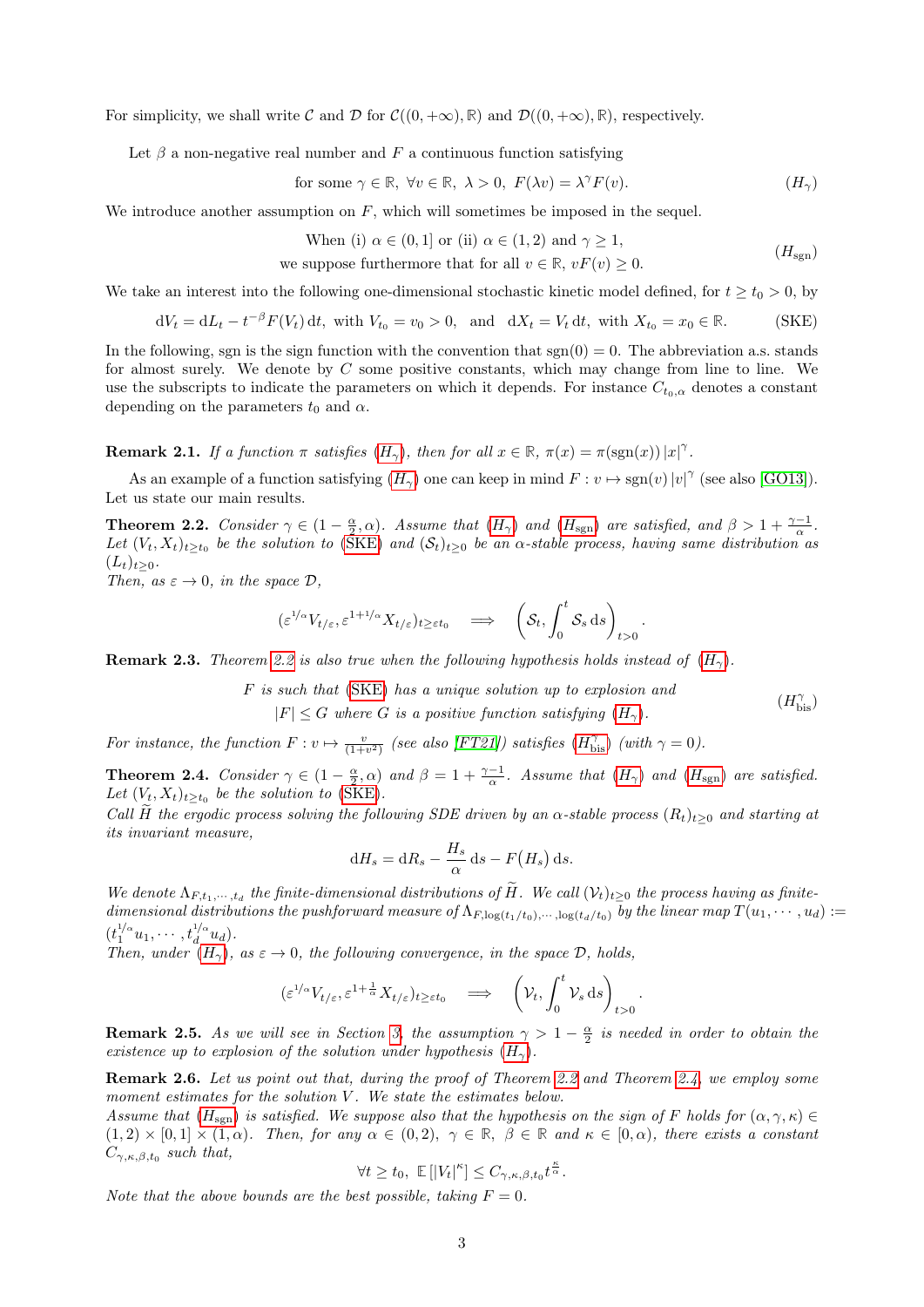For simplicity, we shall write $\mathcal{C}$ and $\mathcal{D}$ for $\mathcal{C}((0,+\infty),\mathbb{R})$ and $\mathcal{D}((0,+\infty),\mathbb{R})$, respectively.

Let $\beta$ a non-negative real number and $F$ a continuous function satisfying

$$\text{for some } \gamma \in \mathbb{R},\ \forall v \in \mathbb{R},\ \lambda > 0,\ F(\lambda v) = \lambda^{\gamma} F(v). \tag{$H_\gamma$}$$

We introduce another assumption on $F$, which will sometimes be imposed in the sequel.

$$\begin{gathered}\text{When (i) } \alpha \in (0,1] \text{ or (ii) } \alpha \in (1,2) \text{ and } \gamma \geq 1, \\ \text{we suppose furthermore that for all } v \in \mathbb{R},\ vF(v) \geq 0.\end{gathered} \tag{$H_{\text{sgn}}$}$$

We take an interest into the following one-dimensional stochastic kinetic model defined, for $t \geq t_0 > 0$, by

$$\mathrm{d}V_t = \mathrm{d}L_t - t^{-\beta} F(V_t)\,\mathrm{d}t, \text{ with } V_{t_0} = v_0 > 0, \quad \text{and} \quad \mathrm{d}X_t = V_t\,\mathrm{d}t, \text{ with } X_{t_0} = x_0 \in \mathbb{R}. \tag{SKE}$$

In the following, sgn is the sign function with the convention that $\text{sgn}(0) = 0$. The abbreviation a.s. stands for almost surely. We denote by $C$ some positive constants, which may change from line to line. We use the subscripts to indicate the parameters on which it depends. For instance $C_{t_0,\alpha}$ denotes a constant depending on the parameters $t_0$ and $\alpha$.

**Remark 2.1.** *If a function $\pi$ satisfies ($H_\gamma$), then for all $x \in \mathbb{R}$, $\pi(x) = \pi(\text{sgn}(x))\,|x|^{\gamma}$.*

As an example of a function satisfying ($H_\gamma$) one can keep in mind $F : v \mapsto \text{sgn}(v)\,|v|^{\gamma}$ (see also [GO13]). Let us state our main results.

**Theorem 2.2.** *Consider $\gamma \in (1 - \frac{\alpha}{2}, \alpha)$. Assume that ($H_\gamma$) and ($H_{\text{sgn}}$) are satisfied, and $\beta > 1 + \frac{\gamma - 1}{\alpha}$. Let $(V_t, X_t)_{t \geq t_0}$ be the solution to (SKE) and $(\mathcal{S}_t)_{t\geq 0}$ be an $\alpha$-stable process, having same distribution as $(L_t)_{t\geq 0}$.*
*Then, as $\varepsilon \to 0$, in the space $\mathcal{D}$,*

$$(\varepsilon^{1/\alpha} V_{t/\varepsilon}, \varepsilon^{1+1/\alpha} X_{t/\varepsilon})_{t \geq \varepsilon t_0} \implies \left(\mathcal{S}_t, \int_0^t \mathcal{S}_s\,\mathrm{d}s\right)_{t>0}.$$

**Remark 2.3.** *Theorem 2.2 is also true when the following hypothesis holds instead of ($H_\gamma$).*

$$\begin{gathered}F \text{ is such that (SKE) has a unique solution up to explosion and} \\ |F| \leq G \text{ where } G \text{ is a positive function satisfying } (H_\gamma).\end{gathered} \tag{$H^{\gamma}_{\text{bis}}$}$$

*For instance, the function $F : v \mapsto \frac{v}{(1+v^2)}$ (see also [FT21]) satisfies ($H^{\gamma}_{\text{bis}}$) (with $\gamma = 0$).*

**Theorem 2.4.** *Consider $\gamma \in (1 - \frac{\alpha}{2}, \alpha)$ and $\beta = 1 + \frac{\gamma-1}{\alpha}$. Assume that ($H_\gamma$) and ($H_{\text{sgn}}$) are satisfied. Let $(V_t, X_t)_{t\geq t_0}$ be the solution to (SKE).*
*Call $\widetilde{H}$ the ergodic process solving the following SDE driven by an $\alpha$-stable process $(R_t)_{t\geq 0}$ and starting at its invariant measure,*

$$\mathrm{d}H_s = \mathrm{d}R_s - \frac{H_s}{\alpha}\,\mathrm{d}s - F\big(H_s\big)\,\mathrm{d}s.$$

*We denote $\Lambda_{F,t_1,\cdots,t_d}$ the finite-dimensional distributions of $\widetilde{H}$. We call $(\mathcal{V}_t)_{t\geq 0}$ the process having as finite-dimensional distributions the pushforward measure of $\Lambda_{F,\log(t_1/t_0),\cdots,\log(t_d/t_0)}$ by the linear map $T(u_1,\cdots,u_d) := (t_1^{1/\alpha} u_1, \cdots, t_d^{1/\alpha} u_d)$.*
*Then, under ($H_\gamma$), as $\varepsilon \to 0$, the following convergence, in the space $\mathcal{D}$, holds,*

$$(\varepsilon^{1/\alpha} V_{t/\varepsilon}, \varepsilon^{1+\frac{1}{\alpha}} X_{t/\varepsilon})_{t\geq \varepsilon t_0} \implies \left(\mathcal{V}_t, \int_0^t \mathcal{V}_s\,\mathrm{d}s\right)_{t>0}.$$

**Remark 2.5.** *As we will see in Section 3, the assumption $\gamma > 1 - \frac{\alpha}{2}$ is needed in order to obtain the existence up to explosion of the solution under hypothesis ($H_\gamma$).*

**Remark 2.6.** *Let us point out that, during the proof of Theorem 2.2 and Theorem 2.4, we employ some moment estimates for the solution $V$. We state the estimates below.*
*Assume that ($H_{\text{sgn}}$) is satisfied. We suppose also that the hypothesis on the sign of $F$ holds for $(\alpha, \gamma, \kappa) \in (1,2) \times [0,1] \times (1,\alpha)$. Then, for any $\alpha \in (0,2)$, $\gamma \in \mathbb{R}$, $\beta \in \mathbb{R}$ and $\kappa \in [0,\alpha)$, there exists a constant $C_{\gamma,\kappa,\beta,t_0}$ such that,*

$$\forall t \geq t_0,\ \mathbb{E}\left[|V_t|^{\kappa}\right] \leq C_{\gamma,\kappa,\beta,t_0} t^{\frac{\kappa}{\alpha}}.$$

*Note that the above bounds are the best possible, taking $F = 0$.*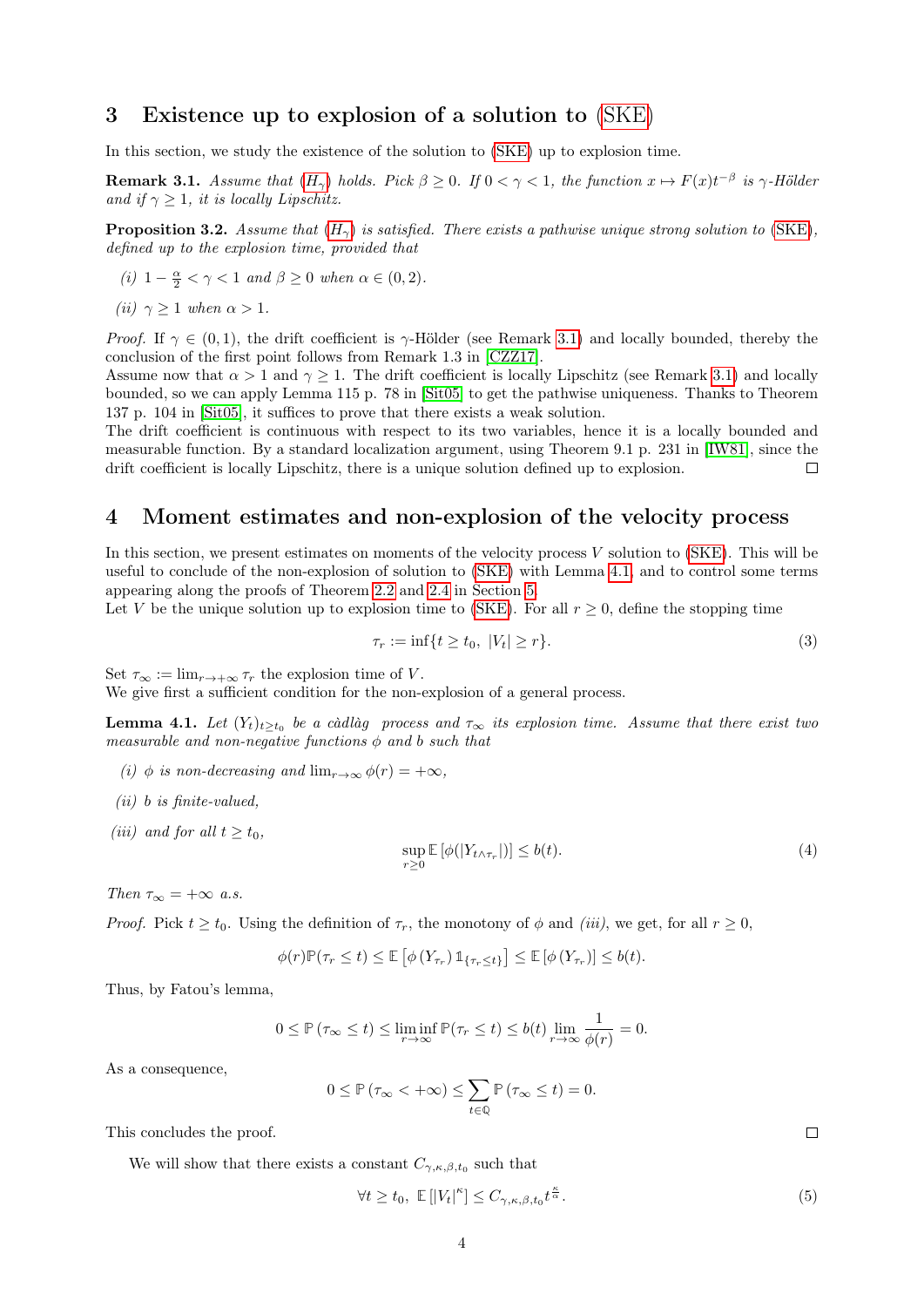# 3 Existence up to explosion of a solution to (SKE)

In this section, we study the existence of the solution to (SKE) up to explosion time.

**Remark 3.1.** *Assume that ($H_\gamma$) holds. Pick $\beta \geq 0$. If $0 < \gamma < 1$, the function $x \mapsto F(x)t^{-\beta}$ is $\gamma$-Hölder and if $\gamma \geq 1$, it is locally Lipschitz.*

**Proposition 3.2.** *Assume that ($H_\gamma$) is satisfied. There exists a pathwise unique strong solution to (SKE), defined up to the explosion time, provided that*

*(i) $1 - \frac{\alpha}{2} < \gamma < 1$ and $\beta \geq 0$ when $\alpha \in (0, 2)$.*

*(ii) $\gamma \geq 1$ when $\alpha > 1$.*

*Proof.* If $\gamma \in (0, 1)$, the drift coefficient is $\gamma$-Hölder (see Remark 3.1) and locally bounded, thereby the conclusion of the first point follows from Remark 1.3 in [CZZ17].
Assume now that $\alpha > 1$ and $\gamma \geq 1$. The drift coefficient is locally Lipschitz (see Remark 3.1) and locally bounded, so we can apply Lemma 115 p. 78 in [Sit05] to get the pathwise uniqueness. Thanks to Theorem 137 p. 104 in [Sit05], it suffices to prove that there exists a weak solution.
The drift coefficient is continuous with respect to its two variables, hence it is a locally bounded and measurable function. By a standard localization argument, using Theorem 9.1 p. 231 in [IW81], since the drift coefficient is locally Lipschitz, there is a unique solution defined up to explosion. □

# 4 Moment estimates and non-explosion of the velocity process

In this section, we present estimates on moments of the velocity process $V$ solution to (SKE). This will be useful to conclude of the non-explosion of solution to (SKE) with Lemma 4.1, and to control some terms appearing along the proofs of Theorem 2.2 and 2.4 in Section 5.
Let $V$ be the unique solution up to explosion time to (SKE). For all $r \geq 0$, define the stopping time

$$\tau_r := \inf\{t \geq t_0,\ |V_t| \geq r\}. \tag{3}$$

Set $\tau_\infty := \lim_{r \to +\infty} \tau_r$ the explosion time of $V$.
We give first a sufficient condition for the non-explosion of a general process.

**Lemma 4.1.** *Let $(Y_t)_{t \geq t_0}$ be a càdlàg process and $\tau_\infty$ its explosion time. Assume that there exist two measurable and non-negative functions $\phi$ and $b$ such that*

*(i) $\phi$ is non-decreasing and $\lim_{r \to \infty} \phi(r) = +\infty$,*

*(ii) $b$ is finite-valued,*

*(iii) and for all $t \geq t_0$,*

$$\sup_{r \geq 0} \mathbb{E}\left[\phi(|Y_{t \wedge \tau_r}|)\right] \leq b(t). \tag{4}$$

*Then $\tau_\infty = +\infty$ a.s.*

*Proof.* Pick $t \geq t_0$. Using the definition of $\tau_r$, the monotony of $\phi$ and *(iii)*, we get, for all $r \geq 0$,

$$\phi(r)\mathbb{P}(\tau_r \leq t) \leq \mathbb{E}\left[\phi\left(Y_{\tau_r}\right) \mathbb{1}_{\{\tau_r \leq t\}}\right] \leq \mathbb{E}\left[\phi\left(Y_{\tau_r}\right)\right] \leq b(t).$$

Thus, by Fatou's lemma,

$$0 \leq \mathbb{P}\left(\tau_\infty \leq t\right) \leq \liminf_{r \to \infty} \mathbb{P}(\tau_r \leq t) \leq b(t) \lim_{r \to \infty} \frac{1}{\phi(r)} = 0.$$

As a consequence,

$$0 \leq \mathbb{P}\left(\tau_\infty < +\infty\right) \leq \sum_{t \in \mathbb{Q}} \mathbb{P}\left(\tau_\infty \leq t\right) = 0.$$

This concludes the proof. □

We will show that there exists a constant $C_{\gamma,\kappa,\beta,t_0}$ such that

$$\forall t \geq t_0,\ \mathbb{E}\left[|V_t|^\kappa\right] \leq C_{\gamma,\kappa,\beta,t_0} t^{\frac{\kappa}{\alpha}}. \tag{5}$$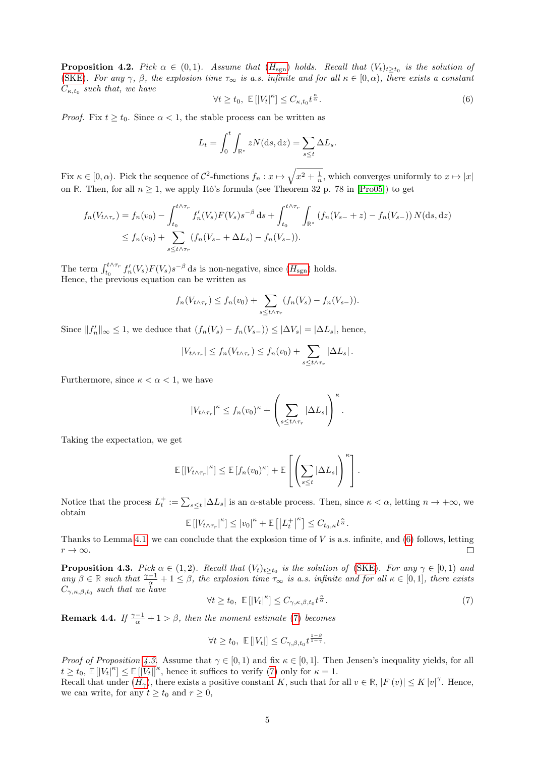**Proposition 4.2.** *Pick $\alpha \in (0,1)$. Assume that ($H_{\text{sgn}}$) holds. Recall that $(V_t)_{t\geq t_0}$ is the solution of (SKE). For any $\gamma$, $\beta$, the explosion time $\tau_\infty$ is a.s. infinite and for all $\kappa \in [0,\alpha)$, there exists a constant $C_{\kappa,t_0}$ such that, we have*

$$\forall t \geq t_0, \; \mathbb{E}\left[|V_t|^\kappa\right] \leq C_{\kappa,t_0} t^{\frac{\kappa}{\alpha}}. \tag{6}$$

*Proof.* Fix $t \geq t_0$. Since $\alpha < 1$, the stable process can be written as

$$L_t = \int_0^t \int_{\mathbb{R}^*} z N(\mathrm{d}s, \mathrm{d}z) = \sum_{s\leq t} \Delta L_s.$$

Fix $\kappa \in [0,\alpha)$. Pick the sequence of $\mathcal{C}^2$-functions $f_n : x \mapsto \sqrt{x^2 + \frac{1}{n}}$, which converges uniformly to $x \mapsto |x|$ on $\mathbb{R}$. Then, for all $n \geq 1$, we apply Itô's formula (see Theorem 32 p. 78 in [Pro05]) to get

$$\begin{aligned}
f_n(V_{t\wedge\tau_r}) &= f_n(v_0) - \int_{t_0}^{t\wedge\tau_r} f_n'(V_s)F(V_s)s^{-\beta}\,\mathrm{d}s + \int_{t_0}^{t\wedge\tau_r}\int_{\mathbb{R}^*} \left(f_n(V_{s-}+z) - f_n(V_{s-})\right) N(\mathrm{d}s,\mathrm{d}z) \\
&\leq f_n(v_0) + \sum_{s\leq t\wedge\tau_r} \left(f_n(V_{s-} + \Delta L_s) - f_n(V_{s-})\right).
\end{aligned}$$

The term $\int_{t_0}^{t\wedge\tau_r} f_n'(V_s)F(V_s)s^{-\beta}\,\mathrm{d}s$ is non-negative, since ($H_{\text{sgn}}$) holds.
Hence, the previous equation can be written as

$$f_n(V_{t\wedge\tau_r}) \leq f_n(v_0) + \sum_{s\leq t\wedge\tau_r} \left(f_n(V_s) - f_n(V_{s-})\right).$$

Since $\|f_n'\|_\infty \leq 1$, we deduce that $(f_n(V_s) - f_n(V_{s-})) \leq |\Delta V_s| = |\Delta L_s|$, hence,

$$|V_{t\wedge\tau_r}| \leq f_n(V_{t\wedge\tau_r}) \leq f_n(v_0) + \sum_{s\leq t\wedge\tau_r} |\Delta L_s|.$$

Furthermore, since $\kappa < \alpha < 1$, we have

$$|V_{t\wedge\tau_r}|^\kappa \leq f_n(v_0)^\kappa + \left(\sum_{s\leq t\wedge\tau_r} |\Delta L_s|\right)^\kappa.$$

Taking the expectation, we get

$$\mathbb{E}\left[|V_{t\wedge\tau_r}|^\kappa\right] \leq \mathbb{E}\left[f_n(v_0)^\kappa\right] + \mathbb{E}\left[\left(\sum_{s\leq t} |\Delta L_s|\right)^\kappa\right].$$

Notice that the process $L_t^+ := \sum_{s\leq t} |\Delta L_s|$ is an $\alpha$-stable process. Then, since $\kappa < \alpha$, letting $n \to +\infty$, we obtain

$$\mathbb{E}\left[|V_{t\wedge\tau_r}|^\kappa\right] \leq |v_0|^\kappa + \mathbb{E}\left[|L_t^+|^\kappa\right] \leq C_{t_0,\kappa} t^{\frac{\kappa}{\alpha}}.$$

Thanks to Lemma 4.1, we can conclude that the explosion time of $V$ is a.s. infinite, and (6) follows, letting $r \to \infty$. $\square$

**Proposition 4.3.** *Pick $\alpha \in (1,2)$. Recall that $(V_t)_{t\geq t_0}$ is the solution of (SKE). For any $\gamma \in [0,1)$ and any $\beta \in \mathbb{R}$ such that $\frac{\gamma-1}{\alpha} + 1 \leq \beta$, the explosion time $\tau_\infty$ is a.s. infinite and for all $\kappa \in [0,1]$, there exists $C_{\gamma,\kappa,\beta,t_0}$ such that we have*

$$\forall t \geq t_0, \; \mathbb{E}\left[|V_t|^\kappa\right] \leq C_{\gamma,\kappa,\beta,t_0} t^{\frac{\kappa}{\alpha}}. \tag{7}$$

**Remark 4.4.** *If $\frac{\gamma-1}{\alpha} + 1 > \beta$, then the moment estimate (7) becomes*

$$\forall t \geq t_0, \; \mathbb{E}\left[|V_t|\right] \leq C_{\gamma,\beta,t_0} t^{\frac{1-\beta}{1-\gamma}}.$$

*Proof of Proposition 4.3.* Assume that $\gamma \in [0,1)$ and fix $\kappa \in [0,1]$. Then Jensen's inequality yields, for all $t \geq t_0$, $\mathbb{E}\left[|V_t|^\kappa\right] \leq \mathbb{E}\left[|V_t|\right]^\kappa$, hence it suffices to verify (7) only for $\kappa = 1$.
Recall that under ($H_\gamma$), there exists a positive constant $K$, such that for all $v \in \mathbb{R}$, $|F(v)| \leq K|v|^\gamma$. Hence, we can write, for any $t \geq t_0$ and $r \geq 0$,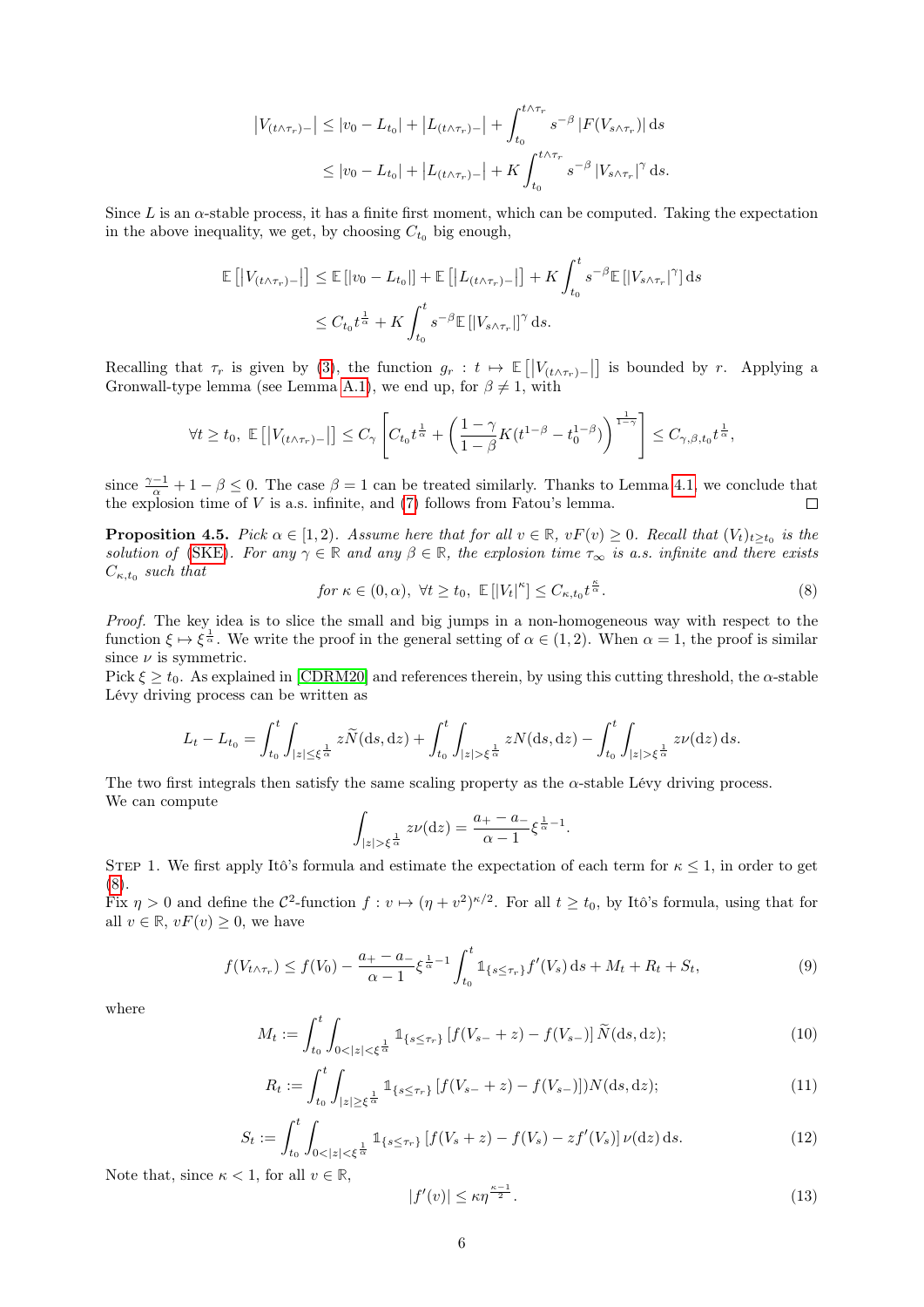$$
\begin{aligned}
\left|V_{(t\wedge\tau_r)-}\right| &\leq |v_0 - L_{t_0}| + \left|L_{(t\wedge\tau_r)-}\right| + \int_{t_0}^{t\wedge\tau_r} s^{-\beta}\,|F(V_{s\wedge\tau_r})|\,\mathrm{d}s \\
&\leq |v_0 - L_{t_0}| + \left|L_{(t\wedge\tau_r)-}\right| + K\int_{t_0}^{t\wedge\tau_r} s^{-\beta}\,|V_{s\wedge\tau_r}|^{\gamma}\,\mathrm{d}s.
\end{aligned}
$$

Since $L$ is an $\alpha$-stable process, it has a finite first moment, which can be computed. Taking the expectation in the above inequality, we get, by choosing $C_{t_0}$ big enough,

$$
\begin{aligned}
\mathbb{E}\left[\left|V_{(t\wedge\tau_r)-}\right|\right] &\leq \mathbb{E}\left[|v_0 - L_{t_0}|\right] + \mathbb{E}\left[\left|L_{(t\wedge\tau_r)-}\right|\right] + K\int_{t_0}^{t} s^{-\beta}\,\mathbb{E}\left[|V_{s\wedge\tau_r}|^{\gamma}\right]\mathrm{d}s \\
&\leq C_{t_0} t^{\frac{1}{\alpha}} + K\int_{t_0}^{t} s^{-\beta}\,\mathbb{E}\left[|V_{s\wedge\tau_r}|\right]^{\gamma}\mathrm{d}s.
\end{aligned}
$$

Recalling that $\tau_r$ is given by (3), the function $g_r : t \mapsto \mathbb{E}\left[\left|V_{(t\wedge\tau_r)-}\right|\right]$ is bounded by $r$. Applying a Gronwall-type lemma (see Lemma A.1), we end up, for $\beta \neq 1$, with

$$
\forall t \geq t_0,\ \mathbb{E}\left[\left|V_{(t\wedge\tau_r)-}\right|\right] \leq C_\gamma\left[C_{t_0} t^{\frac{1}{\alpha}} + \left(\frac{1-\gamma}{1-\beta}K(t^{1-\beta} - t_0^{1-\beta})\right)^{\frac{1}{1-\gamma}}\right] \leq C_{\gamma,\beta,t_0} t^{\frac{1}{\alpha}},
$$

since $\frac{\gamma-1}{\alpha} + 1 - \beta \leq 0$. The case $\beta = 1$ can be treated similarly. Thanks to Lemma 4.1, we conclude that the explosion time of $V$ is a.s. infinite, and (7) follows from Fatou's lemma. $\square$

**Proposition 4.5.** *Pick $\alpha \in [1,2)$. Assume here that for all $v \in \mathbb{R}$, $vF(v) \geq 0$. Recall that $(V_t)_{t\geq t_0}$ is the solution of (SKE). For any $\gamma \in \mathbb{R}$ and any $\beta \in \mathbb{R}$, the explosion time $\tau_\infty$ is a.s. infinite and there exists $C_{\kappa,t_0}$ such that*

$$
\text{for } \kappa \in (0,\alpha),\ \forall t \geq t_0,\ \mathbb{E}\left[|V_t|^{\kappa}\right] \leq C_{\kappa,t_0} t^{\frac{\kappa}{\alpha}}. \tag{8}
$$

*Proof.* The key idea is to slice the small and big jumps in a non-homogeneous way with respect to the function $\xi \mapsto \xi^{\frac{1}{\alpha}}$. We write the proof in the general setting of $\alpha \in (1,2)$. When $\alpha = 1$, the proof is similar since $\nu$ is symmetric.

Pick $\xi \geq t_0$. As explained in [CDRM20] and references therein, by using this cutting threshold, the $\alpha$-stable Lévy driving process can be written as

$$
L_t - L_{t_0} = \int_{t_0}^{t}\int_{|z|\leq \xi^{\frac{1}{\alpha}}} z\widetilde{N}(\mathrm{d}s,\mathrm{d}z) + \int_{t_0}^{t}\int_{|z|>\xi^{\frac{1}{\alpha}}} zN(\mathrm{d}s,\mathrm{d}z) - \int_{t_0}^{t}\int_{|z|>\xi^{\frac{1}{\alpha}}} z\nu(\mathrm{d}z)\,\mathrm{d}s.
$$

The two first integrals then satisfy the same scaling property as the $\alpha$-stable Lévy driving process.
We can compute

$$
\int_{|z|>\xi^{\frac{1}{\alpha}}} z\nu(\mathrm{d}z) = \frac{a_+ - a_-}{\alpha - 1}\xi^{\frac{1}{\alpha}-1}.
$$

Step 1. We first apply Itô's formula and estimate the expectation of each term for $\kappa \leq 1$, in order to get (8).

Fix $\eta > 0$ and define the $\mathcal{C}^2$-function $f : v \mapsto (\eta + v^2)^{\kappa/2}$. For all $t \geq t_0$, by Itô's formula, using that for all $v \in \mathbb{R}$, $vF(v) \geq 0$, we have

$$
f(V_{t\wedge\tau_r}) \leq f(V_0) - \frac{a_+ - a_-}{\alpha - 1}\xi^{\frac{1}{\alpha}-1}\int_{t_0}^{t}\mathbb{1}_{\{s\leq\tau_r\}} f'(V_s)\,\mathrm{d}s + M_t + R_t + S_t, \tag{9}
$$

where

$$
M_t := \int_{t_0}^{t}\int_{0<|z|<\xi^{\frac{1}{\alpha}}} \mathbb{1}_{\{s\leq\tau_r\}}\left[f(V_{s-}+z) - f(V_{s-})\right]\widetilde{N}(\mathrm{d}s,\mathrm{d}z); \tag{10}
$$

$$
R_t := \int_{t_0}^{t}\int_{|z|\geq\xi^{\frac{1}{\alpha}}} \mathbb{1}_{\{s\leq\tau_r\}}\left[f(V_{s-}+z) - f(V_{s-})\right])N(\mathrm{d}s,\mathrm{d}z); \tag{11}
$$

$$
S_t := \int_{t_0}^{t}\int_{0<|z|<\xi^{\frac{1}{\alpha}}} \mathbb{1}_{\{s\leq\tau_r\}}\left[f(V_s+z) - f(V_s) - zf'(V_s)\right]\nu(\mathrm{d}z)\,\mathrm{d}s. \tag{12}
$$

Note that, since $\kappa < 1$, for all $v \in \mathbb{R}$,

$$
|f'(v)| \leq \kappa\eta^{\frac{\kappa-1}{2}}. \tag{13}
$$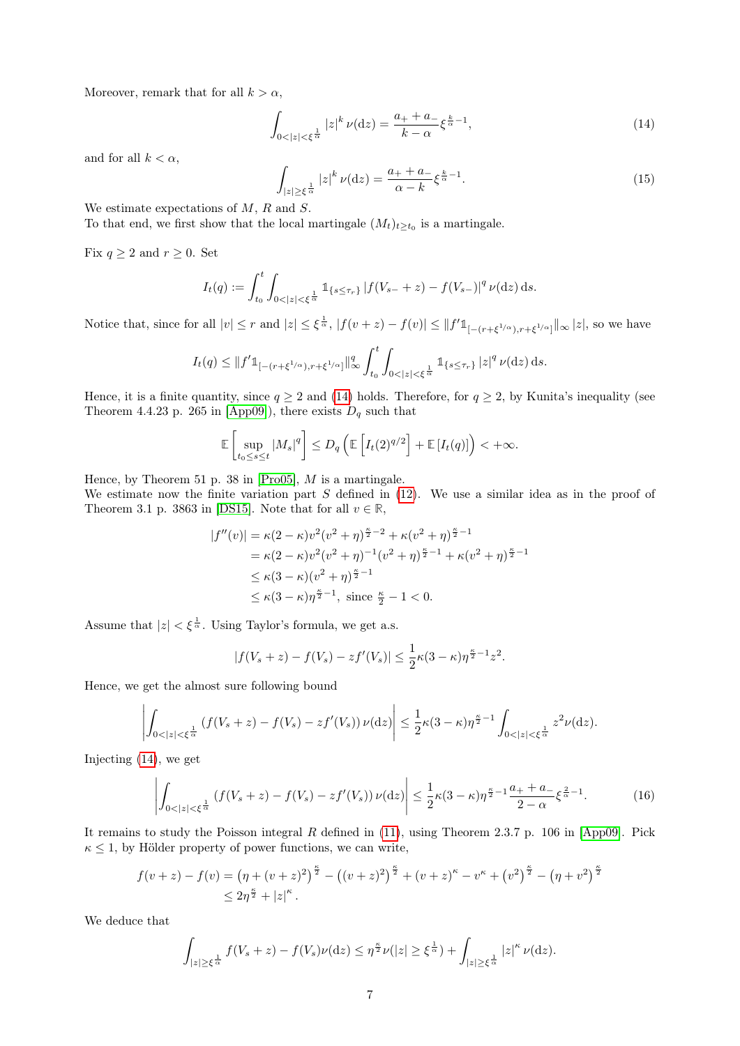Moreover, remark that for all $k > \alpha$,

$$\int_{0<|z|<\xi^{\frac{1}{\alpha}}} |z|^k \, \nu(\mathrm{d}z) = \frac{a_+ + a_-}{k-\alpha} \xi^{\frac{k}{\alpha}-1}, \tag{14}$$

and for all $k < \alpha$,

$$\int_{|z|\geq \xi^{\frac{1}{\alpha}}} |z|^k \, \nu(\mathrm{d}z) = \frac{a_+ + a_-}{\alpha - k} \xi^{\frac{k}{\alpha}-1}. \tag{15}$$

We estimate expectations of $M$, $R$ and $S$.
To that end, we first show that the local martingale $(M_t)_{t\geq t_0}$ is a martingale.

Fix $q \geq 2$ and $r \geq 0$. Set

$$I_t(q) := \int_{t_0}^t \int_{0<|z|<\xi^{\frac{1}{\alpha}}} \mathbb{1}_{\{s\leq \tau_r\}} \left| f(V_{s-}+z) - f(V_{s-}) \right|^q \nu(\mathrm{d}z) \, \mathrm{d}s.$$

Notice that, since for all $|v| \leq r$ and $|z| \leq \xi^{\frac{1}{\alpha}}$, $|f(v+z) - f(v)| \leq \|f' \mathbb{1}_{[-(r+\xi^{1/\alpha}), r+\xi^{1/\alpha}]}\|_\infty |z|$, so we have

$$I_t(q) \leq \|f' \mathbb{1}_{[-(r+\xi^{1/\alpha}), r+\xi^{1/\alpha}]}\|_\infty^q \int_{t_0}^t \int_{0<|z|<\xi^{\frac{1}{\alpha}}} \mathbb{1}_{\{s\leq \tau_r\}} |z|^q \, \nu(\mathrm{d}z) \, \mathrm{d}s.$$

Hence, it is a finite quantity, since $q \geq 2$ and (14) holds. Therefore, for $q \geq 2$, by Kunita's inequality (see Theorem 4.4.23 p. 265 in [App09]), there exists $D_q$ such that

$$\mathbb{E}\left[ \sup_{t_0 \leq s \leq t} |M_s|^q \right] \leq D_q \left( \mathbb{E}\left[ I_t(2)^{q/2} \right] + \mathbb{E}\left[ I_t(q) \right] \right) < +\infty.$$

Hence, by Theorem 51 p. 38 in [Pro05], $M$ is a martingale.
We estimate now the finite variation part $S$ defined in (12). We use a similar idea as in the proof of Theorem 3.1 p. 3863 in [DS15]. Note that for all $v \in \mathbb{R}$,

$$\begin{aligned}
|f''(v)| &= \kappa(2-\kappa) v^2 (v^2+\eta)^{\frac{\kappa}{2}-2} + \kappa (v^2+\eta)^{\frac{\kappa}{2}-1} \\
&= \kappa(2-\kappa) v^2 (v^2+\eta)^{-1} (v^2+\eta)^{\frac{\kappa}{2}-1} + \kappa (v^2+\eta)^{\frac{\kappa}{2}-1} \\
&\leq \kappa(3-\kappa)(v^2+\eta)^{\frac{\kappa}{2}-1} \\
&\leq \kappa(3-\kappa)\eta^{\frac{\kappa}{2}-1}, \text{ since } \tfrac{\kappa}{2} - 1 < 0.
\end{aligned}$$

Assume that $|z| < \xi^{\frac{1}{\alpha}}$. Using Taylor's formula, we get a.s.

$$|f(V_s+z) - f(V_s) - z f'(V_s)| \leq \frac{1}{2} \kappa(3-\kappa)\eta^{\frac{\kappa}{2}-1} z^2.$$

Hence, we get the almost sure following bound

$$\left| \int_{0<|z|<\xi^{\frac{1}{\alpha}}} \left( f(V_s+z) - f(V_s) - z f'(V_s) \right) \nu(\mathrm{d}z) \right| \leq \frac{1}{2} \kappa(3-\kappa)\eta^{\frac{\kappa}{2}-1} \int_{0<|z|<\xi^{\frac{1}{\alpha}}} z^2 \nu(\mathrm{d}z).$$

Injecting (14), we get

$$\left| \int_{0<|z|<\xi^{\frac{1}{\alpha}}} \left( f(V_s+z) - f(V_s) - z f'(V_s) \right) \nu(\mathrm{d}z) \right| \leq \frac{1}{2} \kappa(3-\kappa)\eta^{\frac{\kappa}{2}-1} \frac{a_+ + a_-}{2-\alpha} \xi^{\frac{2}{\alpha}-1}. \tag{16}$$

It remains to study the Poisson integral $R$ defined in (11), using Theorem 2.3.7 p. 106 in [App09]. Pick $\kappa \leq 1$, by Hölder property of power functions, we can write,

$$\begin{aligned}
f(v+z) - f(v) &= \left(\eta + (v+z)^2\right)^{\frac{\kappa}{2}} - \left((v+z)^2\right)^{\frac{\kappa}{2}} + (v+z)^\kappa - v^\kappa + \left(v^2\right)^{\frac{\kappa}{2}} - \left(\eta + v^2\right)^{\frac{\kappa}{2}} \\
&\leq 2\eta^{\frac{\kappa}{2}} + |z|^\kappa.
\end{aligned}$$

We deduce that

$$\int_{|z|\geq \xi^{\frac{1}{\alpha}}} f(V_s+z) - f(V_s) \nu(\mathrm{d}z) \leq \eta^{\frac{\kappa}{2}} \nu(|z| \geq \xi^{\frac{1}{\alpha}}) + \int_{|z|\geq \xi^{\frac{1}{\alpha}}} |z|^\kappa \, \nu(\mathrm{d}z).$$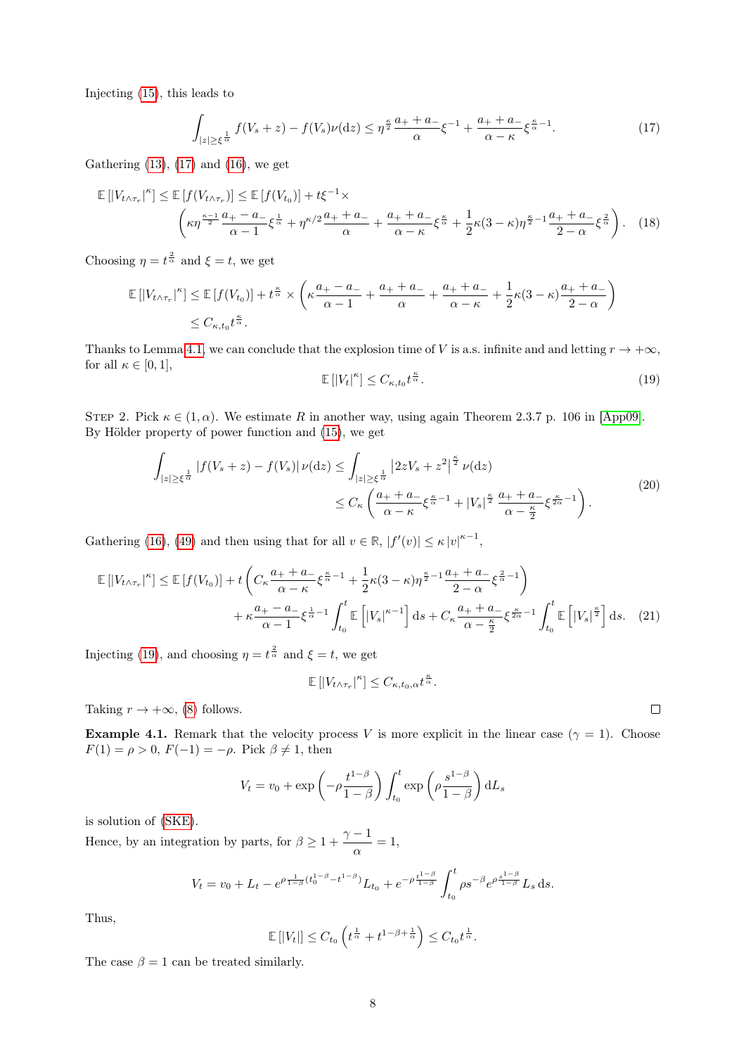Injecting (15), this leads to

$$\int_{|z|\geq \xi^{\frac{1}{\alpha}}} f(V_s+z)-f(V_s)\nu(\mathrm{d}z) \leq \eta^{\frac{\kappa}{2}}\frac{a_+ + a_-}{\alpha}\xi^{-1} + \frac{a_+ + a_-}{\alpha-\kappa}\xi^{\frac{\kappa}{\alpha}-1}. \tag{17}$$

Gathering (13), (17) and (16), we get

$$\begin{aligned}\mathbb{E}\left[|V_{t\wedge\tau_r}|^{\kappa}\right] \leq \mathbb{E}\left[f(V_{t\wedge\tau_r})\right] \leq \mathbb{E}\left[f(V_{t_0})\right] + t\xi^{-1}\times \\ \left(\kappa\eta^{\frac{\kappa-1}{2}}\frac{a_+ - a_-}{\alpha-1}\xi^{\frac{1}{\alpha}} + \eta^{\kappa/2}\frac{a_+ + a_-}{\alpha} + \frac{a_+ + a_-}{\alpha-\kappa}\xi^{\frac{\kappa}{\alpha}} + \frac{1}{2}\kappa(3-\kappa)\eta^{\frac{\kappa}{2}-1}\frac{a_+ + a_-}{2-\alpha}\xi^{\frac{2}{\alpha}}\right).\end{aligned} \tag{18}$$

Choosing $\eta = t^{\frac{2}{\alpha}}$ and $\xi = t$, we get

$$\begin{aligned}\mathbb{E}\left[|V_{t\wedge\tau_r}|^{\kappa}\right] &\leq \mathbb{E}\left[f(V_{t_0})\right] + t^{\frac{\kappa}{\alpha}} \times \left(\kappa\frac{a_+ - a_-}{\alpha-1} + \frac{a_+ + a_-}{\alpha} + \frac{a_+ + a_-}{\alpha-\kappa} + \frac{1}{2}\kappa(3-\kappa)\frac{a_+ + a_-}{2-\alpha}\right)\\ &\leq C_{\kappa,t_0}t^{\frac{\kappa}{\alpha}}.\end{aligned}$$

Thanks to Lemma 4.1, we can conclude that the explosion time of $V$ is a.s. infinite and and letting $r\to+\infty$, for all $\kappa\in[0,1]$,

$$\mathbb{E}\left[|V_t|^{\kappa}\right] \leq C_{\kappa,t_0}t^{\frac{\kappa}{\alpha}}. \tag{19}$$

Step 2. Pick $\kappa\in(1,\alpha)$. We estimate $R$ in another way, using again Theorem 2.3.7 p. 106 in [App09]. By Hölder property of power function and (15), we get

$$\begin{aligned}\int_{|z|\geq\xi^{\frac{1}{\alpha}}}|f(V_s+z)-f(V_s)|\,\nu(\mathrm{d}z) &\leq \int_{|z|\geq\xi^{\frac{1}{\alpha}}}\left|2zV_s+z^2\right|^{\frac{\kappa}{2}}\nu(\mathrm{d}z)\\ &\leq C_\kappa\left(\frac{a_+ + a_-}{\alpha-\kappa}\xi^{\frac{\kappa}{\alpha}-1} + |V_s|^{\frac{\kappa}{2}}\frac{a_+ + a_-}{\alpha-\frac{\kappa}{2}}\xi^{\frac{\kappa}{2\alpha}-1}\right).\end{aligned} \tag{20}$$

Gathering (16), (49) and then using that for all $v\in\mathbb{R}$, $|f'(v)|\leq\kappa|v|^{\kappa-1}$,

$$\begin{aligned}\mathbb{E}\left[|V_{t\wedge\tau_r}|^{\kappa}\right] \leq \mathbb{E}\left[f(V_{t_0})\right] + t\left(C_\kappa\frac{a_+ + a_-}{\alpha-\kappa}\xi^{\frac{\kappa}{\alpha}-1} + \frac{1}{2}\kappa(3-\kappa)\eta^{\frac{\kappa}{2}-1}\frac{a_+ + a_-}{2-\alpha}\xi^{\frac{2}{\alpha}-1}\right)\\ + \kappa\frac{a_+ - a_-}{\alpha-1}\xi^{\frac{1}{\alpha}-1}\int_{t_0}^{t}\mathbb{E}\left[|V_s|^{\kappa-1}\right]\mathrm{d}s + C_\kappa\frac{a_+ + a_-}{\alpha-\frac{\kappa}{2}}\xi^{\frac{\kappa}{2\alpha}-1}\int_{t_0}^{t}\mathbb{E}\left[|V_s|^{\frac{\kappa}{2}}\right]\mathrm{d}s.\end{aligned} \tag{21}$$

Injecting (19), and choosing $\eta = t^{\frac{2}{\alpha}}$ and $\xi = t$, we get

$$\mathbb{E}\left[|V_{t\wedge\tau_r}|^{\kappa}\right] \leq C_{\kappa,t_0,\alpha}t^{\frac{\kappa}{\alpha}}.$$

Taking $r\to+\infty$, (8) follows. □

**Example 4.1.** Remark that the velocity process $V$ is more explicit in the linear case ($\gamma=1$). Choose $F(1)=\rho>0$, $F(-1)=-\rho$. Pick $\beta\neq1$, then

$$V_t = v_0 + \exp\left(-\rho\frac{t^{1-\beta}}{1-\beta}\right)\int_{t_0}^{t}\exp\left(\rho\frac{s^{1-\beta}}{1-\beta}\right)\mathrm{d}L_s$$

is solution of (SKE).

Hence, by an integration by parts, for $\beta\geq 1+\dfrac{\gamma-1}{\alpha}=1$,

$$V_t = v_0 + L_t - e^{\rho\frac{1}{1-\beta}(t_0^{1-\beta}-t^{1-\beta})}L_{t_0} + e^{-\rho\frac{t^{1-\beta}}{1-\beta}}\int_{t_0}^{t}\rho s^{-\beta}e^{\rho\frac{s^{1-\beta}}{1-\beta}}L_s\,\mathrm{d}s.$$

Thus,

$$\mathbb{E}\left[|V_t|\right] \leq C_{t_0}\left(t^{\frac{1}{\alpha}} + t^{1-\beta+\frac{1}{\alpha}}\right) \leq C_{t_0}t^{\frac{1}{\alpha}}.$$

The case $\beta=1$ can be treated similarly.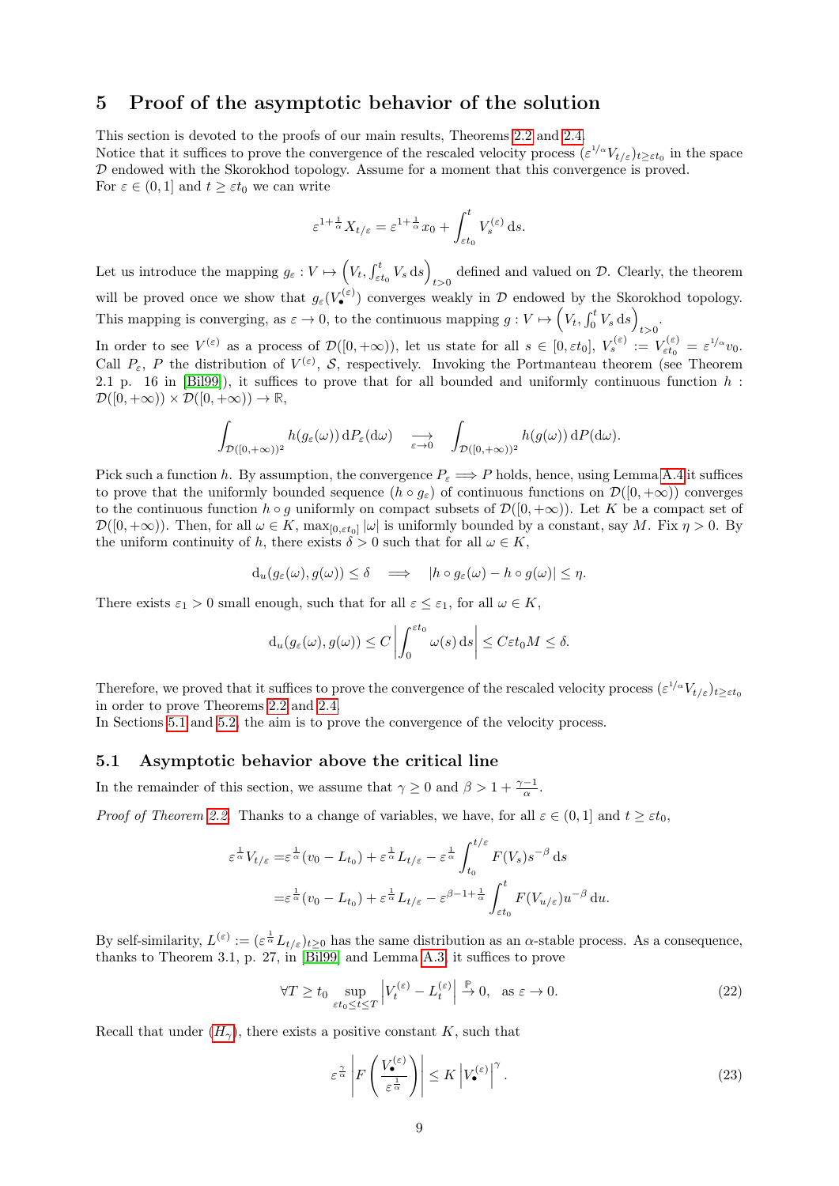# 5 Proof of the asymptotic behavior of the solution

This section is devoted to the proofs of our main results, Theorems 2.2 and 2.4.
Notice that it suffices to prove the convergence of the rescaled velocity process $(\varepsilon^{1/\alpha} V_{t/\varepsilon})_{t\geq \varepsilon t_0}$ in the space $\mathcal{D}$ endowed with the Skorokhod topology. Assume for a moment that this convergence is proved.
For $\varepsilon \in (0,1]$ and $t \geq \varepsilon t_0$ we can write

$$\varepsilon^{1+\frac{1}{\alpha}} X_{t/\varepsilon} = \varepsilon^{1+\frac{1}{\alpha}} x_0 + \int_{\varepsilon t_0}^{t} V_s^{(\varepsilon)} \,\mathrm{d}s.$$

Let us introduce the mapping $g_\varepsilon : V \mapsto \left(V_t, \int_{\varepsilon t_0}^t V_s \,\mathrm{d}s\right)_{t>0}$ defined and valued on $\mathcal{D}$. Clearly, the theorem will be proved once we show that $g_\varepsilon(V_\bullet^{(\varepsilon)})$ converges weakly in $\mathcal{D}$ endowed by the Skorokhod topology. This mapping is converging, as $\varepsilon \to 0$, to the continuous mapping $g : V \mapsto \left(V_t, \int_0^t V_s \,\mathrm{d}s\right)_{t>0}$.
In order to see $V^{(\varepsilon)}$ as a process of $\mathcal{D}([0,+\infty))$, let us state for all $s \in [0, \varepsilon t_0]$, $V_s^{(\varepsilon)} := V_{\varepsilon t_0}^{(\varepsilon)} = \varepsilon^{1/\alpha} v_0$. Call $P_\varepsilon$, $P$ the distribution of $V^{(\varepsilon)}$, $\mathcal{S}$, respectively. Invoking the Portmanteau theorem (see Theorem 2.1 p. 16 in [Bil99]), it suffices to prove that for all bounded and uniformly continuous function $h : \mathcal{D}([0,+\infty)) \times \mathcal{D}([0,+\infty)) \to \mathbb{R}$,

$$\int_{\mathcal{D}([0,+\infty))^2} h(g_\varepsilon(\omega)) \,\mathrm{d}P_\varepsilon(\mathrm{d}\omega) \quad \underset{\varepsilon\to 0}{\longrightarrow} \quad \int_{\mathcal{D}([0,+\infty))^2} h(g(\omega)) \,\mathrm{d}P(\mathrm{d}\omega).$$

Pick such a function $h$. By assumption, the convergence $P_\varepsilon \Longrightarrow P$ holds, hence, using Lemma A.4 it suffices to prove that the uniformly bounded sequence $(h \circ g_\varepsilon)$ of continuous functions on $\mathcal{D}([0,+\infty))$ converges to the continuous function $h \circ g$ uniformly on compact subsets of $\mathcal{D}([0,+\infty))$. Let $K$ be a compact set of $\mathcal{D}([0,+\infty))$. Then, for all $\omega \in K$, $\max_{[0,\varepsilon t_0]} |\omega|$ is uniformly bounded by a constant, say $M$. Fix $\eta > 0$. By the uniform continuity of $h$, there exists $\delta > 0$ such that for all $\omega \in K$,

$$\mathrm{d}_u(g_\varepsilon(\omega), g(\omega)) \leq \delta \quad \Longrightarrow \quad |h \circ g_\varepsilon(\omega) - h \circ g(\omega)| \leq \eta.$$

There exists $\varepsilon_1 > 0$ small enough, such that for all $\varepsilon \leq \varepsilon_1$, for all $\omega \in K$,

$$\mathrm{d}_u(g_\varepsilon(\omega), g(\omega)) \leq C \left| \int_0^{\varepsilon t_0} \omega(s) \,\mathrm{d}s \right| \leq C \varepsilon t_0 M \leq \delta.$$

Therefore, we proved that it suffices to prove the convergence of the rescaled velocity process $(\varepsilon^{1/\alpha} V_{t/\varepsilon})_{t\geq \varepsilon t_0}$ in order to prove Theorems 2.2 and 2.4.
In Sections 5.1 and 5.2, the aim is to prove the convergence of the velocity process.

## 5.1 Asymptotic behavior above the critical line

In the remainder of this section, we assume that $\gamma \geq 0$ and $\beta > 1 + \frac{\gamma-1}{\alpha}$.

*Proof of Theorem 2.2.* Thanks to a change of variables, we have, for all $\varepsilon \in (0,1]$ and $t \geq \varepsilon t_0$,

$$\begin{aligned}
\varepsilon^{\frac{1}{\alpha}} V_{t/\varepsilon} =& \varepsilon^{\frac{1}{\alpha}} (v_0 - L_{t_0}) + \varepsilon^{\frac{1}{\alpha}} L_{t/\varepsilon} - \varepsilon^{\frac{1}{\alpha}} \int_{t_0}^{t/\varepsilon} F(V_s) s^{-\beta} \,\mathrm{d}s \\
=& \varepsilon^{\frac{1}{\alpha}} (v_0 - L_{t_0}) + \varepsilon^{\frac{1}{\alpha}} L_{t/\varepsilon} - \varepsilon^{\beta - 1 + \frac{1}{\alpha}} \int_{\varepsilon t_0}^{t} F(V_{u/\varepsilon}) u^{-\beta} \,\mathrm{d}u.
\end{aligned}$$

By self-similarity, $L^{(\varepsilon)} := (\varepsilon^{\frac{1}{\alpha}} L_{t/\varepsilon})_{t\geq 0}$ has the same distribution as an $\alpha$-stable process. As a consequence, thanks to Theorem 3.1, p. 27, in [Bil99] and Lemma A.3, it suffices to prove

$$\forall T \geq t_0 \sup_{\varepsilon t_0 \leq t \leq T} \left| V_t^{(\varepsilon)} - L_t^{(\varepsilon)} \right| \overset{\mathbb{P}}{\to} 0, \quad \text{as } \varepsilon \to 0. \tag{22}$$

Recall that under $(H_\gamma)$, there exists a positive constant $K$, such that

$$\varepsilon^{\frac{\gamma}{\alpha}} \left| F\left( \frac{V_\bullet^{(\varepsilon)}}{\varepsilon^{\frac{1}{\alpha}}} \right) \right| \leq K \left| V_\bullet^{(\varepsilon)} \right|^{\gamma}. \tag{23}$$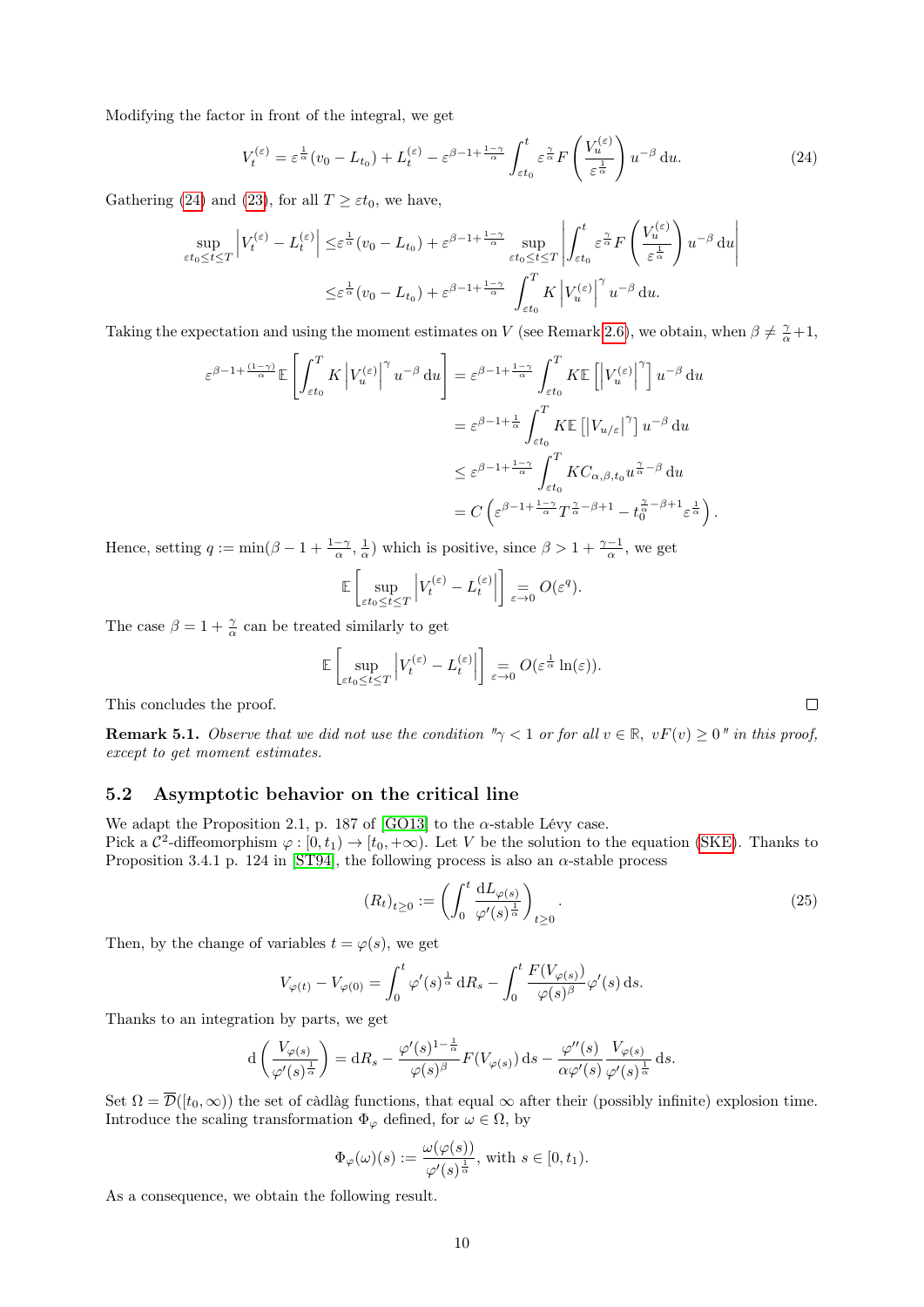Modifying the factor in front of the integral, we get

$$V_t^{(\varepsilon)} = \varepsilon^{\frac{1}{\alpha}}(v_0 - L_{t_0}) + L_t^{(\varepsilon)} - \varepsilon^{\beta-1+\frac{1-\gamma}{\alpha}} \int_{\varepsilon t_0}^{t} \varepsilon^{\frac{\gamma}{\alpha}} F\left(\frac{V_u^{(\varepsilon)}}{\varepsilon^{\frac{1}{\alpha}}}\right) u^{-\beta}\,\mathrm{d}u. \tag{24}$$

Gathering (24) and (23), for all $T \geq \varepsilon t_0$, we have,

$$\begin{aligned}
\sup_{\varepsilon t_0 \leq t \leq T} \left| V_t^{(\varepsilon)} - L_t^{(\varepsilon)} \right| &\leq \varepsilon^{\frac{1}{\alpha}}(v_0 - L_{t_0}) + \varepsilon^{\beta-1+\frac{1-\gamma}{\alpha}} \sup_{\varepsilon t_0 \leq t \leq T} \left| \int_{\varepsilon t_0}^{t} \varepsilon^{\frac{\gamma}{\alpha}} F\left(\frac{V_u^{(\varepsilon)}}{\varepsilon^{\frac{1}{\alpha}}}\right) u^{-\beta}\,\mathrm{d}u \right| \\
&\leq \varepsilon^{\frac{1}{\alpha}}(v_0 - L_{t_0}) + \varepsilon^{\beta-1+\frac{1-\gamma}{\alpha}} \int_{\varepsilon t_0}^{T} K \left| V_u^{(\varepsilon)} \right|^{\gamma} u^{-\beta}\,\mathrm{d}u.
\end{aligned}$$

Taking the expectation and using the moment estimates on $V$ (see Remark 2.6), we obtain, when $\beta \neq \frac{\gamma}{\alpha}+1$,

$$\begin{aligned}
\varepsilon^{\beta-1+\frac{(1-\gamma)}{\alpha}} \mathbb{E}\left[\int_{\varepsilon t_0}^{T} K \left| V_u^{(\varepsilon)} \right|^{\gamma} u^{-\beta}\,\mathrm{d}u\right] &= \varepsilon^{\beta-1+\frac{1-\gamma}{\alpha}} \int_{\varepsilon t_0}^{T} K \mathbb{E}\left[\left| V_u^{(\varepsilon)} \right|^{\gamma}\right] u^{-\beta}\,\mathrm{d}u \\
&= \varepsilon^{\beta-1+\frac{1}{\alpha}} \int_{\varepsilon t_0}^{T} K \mathbb{E}\left[\left| V_{u/\varepsilon} \right|^{\gamma}\right] u^{-\beta}\,\mathrm{d}u \\
&\leq \varepsilon^{\beta-1+\frac{1-\gamma}{\alpha}} \int_{\varepsilon t_0}^{T} K C_{\alpha,\beta,t_0} u^{\frac{\gamma}{\alpha}-\beta}\,\mathrm{d}u \\
&= C\left(\varepsilon^{\beta-1+\frac{1-\gamma}{\alpha}} T^{\frac{\gamma}{\alpha}-\beta+1} - t_0^{\frac{\gamma}{\alpha}-\beta+1} \varepsilon^{\frac{1}{\alpha}}\right).
\end{aligned}$$

Hence, setting $q := \min(\beta - 1 + \frac{1-\gamma}{\alpha}, \frac{1}{\alpha})$ which is positive, since $\beta > 1 + \frac{\gamma-1}{\alpha}$, we get

$$\mathbb{E}\left[\sup_{\varepsilon t_0 \leq t \leq T} \left| V_t^{(\varepsilon)} - L_t^{(\varepsilon)} \right|\right] \underset{\varepsilon \to 0}{=} O(\varepsilon^q).$$

The case $\beta = 1 + \frac{\gamma}{\alpha}$ can be treated similarly to get

$$\mathbb{E}\left[\sup_{\varepsilon t_0 \leq t \leq T} \left| V_t^{(\varepsilon)} - L_t^{(\varepsilon)} \right|\right] \underset{\varepsilon \to 0}{=} O(\varepsilon^{\frac{1}{\alpha}} \ln(\varepsilon)).$$

This concludes the proof. $\square$

**Remark 5.1.** *Observe that we did not use the condition "$\gamma < 1$ or for all $v \in \mathbb{R},\ vF(v) \geq 0$" in this proof, except to get moment estimates.*

## 5.2 Asymptotic behavior on the critical line

We adapt the Proposition 2.1, p. 187 of [GO13] to the $\alpha$-stable Lévy case.
Pick a $\mathcal{C}^2$-diffeomorphism $\varphi : [0, t_1) \to [t_0, +\infty)$. Let $V$ be the solution to the equation (SKE). Thanks to Proposition 3.4.1 p. 124 in [ST94], the following process is also an $\alpha$-stable process

$$(R_t)_{t\geq 0} := \left(\int_0^t \frac{\mathrm{d}L_{\varphi(s)}}{\varphi'(s)^{\frac{1}{\alpha}}}\right)_{t\geq 0}. \tag{25}$$

Then, by the change of variables $t = \varphi(s)$, we get

$$V_{\varphi(t)} - V_{\varphi(0)} = \int_0^t \varphi'(s)^{\frac{1}{\alpha}}\,\mathrm{d}R_s - \int_0^t \frac{F(V_{\varphi(s)})}{\varphi(s)^{\beta}} \varphi'(s)\,\mathrm{d}s.$$

Thanks to an integration by parts, we get

$$\mathrm{d}\left(\frac{V_{\varphi(s)}}{\varphi'(s)^{\frac{1}{\alpha}}}\right) = \mathrm{d}R_s - \frac{\varphi'(s)^{1-\frac{1}{\alpha}}}{\varphi(s)^{\beta}} F(V_{\varphi(s)})\,\mathrm{d}s - \frac{\varphi''(s)}{\alpha\varphi'(s)} \frac{V_{\varphi(s)}}{\varphi'(s)^{\frac{1}{\alpha}}}\,\mathrm{d}s.$$

Set $\Omega = \overline{\mathcal{D}}([t_0, \infty))$ the set of càdlàg functions, that equal $\infty$ after their (possibly infinite) explosion time. Introduce the scaling transformation $\Phi_\varphi$ defined, for $\omega \in \Omega$, by

$$\Phi_\varphi(\omega)(s) := \frac{\omega(\varphi(s))}{\varphi'(s)^{\frac{1}{\alpha}}}, \text{ with } s \in [0, t_1).$$

As a consequence, we obtain the following result.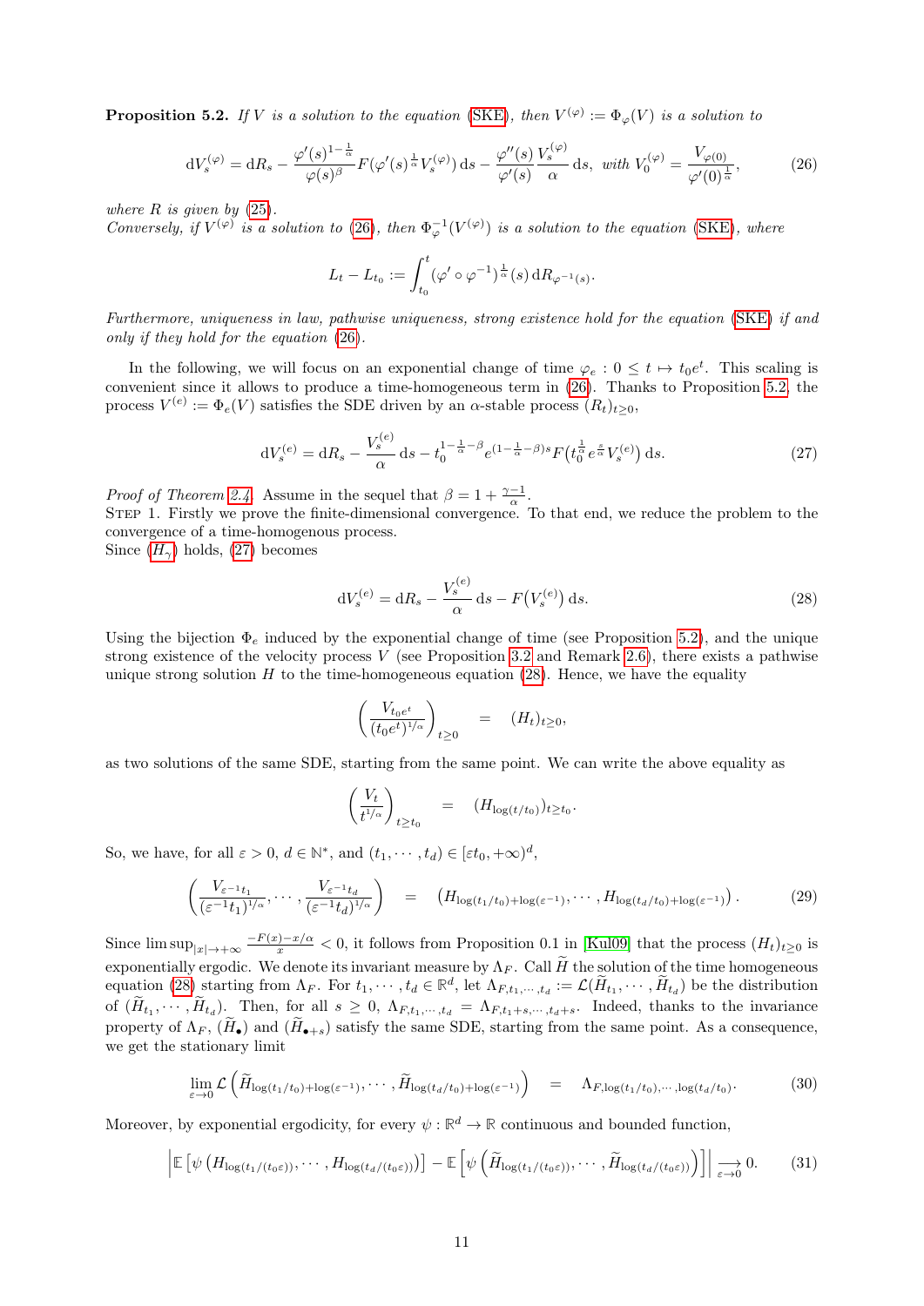**Proposition 5.2.** *If $V$ is a solution to the equation (SKE), then $V^{(\varphi)} := \Phi_\varphi(V)$ is a solution to*

$$\mathrm{d}V_s^{(\varphi)} = \mathrm{d}R_s - \frac{\varphi'(s)^{1-\frac{1}{\alpha}}}{\varphi(s)^\beta} F(\varphi'(s)^{\frac{1}{\alpha}} V_s^{(\varphi)})\,\mathrm{d}s - \frac{\varphi''(s)}{\varphi'(s)} \frac{V_s^{(\varphi)}}{\alpha}\,\mathrm{d}s, \text{ with } V_0^{(\varphi)} = \frac{V_{\varphi(0)}}{\varphi'(0)^{\frac{1}{\alpha}}}, \tag{26}$$

*where $R$ is given by (25).*
*Conversely, if $V^{(\varphi)}$ is a solution to (26), then $\Phi_\varphi^{-1}(V^{(\varphi)})$ is a solution to the equation (SKE), where*

$$L_t - L_{t_0} := \int_{t_0}^t (\varphi' \circ \varphi^{-1})^{\frac{1}{\alpha}}(s)\,\mathrm{d}R_{\varphi^{-1}(s)}.$$

*Furthermore, uniqueness in law, pathwise uniqueness, strong existence hold for the equation (SKE) if and only if they hold for the equation (26).*

In the following, we will focus on an exponential change of time $\varphi_e : 0 \leq t \mapsto t_0 e^t$. This scaling is convenient since it allows to produce a time-homogeneous term in (26). Thanks to Proposition 5.2, the process $V^{(e)} := \Phi_e(V)$ satisfies the SDE driven by an $\alpha$-stable process $(R_t)_{t\geq 0}$,

$$\mathrm{d}V_s^{(e)} = \mathrm{d}R_s - \frac{V_s^{(e)}}{\alpha}\,\mathrm{d}s - t_0^{1-\frac{1}{\alpha}-\beta} e^{(1-\frac{1}{\alpha}-\beta)s} F\big(t_0^{\frac{1}{\alpha}} e^{\frac{s}{\alpha}} V_s^{(e)}\big)\,\mathrm{d}s. \tag{27}$$

*Proof of Theorem 2.4.* Assume in the sequel that $\beta = 1 + \frac{\gamma-1}{\alpha}$.
Step 1. Firstly we prove the finite-dimensional convergence. To that end, we reduce the problem to the convergence of a time-homogenous process.
Since ($H_\gamma$) holds, (27) becomes

$$\mathrm{d}V_s^{(e)} = \mathrm{d}R_s - \frac{V_s^{(e)}}{\alpha}\,\mathrm{d}s - F\big(V_s^{(e)}\big)\,\mathrm{d}s. \tag{28}$$

Using the bijection $\Phi_e$ induced by the exponential change of time (see Proposition 5.2), and the unique strong existence of the velocity process $V$ (see Proposition 3.2 and Remark 2.6), there exists a pathwise unique strong solution $H$ to the time-homogeneous equation (28). Hence, we have the equality

$$\left(\frac{V_{t_0 e^t}}{(t_0 e^t)^{1/\alpha}}\right)_{t\geq 0} \quad = \quad (H_t)_{t\geq 0},$$

as two solutions of the same SDE, starting from the same point. We can write the above equality as

$$\left(\frac{V_t}{t^{1/\alpha}}\right)_{t\geq t_0} \quad = \quad (H_{\log(t/t_0)})_{t\geq t_0}.$$

So, we have, for all $\varepsilon > 0$, $d \in \mathbb{N}^*$, and $(t_1, \cdots, t_d) \in [\varepsilon t_0, +\infty)^d$,

$$\left(\frac{V_{\varepsilon^{-1}t_1}}{(\varepsilon^{-1}t_1)^{1/\alpha}}, \cdots, \frac{V_{\varepsilon^{-1}t_d}}{(\varepsilon^{-1}t_d)^{1/\alpha}}\right) \quad = \quad \big(H_{\log(t_1/t_0)+\log(\varepsilon^{-1})}, \cdots, H_{\log(t_d/t_0)+\log(\varepsilon^{-1})}\big). \tag{29}$$

Since $\limsup_{|x|\to+\infty} \frac{-F(x)-x/\alpha}{x} < 0$, it follows from Proposition 0.1 in [Kul09] that the process $(H_t)_{t\geq 0}$ is exponentially ergodic. We denote its invariant measure by $\Lambda_F$. Call $\widetilde{H}$ the solution of the time homogeneous equation (28) starting from $\Lambda_F$. For $t_1, \cdots, t_d \in \mathbb{R}^d$, let $\Lambda_{F,t_1,\cdots,t_d} := \mathcal{L}(\widetilde{H}_{t_1}, \cdots, \widetilde{H}_{t_d})$ be the distribution of $(\widetilde{H}_{t_1}, \cdots, \widetilde{H}_{t_d})$. Then, for all $s \geq 0$, $\Lambda_{F,t_1,\cdots,t_d} = \Lambda_{F,t_1+s,\cdots,t_d+s}$. Indeed, thanks to the invariance property of $\Lambda_F$, $(\widetilde{H}_\bullet)$ and $(\widetilde{H}_{\bullet+s})$ satisfy the same SDE, starting from the same point. As a consequence, we get the stationary limit

$$\lim_{\varepsilon\to 0} \mathcal{L}\left(\widetilde{H}_{\log(t_1/t_0)+\log(\varepsilon^{-1})}, \cdots, \widetilde{H}_{\log(t_d/t_0)+\log(\varepsilon^{-1})}\right) \quad = \quad \Lambda_{F,\log(t_1/t_0),\cdots,\log(t_d/t_0)}. \tag{30}$$

Moreover, by exponential ergodicity, for every $\psi : \mathbb{R}^d \to \mathbb{R}$ continuous and bounded function,

$$\left|\mathbb{E}\left[\psi\left(H_{\log(t_1/(t_0\varepsilon))}, \cdots, H_{\log(t_d/(t_0\varepsilon))}\right)\right] - \mathbb{E}\left[\psi\left(\widetilde{H}_{\log(t_1/(t_0\varepsilon))}, \cdots, \widetilde{H}_{\log(t_d/(t_0\varepsilon))}\right)\right]\right| \underset{\varepsilon\to 0}{\longrightarrow} 0. \tag{31}$$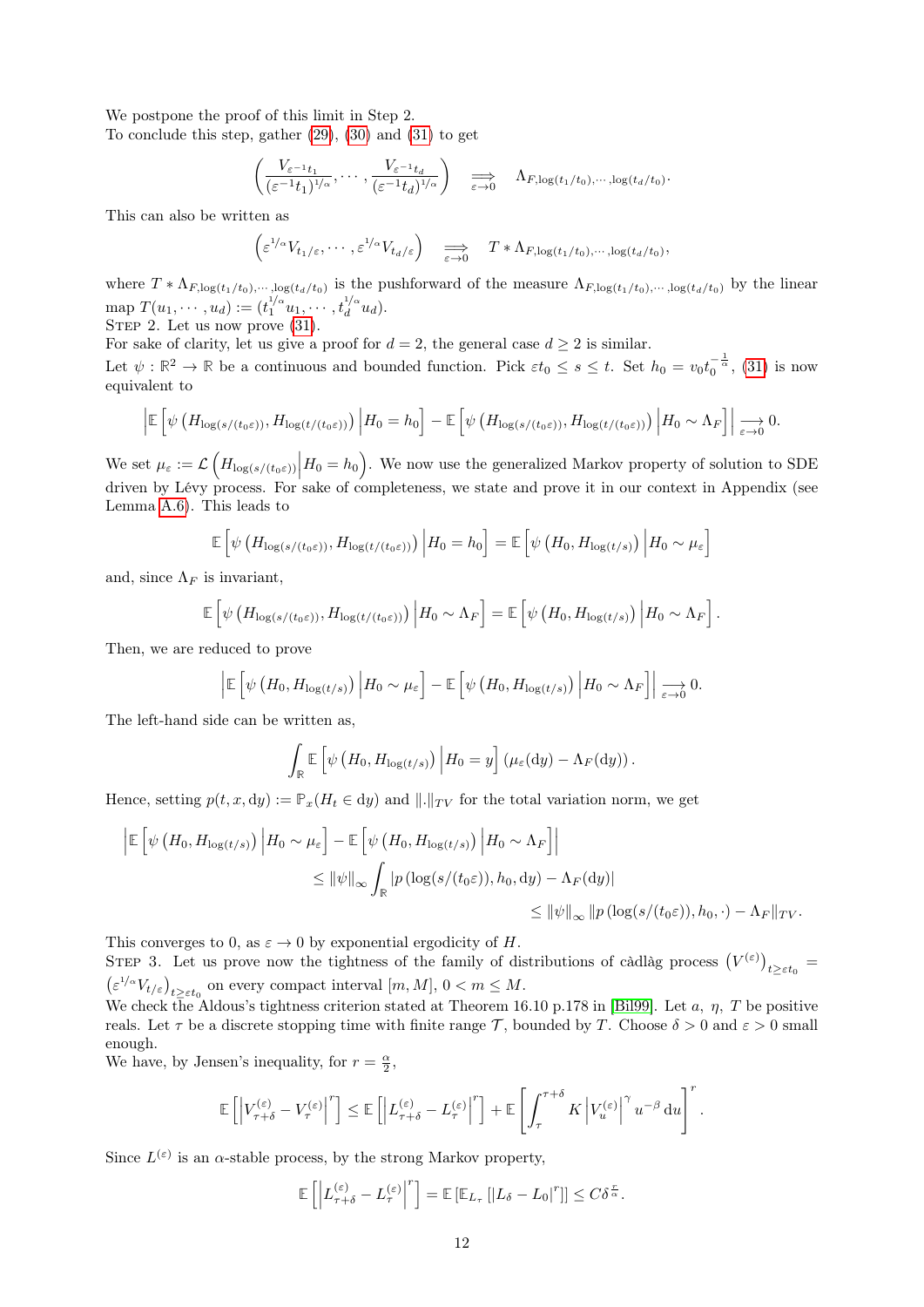We postpone the proof of this limit in Step 2.
To conclude this step, gather (29), (30) and (31) to get

$$\left(\frac{V_{\varepsilon^{-1}t_1}}{(\varepsilon^{-1}t_1)^{1/\alpha}}, \cdots, \frac{V_{\varepsilon^{-1}t_d}}{(\varepsilon^{-1}t_d)^{1/\alpha}}\right) \underset{\varepsilon\to 0}{\Longrightarrow} \Lambda_{F,\log(t_1/t_0),\cdots,\log(t_d/t_0)}.$$

This can also be written as

$$\left(\varepsilon^{1/\alpha}V_{t_1/\varepsilon}, \cdots, \varepsilon^{1/\alpha}V_{t_d/\varepsilon}\right) \underset{\varepsilon\to 0}{\Longrightarrow} T * \Lambda_{F,\log(t_1/t_0),\cdots,\log(t_d/t_0)},$$

where $T * \Lambda_{F,\log(t_1/t_0),\cdots,\log(t_d/t_0)}$ is the pushforward of the measure $\Lambda_{F,\log(t_1/t_0),\cdots,\log(t_d/t_0)}$ by the linear map $T(u_1, \cdots, u_d) := (t_1^{1/\alpha}u_1, \cdots, t_d^{1/\alpha}u_d)$.

Step 2. Let us now prove (31).
For sake of clarity, let us give a proof for $d = 2$, the general case $d \geq 2$ is similar.
Let $\psi : \mathbb{R}^2 \to \mathbb{R}$ be a continuous and bounded function. Pick $\varepsilon t_0 \leq s \leq t$. Set $h_0 = v_0 t_0^{-\frac{1}{\alpha}}$, (31) is now equivalent to

$$\left|\mathbb{E}\left[\psi\left(H_{\log(s/(t_0\varepsilon))}, H_{\log(t/(t_0\varepsilon))}\right)\Big| H_0 = h_0\right] - \mathbb{E}\left[\psi\left(H_{\log(s/(t_0\varepsilon))}, H_{\log(t/(t_0\varepsilon))}\right)\Big| H_0 \sim \Lambda_F\right]\right| \underset{\varepsilon\to 0}{\longrightarrow} 0.$$

We set $\mu_\varepsilon := \mathcal{L}\left(H_{\log(s/(t_0\varepsilon))}\Big| H_0 = h_0\right)$. We now use the generalized Markov property of solution to SDE driven by Lévy process. For sake of completeness, we state and prove it in our context in Appendix (see Lemma A.6). This leads to

$$\mathbb{E}\left[\psi\left(H_{\log(s/(t_0\varepsilon))}, H_{\log(t/(t_0\varepsilon))}\right)\Big| H_0 = h_0\right] = \mathbb{E}\left[\psi\left(H_0, H_{\log(t/s)}\right)\Big| H_0 \sim \mu_\varepsilon\right]$$

and, since $\Lambda_F$ is invariant,

$$\mathbb{E}\left[\psi\left(H_{\log(s/(t_0\varepsilon))}, H_{\log(t/(t_0\varepsilon))}\right)\Big| H_0 \sim \Lambda_F\right] = \mathbb{E}\left[\psi\left(H_0, H_{\log(t/s)}\right)\Big| H_0 \sim \Lambda_F\right].$$

Then, we are reduced to prove

$$\left|\mathbb{E}\left[\psi\left(H_0, H_{\log(t/s)}\right)\Big| H_0 \sim \mu_\varepsilon\right] - \mathbb{E}\left[\psi\left(H_0, H_{\log(t/s)}\right)\Big| H_0 \sim \Lambda_F\right]\right| \underset{\varepsilon\to 0}{\longrightarrow} 0.$$

The left-hand side can be written as,

$$\int_{\mathbb{R}} \mathbb{E}\left[\psi\left(H_0, H_{\log(t/s)}\right)\Big| H_0 = y\right](\mu_\varepsilon(\mathrm{d}y) - \Lambda_F(\mathrm{d}y)).$$

Hence, setting $p(t, x, \mathrm{d}y) := \mathbb{P}_x(H_t \in \mathrm{d}y)$ and $\|.\|_{TV}$ for the total variation norm, we get

$$\begin{aligned}\left|\mathbb{E}\left[\psi\left(H_0, H_{\log(t/s)}\right)\Big| H_0 \sim \mu_\varepsilon\right] - \mathbb{E}\left[\psi\left(H_0, H_{\log(t/s)}\right)\Big| H_0 \sim \Lambda_F\right]\right| \\ \leq \|\psi\|_\infty \int_{\mathbb{R}} |p\left(\log(s/(t_0\varepsilon)), h_0, \mathrm{d}y\right) - \Lambda_F(\mathrm{d}y)| \\ \leq \|\psi\|_\infty \|p\left(\log(s/(t_0\varepsilon)), h_0, \cdot\right) - \Lambda_F\|_{TV}.\end{aligned}$$

This converges to 0, as $\varepsilon \to 0$ by exponential ergodicity of $H$.

Step 3. Let us prove now the tightness of the family of distributions of càdlàg process $\left(V^{(\varepsilon)}\right)_{t\geq\varepsilon t_0} = \left(\varepsilon^{1/\alpha}V_{t/\varepsilon}\right)_{t\geq\varepsilon t_0}$ on every compact interval $[m, M]$, $0 < m \leq M$.
We check the Aldous's tightness criterion stated at Theorem 16.10 p.178 in [Bil99]. Let $a$, $\eta$, $T$ be positive reals. Let $\tau$ be a discrete stopping time with finite range $\mathcal{T}$, bounded by $T$. Choose $\delta > 0$ and $\varepsilon > 0$ small enough.
We have, by Jensen's inequality, for $r = \frac{\alpha}{2}$,

$$\mathbb{E}\left[\left|V_{\tau+\delta}^{(\varepsilon)} - V_\tau^{(\varepsilon)}\right|^r\right] \leq \mathbb{E}\left[\left|L_{\tau+\delta}^{(\varepsilon)} - L_\tau^{(\varepsilon)}\right|^r\right] + \mathbb{E}\left[\int_\tau^{\tau+\delta} K\left|V_u^{(\varepsilon)}\right|^\gamma u^{-\beta}\,\mathrm{d}u\right]^r.$$

Since $L^{(\varepsilon)}$ is an $\alpha$-stable process, by the strong Markov property,

$$\mathbb{E}\left[\left|L_{\tau+\delta}^{(\varepsilon)} - L_\tau^{(\varepsilon)}\right|^r\right] = \mathbb{E}\left[\mathbb{E}_{L_\tau}\left[|L_\delta - L_0|^r\right]\right] \leq C\delta^{\frac{r}{\alpha}}.$$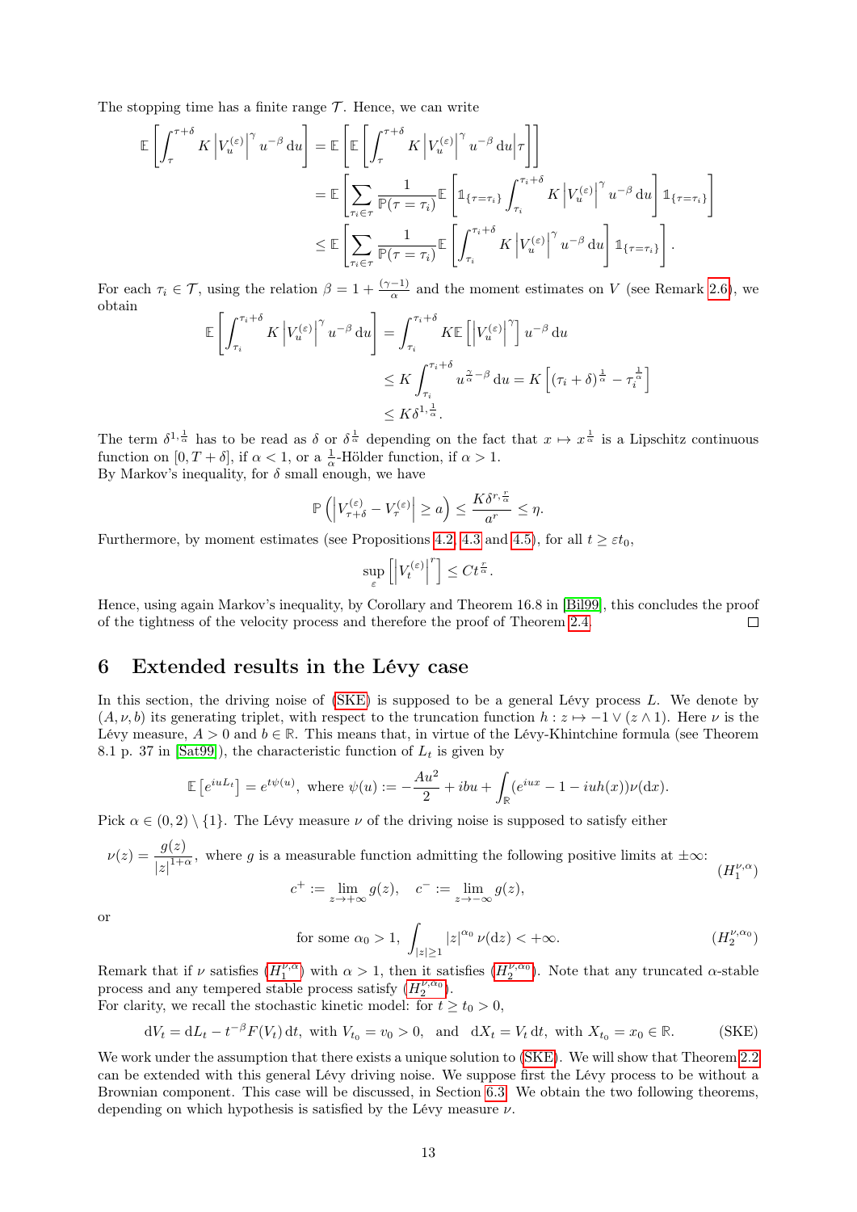The stopping time has a finite range $\mathcal{T}$. Hence, we can write

$$
\begin{aligned}
\mathbb{E}\left[\int_{\tau}^{\tau+\delta} K\left|V_u^{(\varepsilon)}\right|^{\gamma} u^{-\beta}\,\mathrm{d}u\right] &= \mathbb{E}\left[\mathbb{E}\left[\int_{\tau}^{\tau+\delta} K\left|V_u^{(\varepsilon)}\right|^{\gamma} u^{-\beta}\,\mathrm{d}u \Big| \tau\right]\right] \\
&= \mathbb{E}\left[\sum_{\tau_i\in\tau} \frac{1}{\mathbb{P}(\tau=\tau_i)} \mathbb{E}\left[\mathbb{1}_{\{\tau=\tau_i\}} \int_{\tau_i}^{\tau_i+\delta} K\left|V_u^{(\varepsilon)}\right|^{\gamma} u^{-\beta}\,\mathrm{d}u\right] \mathbb{1}_{\{\tau=\tau_i\}}\right] \\
&\leq \mathbb{E}\left[\sum_{\tau_i\in\tau} \frac{1}{\mathbb{P}(\tau=\tau_i)} \mathbb{E}\left[\int_{\tau_i}^{\tau_i+\delta} K\left|V_u^{(\varepsilon)}\right|^{\gamma} u^{-\beta}\,\mathrm{d}u\right] \mathbb{1}_{\{\tau=\tau_i\}}\right].
\end{aligned}
$$

For each $\tau_i \in \mathcal{T}$, using the relation $\beta = 1 + \frac{(\gamma-1)}{\alpha}$ and the moment estimates on $V$ (see Remark 2.6), we obtain

$$
\begin{aligned}
\mathbb{E}\left[\int_{\tau_i}^{\tau_i+\delta} K\left|V_u^{(\varepsilon)}\right|^{\gamma} u^{-\beta}\,\mathrm{d}u\right] &= \int_{\tau_i}^{\tau_i+\delta} K\mathbb{E}\left[\left|V_u^{(\varepsilon)}\right|^{\gamma}\right] u^{-\beta}\,\mathrm{d}u \\
&\leq K\int_{\tau_i}^{\tau_i+\delta} u^{\frac{\gamma}{\alpha}-\beta}\,\mathrm{d}u = K\left[(\tau_i+\delta)^{\frac{1}{\alpha}} - \tau_i^{\frac{1}{\alpha}}\right] \\
&\leq K\delta^{1,\frac{1}{\alpha}}.
\end{aligned}
$$

The term $\delta^{1,\frac{1}{\alpha}}$ has to be read as $\delta$ or $\delta^{\frac{1}{\alpha}}$ depending on the fact that $x \mapsto x^{\frac{1}{\alpha}}$ is a Lipschitz continuous function on $[0, T+\delta]$, if $\alpha < 1$, or a $\frac{1}{\alpha}$-Hölder function, if $\alpha > 1$.
By Markov's inequality, for $\delta$ small enough, we have

$$
\mathbb{P}\left(\left|V_{\tau+\delta}^{(\varepsilon)} - V_{\tau}^{(\varepsilon)}\right| \geq a\right) \leq \frac{K\delta^{r,\frac{r}{\alpha}}}{a^r} \leq \eta.
$$

Furthermore, by moment estimates (see Propositions 4.2, 4.3 and 4.5), for all $t \geq \varepsilon t_0$,

$$
\sup_{\varepsilon}\left[\left|V_t^{(\varepsilon)}\right|^r\right] \leq Ct^{\frac{r}{\alpha}}.
$$

Hence, using again Markov's inequality, by Corollary and Theorem 16.8 in [Bil99], this concludes the proof of the tightness of the velocity process and therefore the proof of Theorem 2.4. □

# 6 Extended results in the Lévy case

In this section, the driving noise of (SKE) is supposed to be a general Lévy process $L$. We denote by $(A, \nu, b)$ its generating triplet, with respect to the truncation function $h : z \mapsto -1 \vee (z \wedge 1)$. Here $\nu$ is the Lévy measure, $A > 0$ and $b \in \mathbb{R}$. This means that, in virtue of the Lévy-Khintchine formula (see Theorem 8.1 p. 37 in [Sat99]), the characteristic function of $L_t$ is given by

$$
\mathbb{E}\left[e^{iuL_t}\right] = e^{t\psi(u)}, \text{ where } \psi(u) := -\frac{Au^2}{2} + ibu + \int_{\mathbb{R}} (e^{iux} - 1 - iuh(x))\nu(\mathrm{d}x).
$$

Pick $\alpha \in (0,2)\setminus\{1\}$. The Lévy measure $\nu$ of the driving noise is supposed to satisfy either

$$
\nu(z) = \frac{g(z)}{|z|^{1+\alpha}}, \text{ where } g \text{ is a measurable function admitting the following positive limits at } \pm\infty: \qquad (H_1^{\nu,\alpha})
$$
$$
c^+ := \lim_{z\to+\infty} g(z), \quad c^- := \lim_{z\to-\infty} g(z),
$$

or

$$
\text{for some } \alpha_0 > 1, \int_{|z|\geq 1} |z|^{\alpha_0}\,\nu(\mathrm{d}z) < +\infty. \qquad (H_2^{\nu,\alpha_0})
$$

Remark that if $\nu$ satisfies ($H_1^{\nu,\alpha}$) with $\alpha > 1$, then it satisfies ($H_2^{\nu,\alpha_0}$). Note that any truncated $\alpha$-stable process and any tempered stable process satisfy ($H_2^{\nu,\alpha_0}$).
For clarity, we recall the stochastic kinetic model: for $t \geq t_0 > 0$,

$$
\mathrm{d}V_t = \mathrm{d}L_t - t^{-\beta}F(V_t)\,\mathrm{d}t, \text{ with } V_{t_0} = v_0 > 0, \text{ and } \mathrm{d}X_t = V_t\,\mathrm{d}t, \text{ with } X_{t_0} = x_0 \in \mathbb{R}. \qquad \text{(SKE)}
$$

We work under the assumption that there exists a unique solution to (SKE). We will show that Theorem 2.2 can be extended with this general Lévy driving noise. We suppose first the Lévy process to be without a Brownian component. This case will be discussed, in Section 6.3. We obtain the two following theorems, depending on which hypothesis is satisfied by the Lévy measure $\nu$.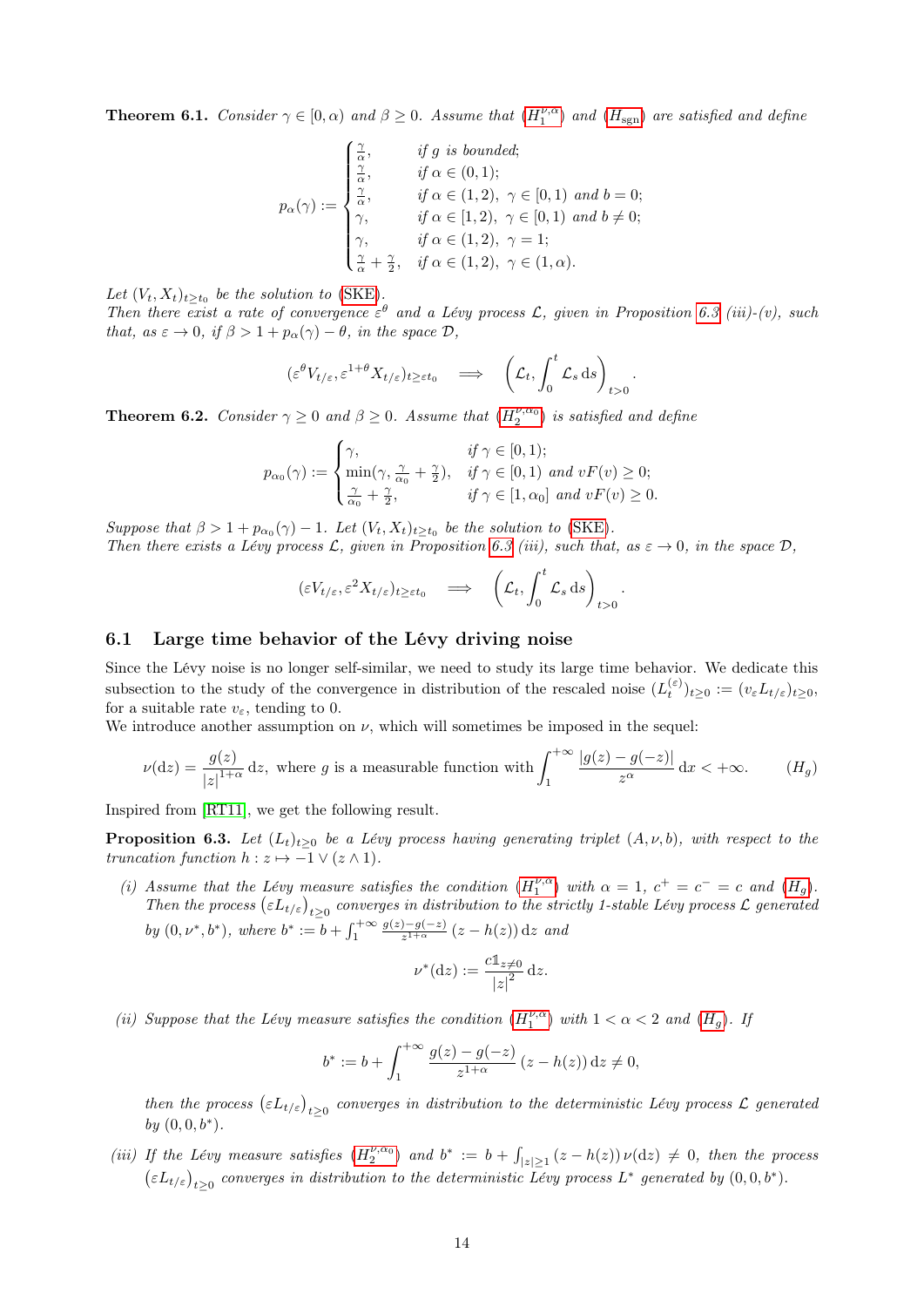**Theorem 6.1.** *Consider $\gamma \in [0, \alpha)$ and $\beta \geq 0$. Assume that ($H_1^{\nu,\alpha}$) and ($H_{\text{sgn}}$) are satisfied and define*

$$p_\alpha(\gamma) := \begin{cases} \frac{\gamma}{\alpha}, & \text{if } g \text{ is bounded;} \\ \frac{\gamma}{\alpha}, & \text{if } \alpha \in (0,1); \\ \frac{\gamma}{\alpha}, & \text{if } \alpha \in (1,2),\ \gamma \in [0,1) \text{ and } b = 0; \\ \gamma, & \text{if } \alpha \in [1,2),\ \gamma \in [0,1) \text{ and } b \neq 0; \\ \gamma, & \text{if } \alpha \in (1,2),\ \gamma = 1; \\ \frac{\gamma}{\alpha} + \frac{\gamma}{2}, & \text{if } \alpha \in (1,2),\ \gamma \in (1,\alpha). \end{cases}$$

*Let $(V_t, X_t)_{t \geq t_0}$ be the solution to (SKE).*
*Then there exist a rate of convergence $\varepsilon^\theta$ and a Lévy process $\mathcal{L}$, given in Proposition 6.3 (iii)-(v), such that, as $\varepsilon \to 0$, if $\beta > 1 + p_\alpha(\gamma) - \theta$, in the space $\mathcal{D}$,*

$$(\varepsilon^\theta V_{t/\varepsilon}, \varepsilon^{1+\theta} X_{t/\varepsilon})_{t \geq \varepsilon t_0} \implies \left( \mathcal{L}_t, \int_0^t \mathcal{L}_s \, \mathrm{d}s \right)_{t>0}.$$

**Theorem 6.2.** *Consider $\gamma \geq 0$ and $\beta \geq 0$. Assume that ($H_2^{\nu,\alpha_0}$) is satisfied and define*

$$p_{\alpha_0}(\gamma) := \begin{cases} \gamma, & \text{if } \gamma \in [0,1); \\ \min(\gamma, \frac{\gamma}{\alpha_0} + \frac{\gamma}{2}), & \text{if } \gamma \in [0,1) \text{ and } vF(v) \geq 0; \\ \frac{\gamma}{\alpha_0} + \frac{\gamma}{2}, & \text{if } \gamma \in [1, \alpha_0] \text{ and } vF(v) \geq 0. \end{cases}$$

*Suppose that $\beta > 1 + p_{\alpha_0}(\gamma) - 1$. Let $(V_t, X_t)_{t \geq t_0}$ be the solution to (SKE).*
*Then there exists a Lévy process $\mathcal{L}$, given in Proposition 6.3 (iii), such that, as $\varepsilon \to 0$, in the space $\mathcal{D}$,*

$$(\varepsilon V_{t/\varepsilon}, \varepsilon^2 X_{t/\varepsilon})_{t \geq \varepsilon t_0} \implies \left( \mathcal{L}_t, \int_0^t \mathcal{L}_s \, \mathrm{d}s \right)_{t>0}.$$

## 6.1 Large time behavior of the Lévy driving noise

Since the Lévy noise is no longer self-similar, we need to study its large time behavior. We dedicate this subsection to the study of the convergence in distribution of the rescaled noise $(L_t^{(\varepsilon)})_{t \geq 0} := (v_\varepsilon L_{t/\varepsilon})_{t \geq 0}$, for a suitable rate $v_\varepsilon$, tending to 0.
We introduce another assumption on $\nu$, which will sometimes be imposed in the sequel:

$$\nu(\mathrm{d}z) = \frac{g(z)}{|z|^{1+\alpha}} \, \mathrm{d}z, \text{ where } g \text{ is a measurable function with } \int_1^{+\infty} \frac{|g(z) - g(-z)|}{z^\alpha} \, \mathrm{d}x < +\infty. \qquad (H_g)$$

Inspired from [RT11], we get the following result.

**Proposition 6.3.** *Let $(L_t)_{t \geq 0}$ be a Lévy process having generating triplet $(A, \nu, b)$, with respect to the truncation function $h : z \mapsto -1 \vee (z \wedge 1)$.*

*(i) Assume that the Lévy measure satisfies the condition ($H_1^{\nu,\alpha}$) with $\alpha = 1$, $c^+ = c^- = c$ and ($H_g$). Then the process $\left(\varepsilon L_{t/\varepsilon}\right)_{t \geq 0}$ converges in distribution to the strictly 1-stable Lévy process $\mathcal{L}$ generated by $(0, \nu^*, b^*)$, where $b^* := b + \int_1^{+\infty} \frac{g(z) - g(-z)}{z^{1+\alpha}} (z - h(z)) \, \mathrm{d}z$ and*

$$\nu^*(\mathrm{d}z) := \frac{c \mathbb{1}_{z \neq 0}}{|z|^2} \, \mathrm{d}z.$$

*(ii) Suppose that the Lévy measure satisfies the condition ($H_1^{\nu,\alpha}$) with $1 < \alpha < 2$ and ($H_g$). If*

$$b^* := b + \int_1^{+\infty} \frac{g(z) - g(-z)}{z^{1+\alpha}} (z - h(z)) \, \mathrm{d}z \neq 0,$$

*then the process $\left(\varepsilon L_{t/\varepsilon}\right)_{t \geq 0}$ converges in distribution to the deterministic Lévy process $\mathcal{L}$ generated by $(0, 0, b^*)$.*

*(iii) If the Lévy measure satisfies ($H_2^{\nu,\alpha_0}$) and $b^* := b + \int_{|z| \geq 1} (z - h(z)) \, \nu(\mathrm{d}z) \neq 0$, then the process $\left(\varepsilon L_{t/\varepsilon}\right)_{t \geq 0}$ converges in distribution to the deterministic Lévy process $L^*$ generated by $(0, 0, b^*)$.*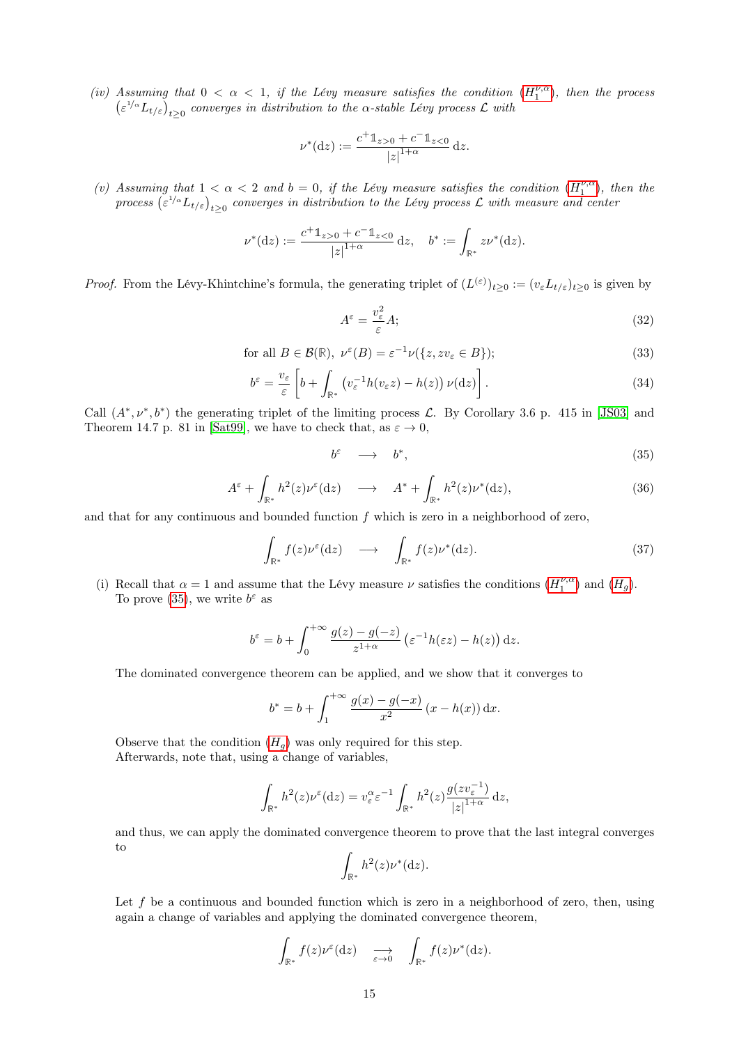*(iv) Assuming that $0 < \alpha < 1$, if the Lévy measure satisfies the condition ($H_1^{\nu,\alpha}$), then the process $\left(\varepsilon^{1/\alpha} L_{t/\varepsilon}\right)_{t\geq 0}$ converges in distribution to the $\alpha$-stable Lévy process $\mathcal{L}$ with*

$$\nu^*(\mathrm{d}z) := \frac{c^+ \mathbb{1}_{z>0} + c^- \mathbb{1}_{z<0}}{|z|^{1+\alpha}} \, \mathrm{d}z.$$

*(v) Assuming that $1 < \alpha < 2$ and $b = 0$, if the Lévy measure satisfies the condition ($H_1^{\nu,\alpha}$), then the process $\left(\varepsilon^{1/\alpha} L_{t/\varepsilon}\right)_{t\geq 0}$ converges in distribution to the Lévy process $\mathcal{L}$ with measure and center*

$$\nu^*(\mathrm{d}z) := \frac{c^+ \mathbb{1}_{z>0} + c^- \mathbb{1}_{z<0}}{|z|^{1+\alpha}} \, \mathrm{d}z, \quad b^* := \int_{\mathbb{R}^*} z \nu^*(\mathrm{d}z).$$

*Proof.* From the Lévy-Khintchine's formula, the generating triplet of $(L^{(\varepsilon)})_{t\geq 0} := (v_\varepsilon L_{t/\varepsilon})_{t\geq 0}$ is given by

$$A^\varepsilon = \frac{v_\varepsilon^2}{\varepsilon} A; \tag{32}$$

$$\text{for all } B \in \mathcal{B}(\mathbb{R}), \ \nu^\varepsilon(B) = \varepsilon^{-1} \nu(\{z, z v_\varepsilon \in B\}); \tag{33}$$

$$b^\varepsilon = \frac{v_\varepsilon}{\varepsilon} \left[ b + \int_{\mathbb{R}^*} \left( v_\varepsilon^{-1} h(v_\varepsilon z) - h(z) \right) \nu(\mathrm{d}z) \right]. \tag{34}$$

Call $(A^*, \nu^*, b^*)$ the generating triplet of the limiting process $\mathcal{L}$. By Corollary 3.6 p. 415 in [JS03] and Theorem 14.7 p. 81 in [Sat99], we have to check that, as $\varepsilon \to 0$,

$$b^\varepsilon \quad \longrightarrow \quad b^*, \tag{35}$$

$$A^\varepsilon + \int_{\mathbb{R}^*} h^2(z) \nu^\varepsilon(\mathrm{d}z) \quad \longrightarrow \quad A^* + \int_{\mathbb{R}^*} h^2(z) \nu^*(\mathrm{d}z), \tag{36}$$

and that for any continuous and bounded function $f$ which is zero in a neighborhood of zero,

$$\int_{\mathbb{R}^*} f(z) \nu^\varepsilon(\mathrm{d}z) \quad \longrightarrow \quad \int_{\mathbb{R}^*} f(z) \nu^*(\mathrm{d}z). \tag{37}$$

(i) Recall that $\alpha = 1$ and assume that the Lévy measure $\nu$ satisfies the conditions ($H_1^{\nu,\alpha}$) and ($H_g$). To prove (35), we write $b^\varepsilon$ as

$$b^\varepsilon = b + \int_0^{+\infty} \frac{g(z) - g(-z)}{z^{1+\alpha}} \left( \varepsilon^{-1} h(\varepsilon z) - h(z) \right) \mathrm{d}z.$$

The dominated convergence theorem can be applied, and we show that it converges to

$$b^* = b + \int_1^{+\infty} \frac{g(x) - g(-x)}{x^2} \left( x - h(x) \right) \mathrm{d}x.$$

Observe that the condition ($H_g$) was only required for this step.
Afterwards, note that, using a change of variables,

$$\int_{\mathbb{R}^*} h^2(z) \nu^\varepsilon(\mathrm{d}z) = v_\varepsilon^\alpha \varepsilon^{-1} \int_{\mathbb{R}^*} h^2(z) \frac{g(z v_\varepsilon^{-1})}{|z|^{1+\alpha}} \, \mathrm{d}z,$$

and thus, we can apply the dominated convergence theorem to prove that the last integral converges to

$$\int_{\mathbb{R}^*} h^2(z) \nu^*(\mathrm{d}z).$$

Let $f$ be a continuous and bounded function which is zero in a neighborhood of zero, then, using again a change of variables and applying the dominated convergence theorem,

$$\int_{\mathbb{R}^*} f(z) \nu^\varepsilon(\mathrm{d}z) \quad \underset{\varepsilon \to 0}{\longrightarrow} \quad \int_{\mathbb{R}^*} f(z) \nu^*(\mathrm{d}z).$$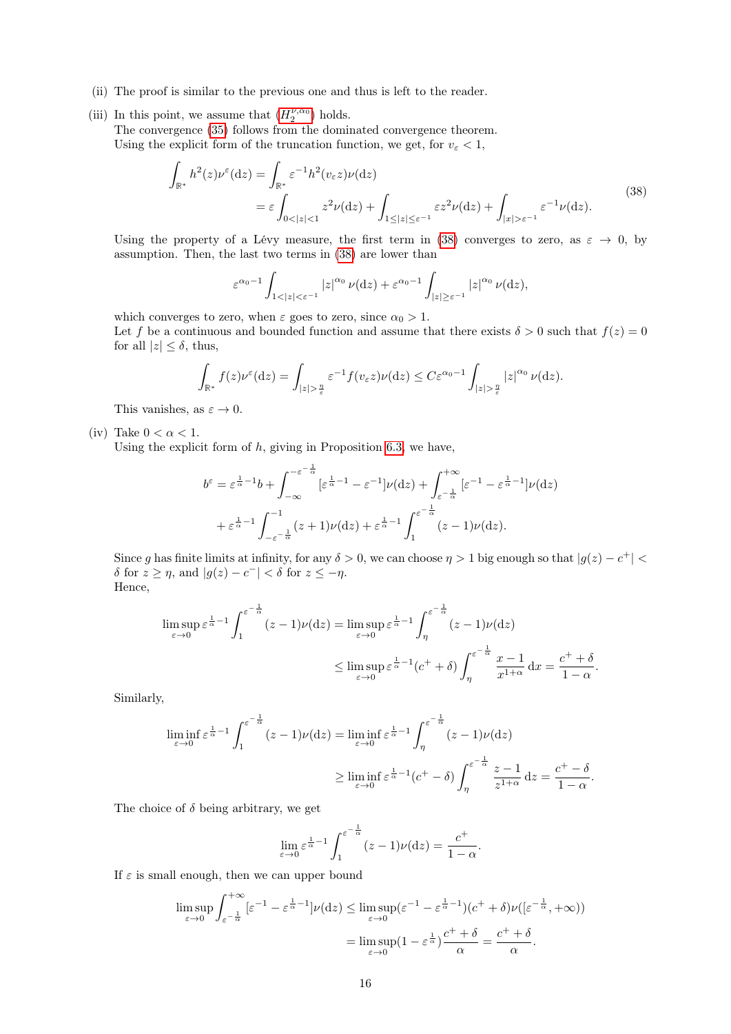(ii) The proof is similar to the previous one and thus is left to the reader.

(iii) In this point, we assume that ($H_2^{\nu,\alpha_0}$) holds.
The convergence (35) follows from the dominated convergence theorem.
Using the explicit form of the truncation function, we get, for $v_\varepsilon < 1$,

$$
\begin{aligned}
\int_{\mathbb{R}^*} h^2(z)\nu^\varepsilon(\mathrm{d}z) &= \int_{\mathbb{R}^*} \varepsilon^{-1} h^2(v_\varepsilon z)\nu(\mathrm{d}z) \\
&= \varepsilon \int_{0<|z|<1} z^2 \nu(\mathrm{d}z) + \int_{1\le |z|\le \varepsilon^{-1}} \varepsilon z^2 \nu(\mathrm{d}z) + \int_{|x|>\varepsilon^{-1}} \varepsilon^{-1}\nu(\mathrm{d}z).
\end{aligned} \tag{38}
$$

Using the property of a Lévy measure, the first term in (38) converges to zero, as $\varepsilon \to 0$, by assumption. Then, the last two terms in (38) are lower than

$$
\varepsilon^{\alpha_0 - 1}\int_{1<|z|<\varepsilon^{-1}} |z|^{\alpha_0}\,\nu(\mathrm{d}z) + \varepsilon^{\alpha_0-1}\int_{|z|\ge \varepsilon^{-1}} |z|^{\alpha_0}\,\nu(\mathrm{d}z),
$$

which converges to zero, when $\varepsilon$ goes to zero, since $\alpha_0 > 1$.
Let $f$ be a continuous and bounded function and assume that there exists $\delta > 0$ such that $f(z) = 0$ for all $|z| \le \delta$, thus,

$$
\int_{\mathbb{R}^*} f(z)\nu^\varepsilon(\mathrm{d}z) = \int_{|z|>\frac{\eta}{\varepsilon}} \varepsilon^{-1} f(v_\varepsilon z)\nu(\mathrm{d}z) \le C\varepsilon^{\alpha_0 - 1}\int_{|z|>\frac{\eta}{\varepsilon}} |z|^{\alpha_0}\,\nu(\mathrm{d}z).
$$

This vanishes, as $\varepsilon \to 0$.

(iv) Take $0 < \alpha < 1$.
Using the explicit form of $h$, giving in Proposition 6.3, we have,

$$
\begin{aligned}
b^\varepsilon = \varepsilon^{\frac{1}{\alpha}-1} b &+ \int_{-\infty}^{-\varepsilon^{-\frac{1}{\alpha}}} [\varepsilon^{\frac{1}{\alpha}-1} - \varepsilon^{-1}]\nu(\mathrm{d}z) + \int_{\varepsilon^{-\frac{1}{\alpha}}}^{+\infty} [\varepsilon^{-1} - \varepsilon^{\frac{1}{\alpha}-1}]\nu(\mathrm{d}z) \\
&+ \varepsilon^{\frac{1}{\alpha}-1}\int_{-\varepsilon^{-\frac{1}{\alpha}}}^{-1} (z+1)\nu(\mathrm{d}z) + \varepsilon^{\frac{1}{\alpha}-1}\int_{1}^{\varepsilon^{-\frac{1}{\alpha}}} (z-1)\nu(\mathrm{d}z).
\end{aligned}
$$

Since $g$ has finite limits at infinity, for any $\delta > 0$, we can choose $\eta > 1$ big enough so that $|g(z) - c^+| < \delta$ for $z \ge \eta$, and $|g(z) - c^-| < \delta$ for $z \le -\eta$.
Hence,

$$
\begin{aligned}
\limsup_{\varepsilon\to 0} \varepsilon^{\frac{1}{\alpha}-1}\int_1^{\varepsilon^{-\frac{1}{\alpha}}} (z-1)\nu(\mathrm{d}z) &= \limsup_{\varepsilon\to 0}\varepsilon^{\frac{1}{\alpha}-1}\int_\eta^{\varepsilon^{-\frac{1}{\alpha}}} (z-1)\nu(\mathrm{d}z) \\
&\le \limsup_{\varepsilon\to 0}\varepsilon^{\frac{1}{\alpha}-1}(c^+ + \delta)\int_\eta^{\varepsilon^{-\frac{1}{\alpha}}} \frac{x-1}{x^{1+\alpha}}\,\mathrm{d}x = \frac{c^+ + \delta}{1-\alpha}.
\end{aligned}
$$

Similarly,

$$
\begin{aligned}
\liminf_{\varepsilon\to 0} \varepsilon^{\frac{1}{\alpha}-1}\int_1^{\varepsilon^{-\frac{1}{\alpha}}} (z-1)\nu(\mathrm{d}z) &= \liminf_{\varepsilon\to 0}\varepsilon^{\frac{1}{\alpha}-1}\int_\eta^{\varepsilon^{-\frac{1}{\alpha}}} (z-1)\nu(\mathrm{d}z) \\
&\ge \liminf_{\varepsilon\to 0}\varepsilon^{\frac{1}{\alpha}-1}(c^+ - \delta)\int_\eta^{\varepsilon^{-\frac{1}{\alpha}}} \frac{z-1}{z^{1+\alpha}}\,\mathrm{d}z = \frac{c^+ - \delta}{1-\alpha}.
\end{aligned}
$$

The choice of $\delta$ being arbitrary, we get

$$
\lim_{\varepsilon\to 0}\varepsilon^{\frac{1}{\alpha}-1}\int_1^{\varepsilon^{-\frac{1}{\alpha}}} (z-1)\nu(\mathrm{d}z) = \frac{c^+}{1-\alpha}.
$$

If $\varepsilon$ is small enough, then we can upper bound

$$
\begin{aligned}
\limsup_{\varepsilon\to 0}\int_{\varepsilon^{-\frac{1}{\alpha}}}^{+\infty} [\varepsilon^{-1} - \varepsilon^{\frac{1}{\alpha}-1}]\nu(\mathrm{d}z) &\le \limsup_{\varepsilon\to 0}(\varepsilon^{-1} - \varepsilon^{\frac{1}{\alpha}-1})(c^+ + \delta)\nu([\varepsilon^{-\frac{1}{\alpha}}, +\infty)) \\
&= \limsup_{\varepsilon\to 0}(1 - \varepsilon^{\frac{1}{\alpha}})\frac{c^+ + \delta}{\alpha} = \frac{c^+ + \delta}{\alpha}.
\end{aligned}
$$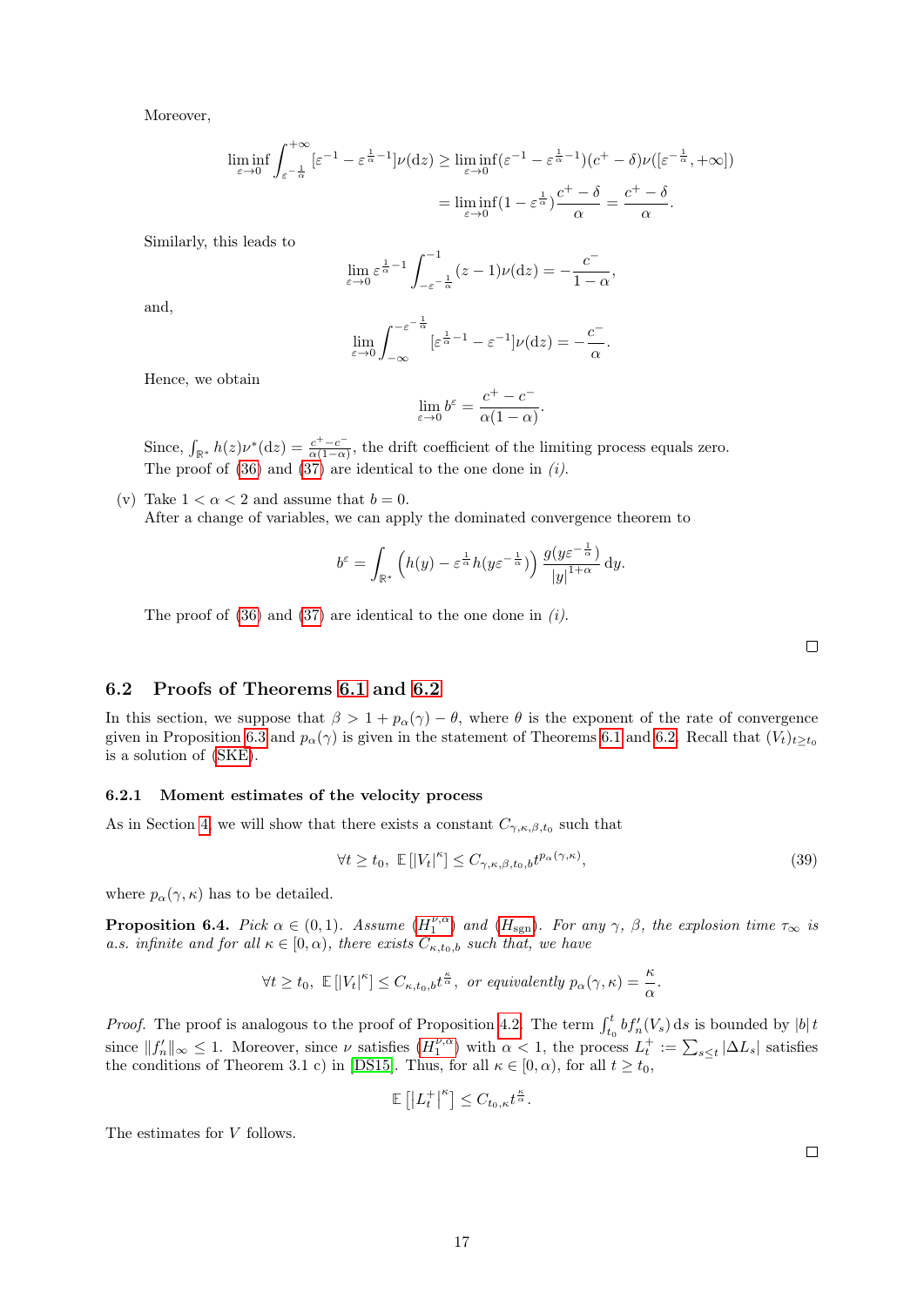Moreover,

$$\liminf_{\varepsilon\to 0}\int_{\varepsilon^{-\frac{1}{\alpha}}}^{+\infty}[\varepsilon^{-1}-\varepsilon^{\frac{1}{\alpha}-1}]\nu(\mathrm{d}z)\geq \liminf_{\varepsilon\to 0}(\varepsilon^{-1}-\varepsilon^{\frac{1}{\alpha}-1})(c^+-\delta)\nu([\varepsilon^{-\frac{1}{\alpha}},+\infty])$$
$$=\liminf_{\varepsilon\to 0}(1-\varepsilon^{\frac{1}{\alpha}})\frac{c^+-\delta}{\alpha}=\frac{c^+-\delta}{\alpha}.$$

Similarly, this leads to

$$\lim_{\varepsilon\to 0}\varepsilon^{\frac{1}{\alpha}-1}\int_{-\varepsilon^{-\frac{1}{\alpha}}}^{-1}(z-1)\nu(\mathrm{d}z)=-\frac{c^-}{1-\alpha},$$

and,

$$\lim_{\varepsilon\to 0}\int_{-\infty}^{-\varepsilon^{-\frac{1}{\alpha}}}[\varepsilon^{\frac{1}{\alpha}-1}-\varepsilon^{-1}]\nu(\mathrm{d}z)=-\frac{c^-}{\alpha}.$$

Hence, we obtain

$$\lim_{\varepsilon\to 0}b^\varepsilon=\frac{c^+-c^-}{\alpha(1-\alpha)}.$$

Since, $\int_{\mathbb{R}^*}h(z)\nu^*(\mathrm{d}z)=\frac{c^+-c^-}{\alpha(1-\alpha)}$, the drift coefficient of the limiting process equals zero.
The proof of (36) and (37) are identical to the one done in *(i)*.

(v) Take $1<\alpha<2$ and assume that $b=0$.
After a change of variables, we can apply the dominated convergence theorem to

$$b^\varepsilon=\int_{\mathbb{R}^*}\left(h(y)-\varepsilon^{\frac{1}{\alpha}}h(y\varepsilon^{-\frac{1}{\alpha}})\right)\frac{g(y\varepsilon^{-\frac{1}{\alpha}})}{|y|^{1+\alpha}}\,\mathrm{d}y.$$

The proof of (36) and (37) are identical to the one done in *(i)*.

□

## 6.2 Proofs of Theorems 6.1 and 6.2

In this section, we suppose that $\beta>1+p_\alpha(\gamma)-\theta$, where $\theta$ is the exponent of the rate of convergence given in Proposition 6.3 and $p_\alpha(\gamma)$ is given in the statement of Theorems 6.1 and 6.2. Recall that $(V_t)_{t\geq t_0}$ is a solution of (SKE).

### 6.2.1 Moment estimates of the velocity process

As in Section 4, we will show that there exists a constant $C_{\gamma,\kappa,\beta,t_0}$ such that

$$\forall t\geq t_0,\ \mathbb{E}\left[|V_t|^\kappa\right]\leq C_{\gamma,\kappa,\beta,t_0,b}t^{p_\alpha(\gamma,\kappa)},\tag{39}$$

where $p_\alpha(\gamma,\kappa)$ has to be detailed.

**Proposition 6.4.** *Pick $\alpha\in(0,1)$. Assume ($H_1^{\nu,\alpha}$) and ($H_{\mathrm{sgn}}$). For any $\gamma$, $\beta$, the explosion time $\tau_\infty$ is a.s. infinite and for all $\kappa\in[0,\alpha)$, there exists $C_{\kappa,t_0,b}$ such that, we have*

$$\forall t\geq t_0,\ \mathbb{E}\left[|V_t|^\kappa\right]\leq C_{\kappa,t_0,b}t^{\frac{\kappa}{\alpha}},\ \text{ or equivalently } p_\alpha(\gamma,\kappa)=\frac{\kappa}{\alpha}.$$

*Proof.* The proof is analogous to the proof of Proposition 4.2. The term $\int_{t_0}^t bf_n'(V_s)\,\mathrm{d}s$ is bounded by $|b|\,t$ since $\|f_n'\|_\infty\leq 1$. Moreover, since $\nu$ satisfies ($H_1^{\nu,\alpha}$) with $\alpha<1$, the process $L_t^+:=\sum_{s\leq t}|\Delta L_s|$ satisfies the conditions of Theorem 3.1 c) in [DS15]. Thus, for all $\kappa\in[0,\alpha)$, for all $t\geq t_0$,

$$\mathbb{E}\left[\left|L_t^+\right|^\kappa\right]\leq C_{t_0,\kappa}t^{\frac{\kappa}{\alpha}}.$$

The estimates for $V$ follows.

□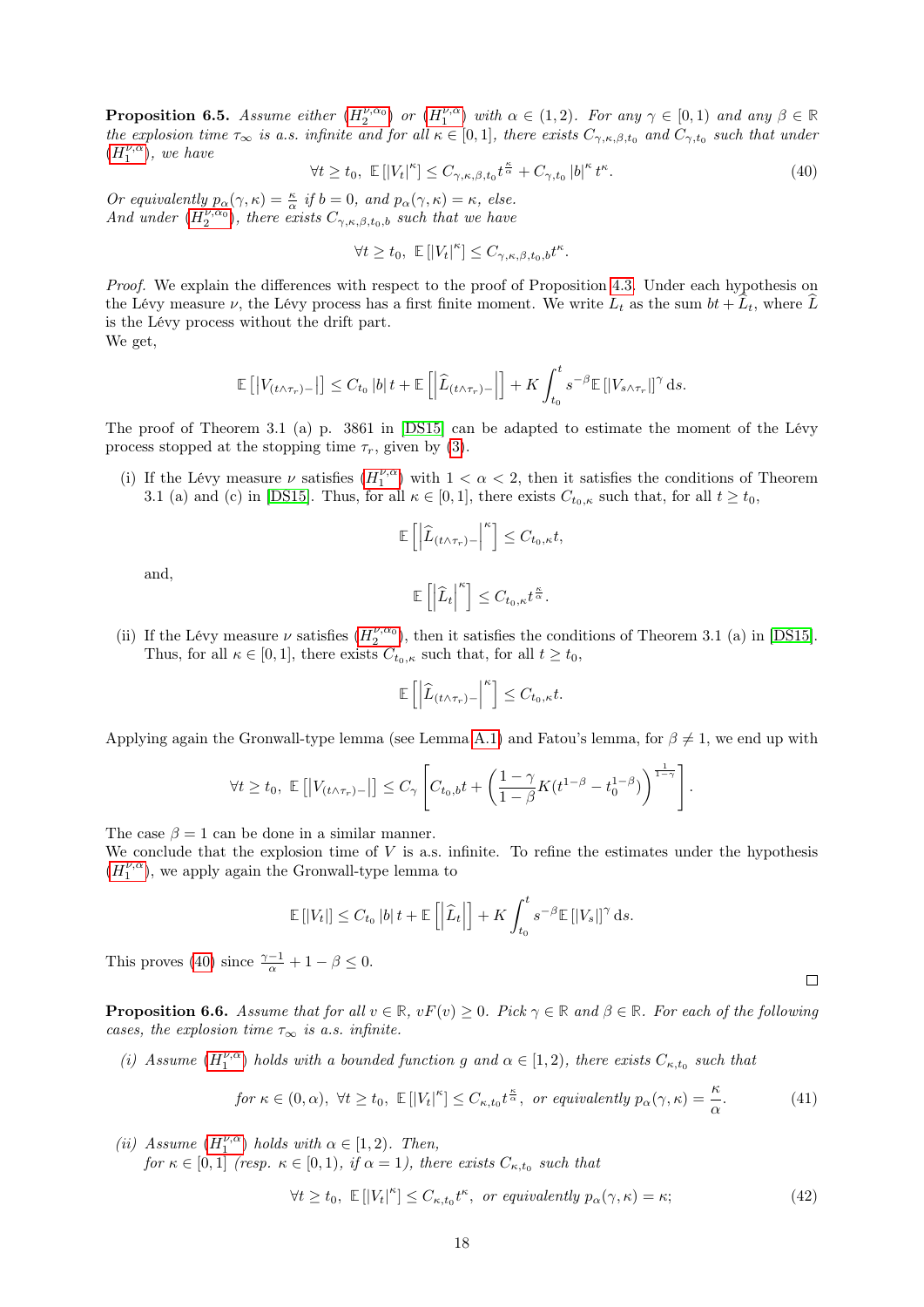**Proposition 6.5.** *Assume either ($H_2^{\nu,\alpha_0}$) or ($H_1^{\nu,\alpha}$) with $\alpha \in (1,2)$. For any $\gamma \in [0,1)$ and any $\beta \in \mathbb{R}$ the explosion time $\tau_\infty$ is a.s. infinite and for all $\kappa \in [0,1]$, there exists $C_{\gamma,\kappa,\beta,t_0}$ and $C_{\gamma,t_0}$ such that under ($H_1^{\nu,\alpha}$), we have*

$$\forall t \geq t_0,\ \mathbb{E}\left[|V_t|^\kappa\right] \leq C_{\gamma,\kappa,\beta,t_0} t^{\frac{\kappa}{\alpha}} + C_{\gamma,t_0} |b|^\kappa t^\kappa. \tag{40}$$

*Or equivalently $p_\alpha(\gamma,\kappa) = \frac{\kappa}{\alpha}$ if $b = 0$, and $p_\alpha(\gamma,\kappa) = \kappa$, else.*
*And under ($H_2^{\nu,\alpha_0}$), there exists $C_{\gamma,\kappa,\beta,t_0,b}$ such that we have*

$$\forall t \geq t_0,\ \mathbb{E}\left[|V_t|^\kappa\right] \leq C_{\gamma,\kappa,\beta,t_0,b} t^\kappa.$$

*Proof.* We explain the differences with respect to the proof of Proposition 4.3. Under each hypothesis on the Lévy measure $\nu$, the Lévy process has a first finite moment. We write $L_t$ as the sum $bt + \widehat{L}_t$, where $\widehat{L}$ is the Lévy process without the drift part.
We get,

$$\mathbb{E}\left[\left|V_{(t\wedge\tau_r)-}\right|\right] \leq C_{t_0} |b|\, t + \mathbb{E}\left[\left|\widehat{L}_{(t\wedge\tau_r)-}\right|\right] + K \int_{t_0}^t s^{-\beta} \mathbb{E}\left[|V_{s\wedge\tau_r}|\right]^\gamma \mathrm{d}s.$$

The proof of Theorem 3.1 (a) p. 3861 in [DS15] can be adapted to estimate the moment of the Lévy process stopped at the stopping time $\tau_r$, given by (3).

(i) If the Lévy measure $\nu$ satisfies ($H_1^{\nu,\alpha}$) with $1 < \alpha < 2$, then it satisfies the conditions of Theorem 3.1 (a) and (c) in [DS15]. Thus, for all $\kappa \in [0,1]$, there exists $C_{t_0,\kappa}$ such that, for all $t \geq t_0$,

$$\mathbb{E}\left[\left|\widehat{L}_{(t\wedge\tau_r)-}\right|^\kappa\right] \leq C_{t_0,\kappa} t,$$

and,

$$\mathbb{E}\left[\left|\widehat{L}_t\right|^\kappa\right] \leq C_{t_0,\kappa} t^{\frac{\kappa}{\alpha}}.$$

(ii) If the Lévy measure $\nu$ satisfies ($H_2^{\nu,\alpha_0}$), then it satisfies the conditions of Theorem 3.1 (a) in [DS15]. Thus, for all $\kappa \in [0,1]$, there exists $C_{t_0,\kappa}$ such that, for all $t \geq t_0$,

$$\mathbb{E}\left[\left|\widehat{L}_{(t\wedge\tau_r)-}\right|^\kappa\right] \leq C_{t_0,\kappa} t.$$

Applying again the Gronwall-type lemma (see Lemma A.1) and Fatou's lemma, for $\beta \neq 1$, we end up with

$$\forall t \geq t_0,\ \mathbb{E}\left[\left|V_{(t\wedge\tau_r)-}\right|\right] \leq C_\gamma \left[C_{t_0,b} t + \left(\frac{1-\gamma}{1-\beta} K (t^{1-\beta} - t_0^{1-\beta})\right)^{\frac{1}{1-\gamma}}\right].$$

The case $\beta = 1$ can be done in a similar manner.
We conclude that the explosion time of $V$ is a.s. infinite. To refine the estimates under the hypothesis ($H_1^{\nu,\alpha}$), we apply again the Gronwall-type lemma to

$$\mathbb{E}\left[|V_t|\right] \leq C_{t_0} |b|\, t + \mathbb{E}\left[\left|\widehat{L}_t\right|\right] + K \int_{t_0}^t s^{-\beta} \mathbb{E}\left[|V_s|\right]^\gamma \mathrm{d}s.$$

This proves (40) since $\frac{\gamma-1}{\alpha} + 1 - \beta \leq 0$. $\square$

**Proposition 6.6.** *Assume that for all $v \in \mathbb{R}$, $vF(v) \geq 0$. Pick $\gamma \in \mathbb{R}$ and $\beta \in \mathbb{R}$. For each of the following cases, the explosion time $\tau_\infty$ is a.s. infinite.*

*(i) Assume ($H_1^{\nu,\alpha}$) holds with a bounded function $g$ and $\alpha \in [1,2)$, there exists $C_{\kappa,t_0}$ such that*

$$\text{for } \kappa \in (0,\alpha),\ \forall t \geq t_0,\ \mathbb{E}\left[|V_t|^\kappa\right] \leq C_{\kappa,t_0} t^{\frac{\kappa}{\alpha}},\ \text{ or equivalently } p_\alpha(\gamma,\kappa) = \frac{\kappa}{\alpha}. \tag{41}$$

*(ii) Assume ($H_1^{\nu,\alpha}$) holds with $\alpha \in [1,2)$. Then,*
*for $\kappa \in [0,1]$ (resp. $\kappa \in [0,1)$, if $\alpha = 1$), there exists $C_{\kappa,t_0}$ such that*

$$\forall t \geq t_0,\ \mathbb{E}\left[|V_t|^\kappa\right] \leq C_{\kappa,t_0} t^\kappa,\ \text{ or equivalently } p_\alpha(\gamma,\kappa) = \kappa; \tag{42}$$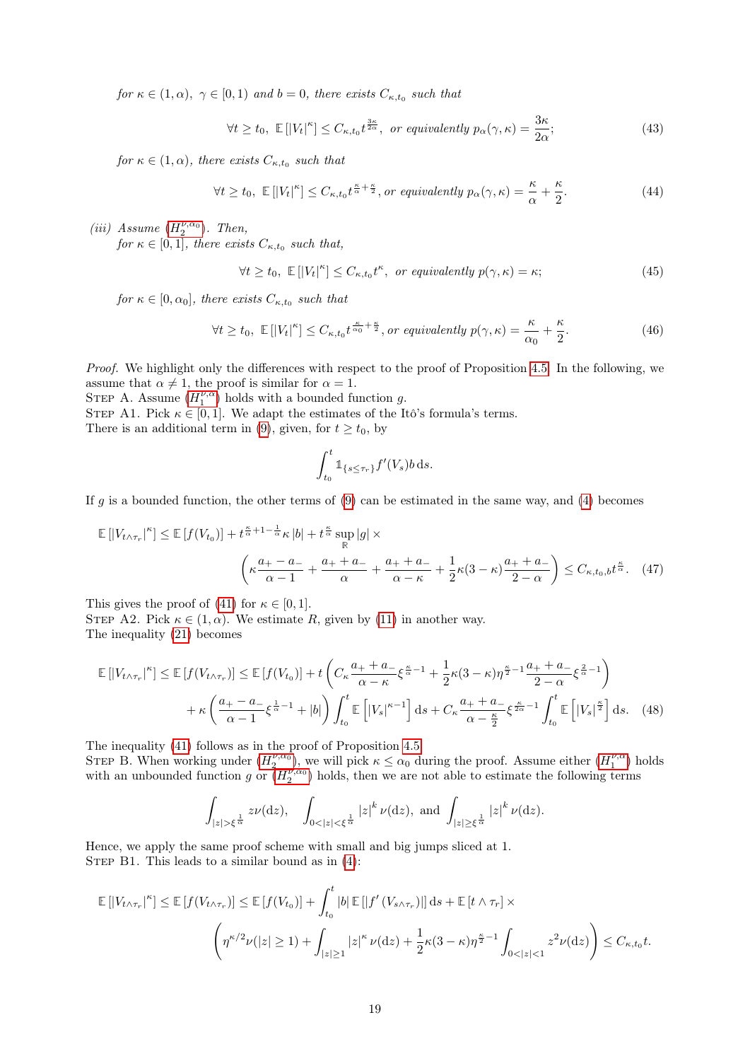*for* $\kappa \in (1,\alpha)$, $\gamma \in [0,1)$ *and* $b = 0$, *there exists* $C_{\kappa,t_0}$ *such that*

$$\forall t \geq t_0,\ \mathbb{E}\left[|V_t|^\kappa\right] \leq C_{\kappa,t_0} t^{\frac{3\kappa}{2\alpha}},\ \text{or equivalently } p_\alpha(\gamma,\kappa) = \frac{3\kappa}{2\alpha}; \tag{43}$$

*for* $\kappa \in (1,\alpha)$, *there exists* $C_{\kappa,t_0}$ *such that*

$$\forall t \geq t_0,\ \mathbb{E}\left[|V_t|^\kappa\right] \leq C_{\kappa,t_0} t^{\frac{\kappa}{\alpha}+\frac{\kappa}{2}},\ \text{or equivalently } p_\alpha(\gamma,\kappa) = \frac{\kappa}{\alpha} + \frac{\kappa}{2}. \tag{44}$$

*(iii) Assume* ($H_2^{\nu,\alpha_0}$). *Then,*
*for* $\kappa \in [0,1]$, *there exists* $C_{\kappa,t_0}$ *such that,*

$$\forall t \geq t_0,\ \mathbb{E}\left[|V_t|^\kappa\right] \leq C_{\kappa,t_0} t^{\kappa},\ \text{or equivalently } p(\gamma,\kappa) = \kappa; \tag{45}$$

*for* $\kappa \in [0,\alpha_0]$, *there exists* $C_{\kappa,t_0}$ *such that*

$$\forall t \geq t_0,\ \mathbb{E}\left[|V_t|^\kappa\right] \leq C_{\kappa,t_0} t^{\frac{\kappa}{\alpha_0}+\frac{\kappa}{2}},\ \text{or equivalently } p(\gamma,\kappa) = \frac{\kappa}{\alpha_0} + \frac{\kappa}{2}. \tag{46}$$

*Proof.* We highlight only the differences with respect to the proof of Proposition 4.5. In the following, we assume that $\alpha \neq 1$, the proof is similar for $\alpha = 1$.

Step A. Assume ($H_1^{\nu,\alpha}$) holds with a bounded function $g$.

Step A1. Pick $\kappa \in [0,1]$. We adapt the estimates of the Itô's formula's terms.
There is an additional term in (9), given, for $t \geq t_0$, by

$$\int_{t_0}^t \mathbb{1}_{\{s \leq \tau_r\}} f'(V_s) b \,\mathrm{d}s.$$

If $g$ is a bounded function, the other terms of (9) can be estimated in the same way, and (4) becomes

$$\begin{aligned}\mathbb{E}\left[|V_{t\wedge\tau_r}|^\kappa\right] \leq \mathbb{E}\left[f(V_{t_0})\right] + t^{\frac{\kappa}{\alpha}+1-\frac{1}{\alpha}}\kappa\,|b| + t^{\frac{\kappa}{\alpha}} \sup_{\mathbb{R}} |g| \times \\ \left(\kappa\frac{a_+ - a_-}{\alpha - 1} + \frac{a_+ + a_-}{\alpha} + \frac{a_+ + a_-}{\alpha - \kappa} + \frac{1}{2}\kappa(3-\kappa)\frac{a_+ + a_-}{2-\alpha}\right) \leq C_{\kappa,t_0,b} t^{\frac{\kappa}{\alpha}}. \end{aligned}\tag{47}$$

This gives the proof of (41) for $\kappa \in [0,1]$.

Step A2. Pick $\kappa \in (1,\alpha)$. We estimate $R$, given by (11) in another way.
The inequality (21) becomes

$$\begin{aligned}\mathbb{E}\left[|V_{t\wedge\tau_r}|^\kappa\right] \leq \mathbb{E}\left[f(V_{t\wedge\tau_r})\right] \leq \mathbb{E}\left[f(V_{t_0})\right] + t\left(C_\kappa \frac{a_+ + a_-}{\alpha - \kappa}\xi^{\frac{\kappa}{\alpha}-1} + \frac{1}{2}\kappa(3-\kappa)\eta^{\frac{\kappa}{2}-1}\frac{a_+ + a_-}{2-\alpha}\xi^{\frac{2}{\alpha}-1}\right) \\ + \kappa\left(\frac{a_+ - a_-}{\alpha - 1}\xi^{\frac{1}{\alpha}-1} + |b|\right)\int_{t_0}^t \mathbb{E}\left[|V_s|^{\kappa-1}\right]\mathrm{d}s + C_\kappa\frac{a_+ + a_-}{\alpha - \frac{\kappa}{2}}\xi^{\frac{\kappa}{2\alpha}-1}\int_{t_0}^t \mathbb{E}\left[|V_s|^{\frac{\kappa}{2}}\right]\mathrm{d}s. \end{aligned}\tag{48}$$

The inequality (41) follows as in the proof of Proposition 4.5.

Step B. When working under ($H_2^{\nu,\alpha_0}$), we will pick $\kappa \leq \alpha_0$ during the proof. Assume either ($H_1^{\nu,\alpha}$) holds with an unbounded function $g$ or ($H_2^{\nu,\alpha_0}$) holds, then we are not able to estimate the following terms

$$\int_{|z|>\xi^{\frac{1}{\alpha}}} z\nu(\mathrm{d}z),\quad \int_{0<|z|<\xi^{\frac{1}{\alpha}}} |z|^k \nu(\mathrm{d}z),\ \text{and } \int_{|z|\geq\xi^{\frac{1}{\alpha}}} |z|^k \nu(\mathrm{d}z).$$

Hence, we apply the same proof scheme with small and big jumps sliced at 1.

Step B1. This leads to a similar bound as in (4):

$$\begin{aligned}\mathbb{E}\left[|V_{t\wedge\tau_r}|^\kappa\right] \leq \mathbb{E}\left[f(V_{t\wedge\tau_r})\right] \leq \mathbb{E}\left[f(V_{t_0})\right] + \int_{t_0}^t |b|\,\mathbb{E}\left[|f'(V_{s\wedge\tau_r})|\right]\mathrm{d}s + \mathbb{E}\left[t\wedge\tau_r\right] \times \\ \left(\eta^{\kappa/2}\nu(|z|\geq 1) + \int_{|z|\geq 1}|z|^\kappa\nu(\mathrm{d}z) + \frac{1}{2}\kappa(3-\kappa)\eta^{\frac{\kappa}{2}-1}\int_{0<|z|<1} z^2\nu(\mathrm{d}z)\right) \leq C_{\kappa,t_0} t.\end{aligned}$$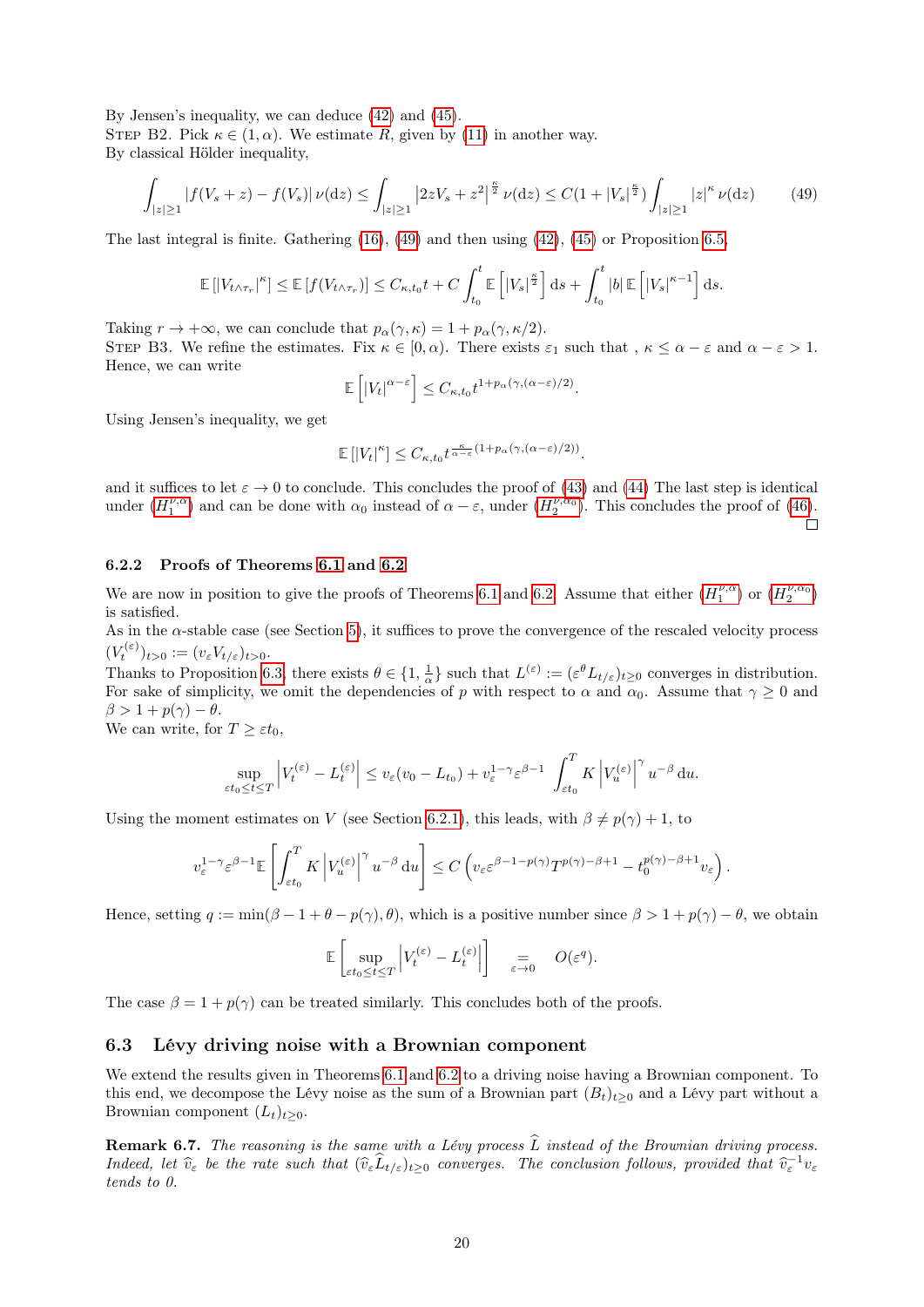By Jensen's inequality, we can deduce (42) and (45).

STEP B2. Pick $\kappa \in (1, \alpha)$. We estimate $R$, given by (11) in another way.
By classical Hölder inequality,

$$\int_{|z|\geq 1} |f(V_s + z) - f(V_s)|\,\nu(\mathrm{d}z) \leq \int_{|z|\geq 1} \left|2zV_s + z^2\right|^{\frac{\kappa}{2}} \nu(\mathrm{d}z) \leq C(1 + |V_s|^{\frac{\kappa}{2}}) \int_{|z|\geq 1} |z|^{\kappa}\,\nu(\mathrm{d}z) \tag{49}$$

The last integral is finite. Gathering (16), (49) and then using (42), (45) or Proposition 6.5,

$$\mathbb{E}\left[|V_{t\wedge\tau_r}|^{\kappa}\right] \leq \mathbb{E}\left[f(V_{t\wedge\tau_r})\right] \leq C_{\kappa,t_0} t + C\int_{t_0}^{t} \mathbb{E}\left[|V_s|^{\frac{\kappa}{2}}\right] \mathrm{d}s + \int_{t_0}^{t} |b|\,\mathbb{E}\left[|V_s|^{\kappa-1}\right] \mathrm{d}s.$$

Taking $r \to +\infty$, we can conclude that $p_\alpha(\gamma, \kappa) = 1 + p_\alpha(\gamma, \kappa/2)$.

STEP B3. We refine the estimates. Fix $\kappa \in [0, \alpha)$. There exists $\varepsilon_1$ such that , $\kappa \leq \alpha - \varepsilon$ and $\alpha - \varepsilon > 1$. Hence, we can write

$$\mathbb{E}\left[|V_t|^{\alpha-\varepsilon}\right] \leq C_{\kappa,t_0} t^{1+p_\alpha(\gamma,(\alpha-\varepsilon)/2)}.$$

Using Jensen's inequality, we get

$$\mathbb{E}\left[|V_t|^{\kappa}\right] \leq C_{\kappa,t_0} t^{\frac{\kappa}{\alpha-\varepsilon}(1+p_\alpha(\gamma,(\alpha-\varepsilon)/2))}.$$

and it suffices to let $\varepsilon \to 0$ to conclude. This concludes the proof of (43) and (44) The last step is identical under $(H_1^{\nu,\alpha})$ and can be done with $\alpha_0$ instead of $\alpha - \varepsilon$, under $(H_2^{\nu,\alpha_0})$. This concludes the proof of (46). □

### 6.2.2 Proofs of Theorems 6.1 and 6.2

We are now in position to give the proofs of Theorems 6.1 and 6.2. Assume that either $(H_1^{\nu,\alpha})$ or $(H_2^{\nu,\alpha_0})$ is satisfied.

As in the $\alpha$-stable case (see Section 5), it suffices to prove the convergence of the rescaled velocity process $(V_t^{(\varepsilon)})_{t>0} := (v_\varepsilon V_{t/\varepsilon})_{t>0}$.

Thanks to Proposition 6.3, there exists $\theta \in \{1, \frac{1}{\alpha}\}$ such that $L^{(\varepsilon)} := (\varepsilon^{\theta} L_{t/\varepsilon})_{t\geq 0}$ converges in distribution. For sake of simplicity, we omit the dependencies of $p$ with respect to $\alpha$ and $\alpha_0$. Assume that $\gamma \geq 0$ and $\beta > 1 + p(\gamma) - \theta$.

We can write, for $T \geq \varepsilon t_0$,

$$\sup_{\varepsilon t_0 \leq t \leq T} \left|V_t^{(\varepsilon)} - L_t^{(\varepsilon)}\right| \leq v_\varepsilon(v_0 - L_{t_0}) + v_\varepsilon^{1-\gamma}\varepsilon^{\beta-1} \int_{\varepsilon t_0}^{T} K\left|V_u^{(\varepsilon)}\right|^{\gamma} u^{-\beta}\,\mathrm{d}u.$$

Using the moment estimates on $V$ (see Section 6.2.1), this leads, with $\beta \neq p(\gamma) + 1$, to

$$v_\varepsilon^{1-\gamma}\varepsilon^{\beta-1}\mathbb{E}\left[\int_{\varepsilon t_0}^{T} K\left|V_u^{(\varepsilon)}\right|^{\gamma} u^{-\beta}\,\mathrm{d}u\right] \leq C\left(v_\varepsilon \varepsilon^{\beta-1-p(\gamma)} T^{p(\gamma)-\beta+1} - t_0^{p(\gamma)-\beta+1} v_\varepsilon\right).$$

Hence, setting $q := \min(\beta - 1 + \theta - p(\gamma), \theta)$, which is a positive number since $\beta > 1 + p(\gamma) - \theta$, we obtain

$$\mathbb{E}\left[\sup_{\varepsilon t_0 \leq t \leq T} \left|V_t^{(\varepsilon)} - L_t^{(\varepsilon)}\right|\right] \underset{\varepsilon\to 0}{=} O(\varepsilon^q).$$

The case $\beta = 1 + p(\gamma)$ can be treated similarly. This concludes both of the proofs.

## 6.3 Lévy driving noise with a Brownian component

We extend the results given in Theorems 6.1 and 6.2 to a driving noise having a Brownian component. To this end, we decompose the Lévy noise as the sum of a Brownian part $(B_t)_{t\geq 0}$ and a Lévy part without a Brownian component $(L_t)_{t\geq 0}$.

**Remark 6.7.** *The reasoning is the same with a Lévy process $\widehat{L}$ instead of the Brownian driving process. Indeed, let $\widehat{v}_\varepsilon$ be the rate such that $(\widehat{v}_\varepsilon \widehat{L}_{t/\varepsilon})_{t\geq 0}$ converges. The conclusion follows, provided that $\widehat{v}_\varepsilon^{-1} v_\varepsilon$ tends to 0.*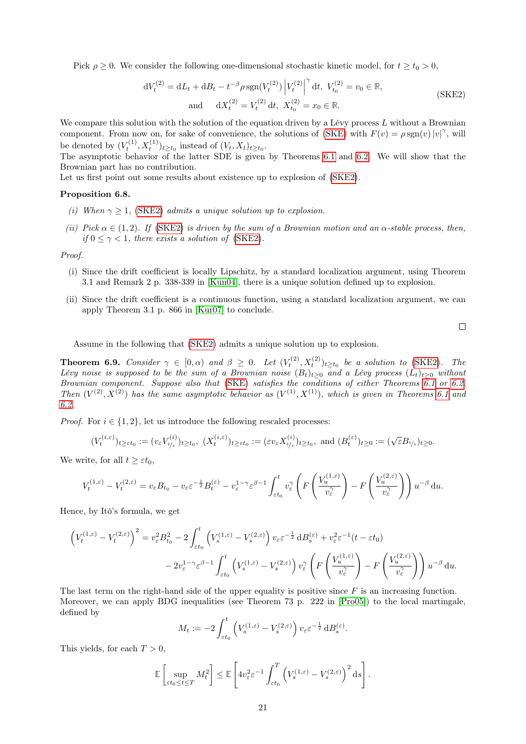Pick $\rho \geq 0$. We consider the following one-dimensional stochastic kinetic model, for $t \geq t_0 > 0$,

$$\mathrm{d}V_t^{(2)} = \mathrm{d}L_t + \mathrm{d}B_t - t^{-\beta}\rho \,\mathrm{sgn}(V_t^{(2)}) \left|V_t^{(2)}\right|^{\gamma} \mathrm{d}t,\; V_{t_0}^{(2)} = v_0 \in \mathbb{R},$$
$$\text{and} \quad \mathrm{d}X_t^{(2)} = V_t^{(2)}\,\mathrm{d}t,\; X_{t_0}^{(2)} = x_0 \in \mathbb{R}. \tag{SKE2}$$

We compare this solution with the solution of the equation driven by a Lévy process $L$ without a Brownian component. From now on, for sake of convenience, the solutions of (SKE) with $F(v) = \rho\,\mathrm{sgn}(v)\,|v|^{\gamma}$, will be denoted by $(V_t^{(1)}, X_t^{(1)})_{t\geq t_0}$ instead of $(V_t, X_t)_{t\geq t_0}$.
The asymptotic behavior of the latter SDE is given by Theorems 6.1 and 6.2. We will show that the Brownian part has no contribution.
Let us first point out some results about existence up to explosion of (SKE2).

**Proposition 6.8.**

*(i) When $\gamma \geq 1$, (SKE2) admits a unique solution up to explosion.*

*(ii) Pick $\alpha \in (1,2)$. If (SKE2) is driven by the sum of a Brownian motion and an $\alpha$-stable process, then, if $0 \leq \gamma < 1$, there exists a solution of (SKE2).*

*Proof.*

(i) Since the drift coefficient is locally Lipschitz, by a standard localization argument, using Theorem 3.1 and Remark 2 p. 338-339 in [Kun04], there is a unique solution defined up to explosion.

(ii) Since the drift coefficient is a continuous function, using a standard localization argument, we can apply Theorem 3.1 p. 866 in [Kur07] to conclude.

□

Assume in the following that (SKE2) admits a unique solution up to explosion.

**Theorem 6.9.** *Consider $\gamma \in [0,\alpha)$ and $\beta \geq 0$. Let $(V_t^{(2)}, X_t^{(2)})_{t\geq t_0}$ be a solution to (SKE2). The Lévy noise is supposed to be the sum of a Brownian noise $(B_t)_{t\geq 0}$ and a Lévy process $(L_t)_{t\geq 0}$ without Brownian component. Suppose also that (SKE) satisfies the conditions of either Theorems 6.1 or 6.2. Then $(V^{(2)}, X^{(2)})$ has the same asymptotic behavior as $(V^{(1)}, X^{(1)})$, which is given in Theorems 6.1 and 6.2.*

*Proof.* For $i \in \{1,2\}$, let us introduce the following rescaled processes:

$$(V_t^{(i,\varepsilon)})_{t\geq \varepsilon t_0} := (v_\varepsilon V_{t/\varepsilon}^{(i)})_{t\geq t_0},\; (X_t^{(i,\varepsilon)})_{t\geq \varepsilon t_0} := (\varepsilon v_\varepsilon X_{t/\varepsilon}^{(i)})_{t\geq t_0},\; \text{and } (B_t^{(\varepsilon)})_{t\geq 0} := (\sqrt{\varepsilon} B_{t/\varepsilon})_{t\geq 0}.$$

We write, for all $t \geq \varepsilon t_0$,

$$V_t^{(1,\varepsilon)} - V_t^{(2,\varepsilon)} = v_\varepsilon B_{t_0} - v_\varepsilon \varepsilon^{-\frac{1}{2}} B_t^{(\varepsilon)} - v_\varepsilon^{1-\gamma}\varepsilon^{\beta-1}\int_{\varepsilon t_0}^t v_\varepsilon^{\gamma}\left(F\left(\frac{V_u^{(1,\varepsilon)}}{v_\varepsilon^{\gamma}}\right) - F\left(\frac{V_u^{(2,\varepsilon)}}{v_\varepsilon^{\gamma}}\right)\right) u^{-\beta}\,\mathrm{d}u.$$

Hence, by Itô's formula, we get

$$\begin{aligned}\left(V_t^{(1,\varepsilon)} - V_t^{(2,\varepsilon)}\right)^2 = v_\varepsilon^2 B_{t_0}^2 &- 2\int_{\varepsilon t_0}^t \left(V_s^{(1,\varepsilon)} - V_s^{(2,\varepsilon)}\right) v_\varepsilon \varepsilon^{-\frac{1}{2}}\,\mathrm{d}B_s^{(\varepsilon)} + v_\varepsilon^2\varepsilon^{-1}(t-\varepsilon t_0)\\ &- 2v_\varepsilon^{1-\gamma}\varepsilon^{\beta-1}\int_{\varepsilon t_0}^t \left(V_s^{(1,\varepsilon)} - V_s^{(2,\varepsilon)}\right) v_\varepsilon^{\gamma}\left(F\left(\frac{V_u^{(1,\varepsilon)}}{v_\varepsilon^{\gamma}}\right) - F\left(\frac{V_u^{(2,\varepsilon)}}{v_\varepsilon^{\gamma}}\right)\right) u^{-\beta}\,\mathrm{d}u.\end{aligned}$$

The last term on the right-hand side of the upper equality is positive since $F$ is an increasing function. Moreover, we can apply BDG inequalities (see Theorem 73 p. 222 in [Pro05]) to the local martingale, defined by

$$M_t := -2\int_{\varepsilon t_0}^t \left(V_s^{(1,\varepsilon)} - V_s^{(2,\varepsilon)}\right) v_\varepsilon \varepsilon^{-\frac{1}{2}}\,\mathrm{d}B_s^{(\varepsilon)}.$$

This yields, for each $T > 0$,

$$\mathbb{E}\left[\sup_{\varepsilon t_0 \leq t \leq T} M_t^2\right] \leq \mathbb{E}\left[4v_\varepsilon^2\varepsilon^{-1}\int_{\varepsilon t_0}^T \left(V_s^{(1,\varepsilon)} - V_s^{(2,\varepsilon)}\right)^2 \mathrm{d}s\right].$$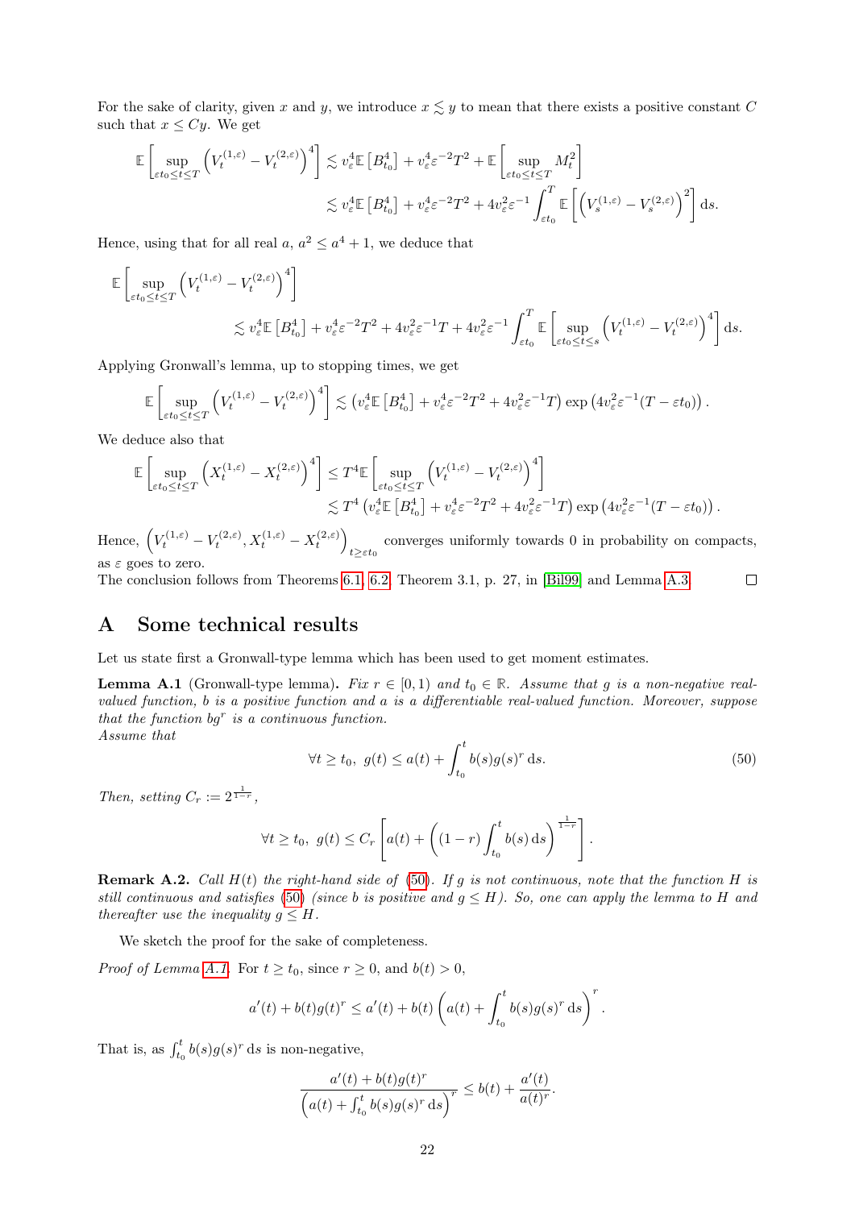For the sake of clarity, given $x$ and $y$, we introduce $x \lesssim y$ to mean that there exists a positive constant $C$ such that $x \leq Cy$. We get

$$\mathbb{E}\left[\sup_{\varepsilon t_0 \leq t \leq T}\left(V_t^{(1,\varepsilon)} - V_t^{(2,\varepsilon)}\right)^4\right] \lesssim v_\varepsilon^4 \mathbb{E}\left[B_{t_0}^4\right] + v_\varepsilon^4 \varepsilon^{-2} T^2 + \mathbb{E}\left[\sup_{\varepsilon t_0 \leq t \leq T} M_t^2\right]$$
$$\lesssim v_\varepsilon^4 \mathbb{E}\left[B_{t_0}^4\right] + v_\varepsilon^4 \varepsilon^{-2} T^2 + 4 v_\varepsilon^2 \varepsilon^{-1} \int_{\varepsilon t_0}^T \mathbb{E}\left[\left(V_s^{(1,\varepsilon)} - V_s^{(2,\varepsilon)}\right)^2\right] \mathrm{d}s.$$

Hence, using that for all real $a$, $a^2 \leq a^4 + 1$, we deduce that

$$\mathbb{E}\left[\sup_{\varepsilon t_0 \leq t \leq T}\left(V_t^{(1,\varepsilon)} - V_t^{(2,\varepsilon)}\right)^4\right]$$
$$\lesssim v_\varepsilon^4 \mathbb{E}\left[B_{t_0}^4\right] + v_\varepsilon^4 \varepsilon^{-2} T^2 + 4 v_\varepsilon^2 \varepsilon^{-1} T + 4 v_\varepsilon^2 \varepsilon^{-1} \int_{\varepsilon t_0}^T \mathbb{E}\left[\sup_{\varepsilon t_0 \leq t \leq s}\left(V_t^{(1,\varepsilon)} - V_t^{(2,\varepsilon)}\right)^4\right] \mathrm{d}s.$$

Applying Gronwall's lemma, up to stopping times, we get

$$\mathbb{E}\left[\sup_{\varepsilon t_0 \leq t \leq T}\left(V_t^{(1,\varepsilon)} - V_t^{(2,\varepsilon)}\right)^4\right] \lesssim \left(v_\varepsilon^4 \mathbb{E}\left[B_{t_0}^4\right] + v_\varepsilon^4 \varepsilon^{-2} T^2 + 4 v_\varepsilon^2 \varepsilon^{-1} T\right) \exp\left(4 v_\varepsilon^2 \varepsilon^{-1}(T - \varepsilon t_0)\right).$$

We deduce also that

$$\mathbb{E}\left[\sup_{\varepsilon t_0 \leq t \leq T}\left(X_t^{(1,\varepsilon)} - X_t^{(2,\varepsilon)}\right)^4\right] \leq T^4 \mathbb{E}\left[\sup_{\varepsilon t_0 \leq t \leq T}\left(V_t^{(1,\varepsilon)} - V_t^{(2,\varepsilon)}\right)^4\right]$$
$$\lesssim T^4 \left(v_\varepsilon^4 \mathbb{E}\left[B_{t_0}^4\right] + v_\varepsilon^4 \varepsilon^{-2} T^2 + 4 v_\varepsilon^2 \varepsilon^{-1} T\right) \exp\left(4 v_\varepsilon^2 \varepsilon^{-1}(T - \varepsilon t_0)\right).$$

Hence, $\left(V_t^{(1,\varepsilon)} - V_t^{(2,\varepsilon)}, X_t^{(1,\varepsilon)} - X_t^{(2,\varepsilon)}\right)_{t \geq \varepsilon t_0}$ converges uniformly towards 0 in probability on compacts, as $\varepsilon$ goes to zero.
The conclusion follows from Theorems 6.1, 6.2, Theorem 3.1, p. 27, in [Bil99] and Lemma A.3. □

# A Some technical results

Let us state first a Gronwall-type lemma which has been used to get moment estimates.

**Lemma A.1** (Gronwall-type lemma)**.** *Fix $r \in [0, 1)$ and $t_0 \in \mathbb{R}$. Assume that $g$ is a non-negative real-valued function, $b$ is a positive function and $a$ is a differentiable real-valued function. Moreover, suppose that the function $bg^r$ is a continuous function.*
*Assume that*

$$\forall t \geq t_0, \ g(t) \leq a(t) + \int_{t_0}^t b(s) g(s)^r \, \mathrm{d}s. \tag{50}$$

*Then, setting $C_r := 2^{\frac{1}{1-r}}$,*

$$\forall t \geq t_0, \ g(t) \leq C_r \left[a(t) + \left((1-r)\int_{t_0}^t b(s) \, \mathrm{d}s\right)^{\frac{1}{1-r}}\right].$$

**Remark A.2.** *Call $H(t)$ the right-hand side of (50). If $g$ is not continuous, note that the function $H$ is still continuous and satisfies (50) (since $b$ is positive and $g \leq H$). So, one can apply the lemma to $H$ and thereafter use the inequality $g \leq H$.*

We sketch the proof for the sake of completeness.

*Proof of Lemma A.1.* For $t \geq t_0$, since $r \geq 0$, and $b(t) > 0$,

$$a'(t) + b(t) g(t)^r \leq a'(t) + b(t)\left(a(t) + \int_{t_0}^t b(s) g(s)^r \, \mathrm{d}s\right)^r.$$

That is, as $\int_{t_0}^t b(s) g(s)^r \, \mathrm{d}s$ is non-negative,

$$\frac{a'(t) + b(t) g(t)^r}{\left(a(t) + \int_{t_0}^t b(s) g(s)^r \, \mathrm{d}s\right)^r} \leq b(t) + \frac{a'(t)}{a(t)^r}.$$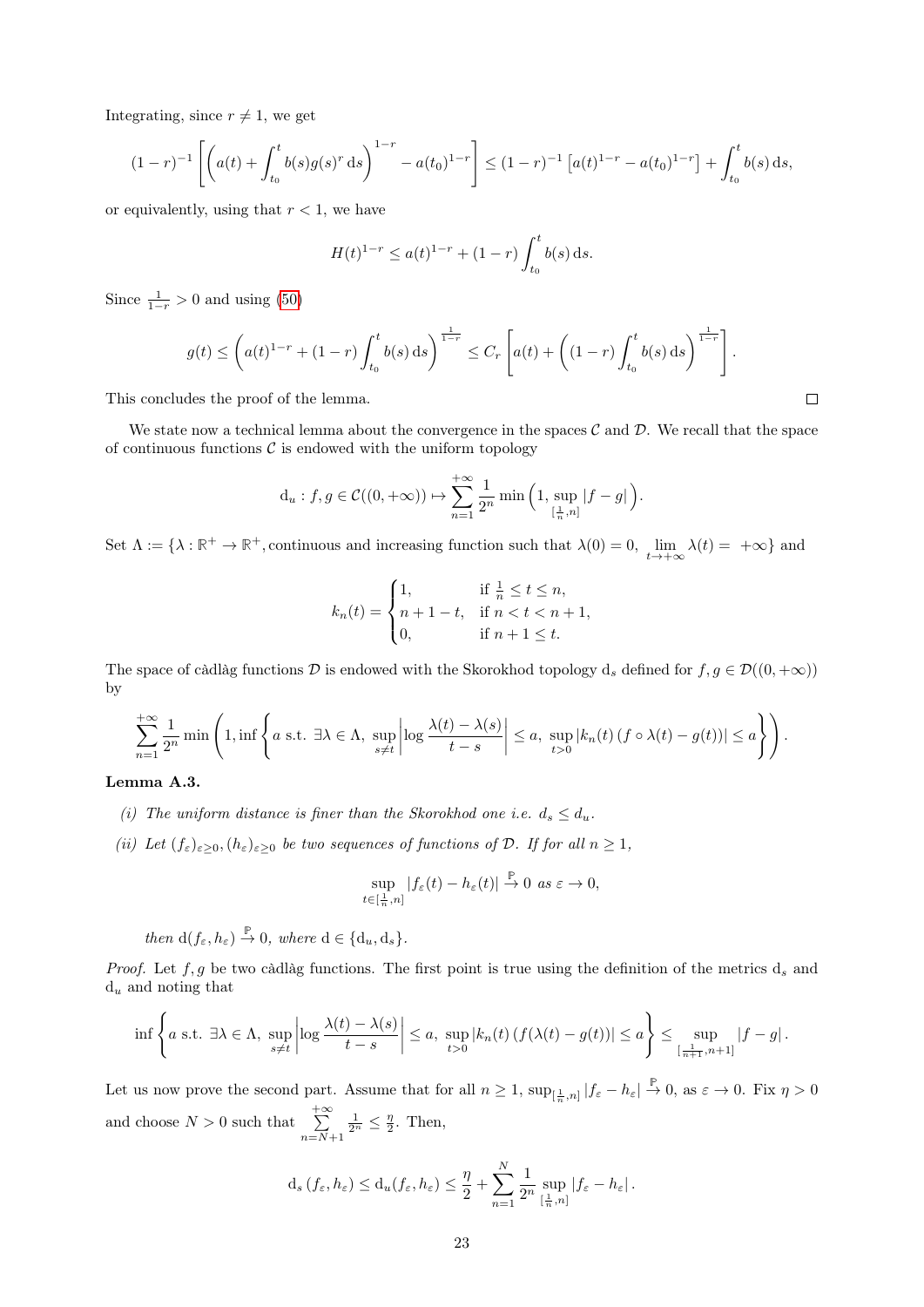Integrating, since $r \neq 1$, we get

$$(1-r)^{-1}\left[\left(a(t)+\int_{t_0}^{t} b(s)g(s)^r\,\mathrm{d}s\right)^{1-r} - a(t_0)^{1-r}\right] \leq (1-r)^{-1}\left[a(t)^{1-r} - a(t_0)^{1-r}\right] + \int_{t_0}^{t} b(s)\,\mathrm{d}s,$$

or equivalently, using that $r < 1$, we have

$$H(t)^{1-r} \leq a(t)^{1-r} + (1-r)\int_{t_0}^{t} b(s)\,\mathrm{d}s.$$

Since $\frac{1}{1-r} > 0$ and using (50)

$$g(t) \leq \left(a(t)^{1-r} + (1-r)\int_{t_0}^{t} b(s)\,\mathrm{d}s\right)^{\frac{1}{1-r}} \leq C_r\left[a(t) + \left((1-r)\int_{t_0}^{t} b(s)\,\mathrm{d}s\right)^{\frac{1}{1-r}}\right].$$

This concludes the proof of the lemma. □

We state now a technical lemma about the convergence in the spaces $\mathcal{C}$ and $\mathcal{D}$. We recall that the space of continuous functions $\mathcal{C}$ is endowed with the uniform topology

$$\mathrm{d}_u : f, g \in \mathcal{C}((0,+\infty)) \mapsto \sum_{n=1}^{+\infty} \frac{1}{2^n}\min\Big(1, \sup_{[\frac{1}{n},n]} |f-g|\Big).$$

Set $\Lambda := \{\lambda : \mathbb{R}^+ \to \mathbb{R}^+, \text{continuous and increasing function such that } \lambda(0)=0,\ \lim_{t\to+\infty}\lambda(t) = +\infty\}$ and

$$k_n(t) = \begin{cases} 1, & \text{if } \frac{1}{n} \leq t \leq n, \\ n+1-t, & \text{if } n < t < n+1, \\ 0, & \text{if } n+1 \leq t. \end{cases}$$

The space of càdlàg functions $\mathcal{D}$ is endowed with the Skorokhod topology $\mathrm{d}_s$ defined for $f, g \in \mathcal{D}((0,+\infty))$ by

$$\sum_{n=1}^{+\infty} \frac{1}{2^n}\min\left(1, \inf\left\{a \text{ s.t. } \exists \lambda \in \Lambda,\ \sup_{s\neq t}\left|\log\frac{\lambda(t)-\lambda(s)}{t-s}\right| \leq a,\ \sup_{t>0}|k_n(t)\,(f\circ\lambda(t) - g(t))| \leq a\right\}\right).$$

**Lemma A.3.**

*(i) The uniform distance is finer than the Skorokhod one i.e. $d_s \leq d_u$.*

*(ii) Let $(f_\varepsilon)_{\varepsilon\geq 0}, (h_\varepsilon)_{\varepsilon\geq 0}$ be two sequences of functions of $\mathcal{D}$. If for all $n \geq 1$,*

$$\sup_{t\in[\frac{1}{n},n]} |f_\varepsilon(t) - h_\varepsilon(t)| \xrightarrow{\mathbb{P}} 0 \text{ as } \varepsilon \to 0,$$

*then $\mathrm{d}(f_\varepsilon, h_\varepsilon) \xrightarrow{\mathbb{P}} 0$, where $\mathrm{d} \in \{\mathrm{d}_u, \mathrm{d}_s\}$.*

*Proof.* Let $f, g$ be two càdlàg functions. The first point is true using the definition of the metrics $\mathrm{d}_s$ and $\mathrm{d}_u$ and noting that

$$\inf\left\{a \text{ s.t. } \exists \lambda \in \Lambda,\ \sup_{s\neq t}\left|\log\frac{\lambda(t)-\lambda(s)}{t-s}\right| \leq a,\ \sup_{t>0}|k_n(t)\,(f(\lambda(t) - g(t))| \leq a\right\} \leq \sup_{[\frac{1}{n+1},n+1]} |f-g|.$$

Let us now prove the second part. Assume that for all $n \geq 1$, $\sup_{[\frac{1}{n},n]}|f_\varepsilon - h_\varepsilon| \xrightarrow{\mathbb{P}} 0$, as $\varepsilon \to 0$. Fix $\eta > 0$ and choose $N > 0$ such that $\sum\limits_{n=N+1}^{+\infty} \frac{1}{2^n} \leq \frac{\eta}{2}$. Then,

$$\mathrm{d}_s(f_\varepsilon, h_\varepsilon) \leq \mathrm{d}_u(f_\varepsilon, h_\varepsilon) \leq \frac{\eta}{2} + \sum_{n=1}^{N} \frac{1}{2^n}\sup_{[\frac{1}{n},n]}|f_\varepsilon - h_\varepsilon|.$$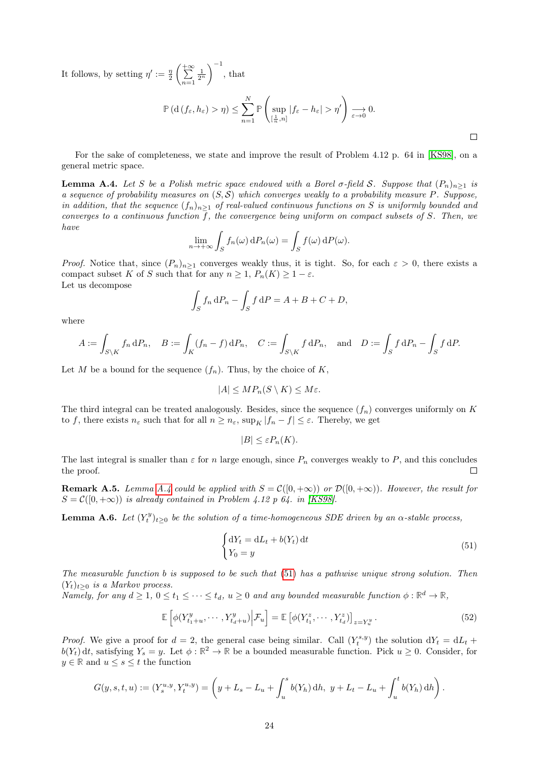It follows, by setting $\eta' := \frac{\eta}{2}\left(\sum_{n=1}^{+\infty}\frac{1}{2^n}\right)^{-1}$, that

$$\mathbb{P}\left(\mathrm{d}\left(f_\varepsilon, h_\varepsilon\right) > \eta\right) \leq \sum_{n=1}^{N} \mathbb{P}\left(\sup_{[\frac{1}{n},n]} |f_\varepsilon - h_\varepsilon| > \eta'\right) \underset{\varepsilon\to 0}{\longrightarrow} 0.$$

□

For the sake of completeness, we state and improve the result of Problem 4.12 p. 64 in [KS98], on a general metric space.

**Lemma A.4.** *Let $S$ be a Polish metric space endowed with a Borel $\sigma$-field $\mathcal{S}$. Suppose that $(P_n)_{n\geq 1}$ is a sequence of probability measures on $(S,\mathcal{S})$ which converges weakly to a probability measure $P$. Suppose, in addition, that the sequence $(f_n)_{n\geq 1}$ of real-valued continuous functions on $S$ is uniformly bounded and converges to a continuous function $f$, the convergence being uniform on compact subsets of $S$. Then, we have*

$$\lim_{n\to+\infty}\int_S f_n(\omega)\,\mathrm{d}P_n(\omega) = \int_S f(\omega)\,\mathrm{d}P(\omega).$$

*Proof.* Notice that, since $(P_n)_{n\geq 1}$ converges weakly thus, it is tight. So, for each $\varepsilon > 0$, there exists a compact subset $K$ of $S$ such that for any $n \geq 1$, $P_n(K) \geq 1-\varepsilon$.
Let us decompose

$$\int_S f_n\,\mathrm{d}P_n - \int_S f\,\mathrm{d}P = A + B + C + D,$$

where

$$A := \int_{S\setminus K} f_n\,\mathrm{d}P_n, \quad B := \int_K (f_n - f)\,\mathrm{d}P_n, \quad C := \int_{S\setminus K} f\,\mathrm{d}P_n, \quad \text{and} \quad D := \int_S f\,\mathrm{d}P_n - \int_S f\,\mathrm{d}P.$$

Let $M$ be a bound for the sequence $(f_n)$. Thus, by the choice of $K$,

$$|A| \leq M P_n(S\setminus K) \leq M\varepsilon.$$

The third integral can be treated analogously. Besides, since the sequence $(f_n)$ converges uniformly on $K$ to $f$, there exists $n_\varepsilon$ such that for all $n \geq n_\varepsilon$, $\sup_K |f_n - f| \leq \varepsilon$. Thereby, we get

$$|B| \leq \varepsilon P_n(K).$$

The last integral is smaller than $\varepsilon$ for $n$ large enough, since $P_n$ converges weakly to $P$, and this concludes the proof. □

**Remark A.5.** *Lemma A.4 could be applied with $S = \mathcal{C}([0,+\infty))$ or $\mathcal{D}([0,+\infty))$. However, the result for $S = \mathcal{C}([0,+\infty))$ is already contained in Problem 4.12 p 64. in [KS98].*

**Lemma A.6.** *Let $(Y_t^y)_{t\geq 0}$ be the solution of a time-homogeneous SDE driven by an $\alpha$-stable process,*

$$\begin{cases} \mathrm{d}Y_t = \mathrm{d}L_t + b(Y_t)\,\mathrm{d}t \\ Y_0 = y \end{cases} \tag{51}$$

*The measurable function $b$ is supposed to be such that (51) has a pathwise unique strong solution. Then $(Y_t)_{t\geq 0}$ is a Markov process.*
*Namely, for any $d \geq 1$, $0 \leq t_1 \leq \cdots \leq t_d$, $u \geq 0$ and any bounded measurable function $\phi : \mathbb{R}^d \to \mathbb{R}$,*

$$\mathbb{E}\left[\phi(Y^y_{t_1+u},\cdots,Y^y_{t_d+u})\Big|\mathcal{F}_u\right] = \mathbb{E}\left[\phi(Y^z_{t_1},\cdots,Y^z_{t_d})\right]_{z=Y^y_u}. \tag{52}$$

*Proof.* We give a proof for $d = 2$, the general case being similar. Call $(Y_t^{s,y})$ the solution $\mathrm{d}Y_t = \mathrm{d}L_t + b(Y_t)\,\mathrm{d}t$, satisfying $Y_s = y$. Let $\phi : \mathbb{R}^2 \to \mathbb{R}$ be a bounded measurable function. Pick $u \geq 0$. Consider, for $y \in \mathbb{R}$ and $u \leq s \leq t$ the function

$$G(y,s,t,u) := (Y_s^{u,y}, Y_t^{u,y}) = \left(y + L_s - L_u + \int_u^s b(Y_h)\,\mathrm{d}h,\ y + L_t - L_u + \int_u^t b(Y_h)\,\mathrm{d}h\right).$$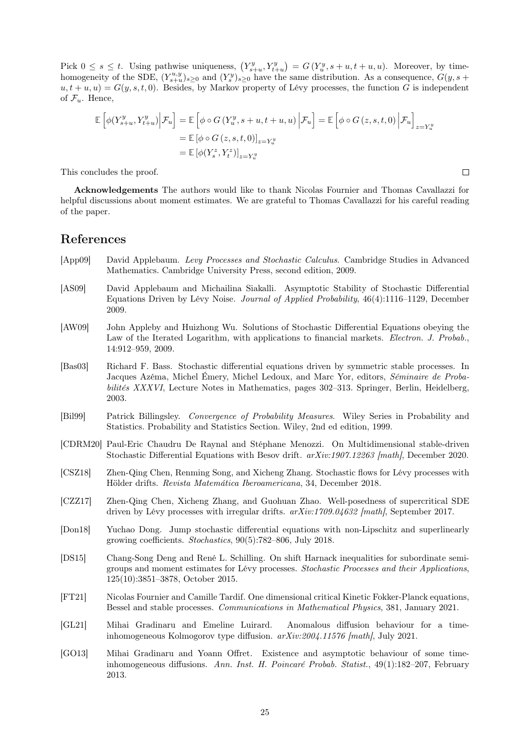Pick $0 \leq s \leq t$. Using pathwise uniqueness, $\left(Y^y_{s+u}, Y^y_{t+u}\right) = G\left(Y^y_u, s+u, t+u, u\right)$. Moreover, by time-homogeneity of the SDE, $(Y^{u,y}_{s+u})_{s\geq 0}$ and $(Y^y_s)_{s\geq 0}$ have the same distribution. As a consequence, $G(y, s+u, t+u, u) = G(y, s, t, 0)$. Besides, by Markov property of Lévy processes, the function $G$ is independent of $\mathcal{F}_u$. Hence,

$$
\begin{aligned}
\mathbb{E}\left[\phi(Y^y_{s+u}, Y^y_{t+u})\middle|\mathcal{F}_u\right] &= \mathbb{E}\left[\phi \circ G\left(Y^y_u, s+u, t+u, u\right)\middle|\mathcal{F}_u\right] = \mathbb{E}\left[\phi \circ G\left(z, s, t, 0\right)\middle|\mathcal{F}_u\right]_{z=Y^y_u} \\
&= \mathbb{E}\left[\phi \circ G\left(z, s, t, 0\right)\right]_{z=Y^y_u} \\
&= \mathbb{E}\left[\phi(Y^z_s, Y^z_t)\right]_{z=Y^y_u}
\end{aligned}
$$

This concludes the proof. □

**Acknowledgements** The authors would like to thank Nicolas Fournier and Thomas Cavallazzi for helpful discussions about moment estimates. We are grateful to Thomas Cavallazzi for his careful reading of the paper.

# References

[App09] David Applebaum. *Levy Processes and Stochastic Calculus*. Cambridge Studies in Advanced Mathematics. Cambridge University Press, second edition, 2009.

[AS09] David Applebaum and Michailina Siakalli. Asymptotic Stability of Stochastic Differential Equations Driven by Lévy Noise. *Journal of Applied Probability*, 46(4):1116–1129, December 2009.

[AW09] John Appleby and Huizhong Wu. Solutions of Stochastic Differential Equations obeying the Law of the Iterated Logarithm, with applications to financial markets. *Electron. J. Probab.*, 14:912–959, 2009.

[Bas03] Richard F. Bass. Stochastic differential equations driven by symmetric stable processes. In Jacques Azéma, Michel Émery, Michel Ledoux, and Marc Yor, editors, *Séminaire de Probabilités XXXVI*, Lecture Notes in Mathematics, pages 302–313. Springer, Berlin, Heidelberg, 2003.

[Bil99] Patrick Billingsley. *Convergence of Probability Measures*. Wiley Series in Probability and Statistics. Probability and Statistics Section. Wiley, 2nd ed edition, 1999.

[CDRM20] Paul-Eric Chaudru De Raynal and Stéphane Menozzi. On Multidimensional stable-driven Stochastic Differential Equations with Besov drift. *arXiv:1907.12263 [math]*, December 2020.

[CSZ18] Zhen-Qing Chen, Renming Song, and Xicheng Zhang. Stochastic flows for Lévy processes with Hölder drifts. *Revista Matemática Iberoamericana*, 34, December 2018.

[CZZ17] Zhen-Qing Chen, Xicheng Zhang, and Guohuan Zhao. Well-posedness of supercritical SDE driven by Lévy processes with irregular drifts. *arXiv:1709.04632 [math]*, September 2017.

[Don18] Yuchao Dong. Jump stochastic differential equations with non-Lipschitz and superlinearly growing coefficients. *Stochastics*, 90(5):782–806, July 2018.

[DS15] Chang-Song Deng and René L. Schilling. On shift Harnack inequalities for subordinate semigroups and moment estimates for Lévy processes. *Stochastic Processes and their Applications*, 125(10):3851–3878, October 2015.

[FT21] Nicolas Fournier and Camille Tardif. One dimensional critical Kinetic Fokker-Planck equations, Bessel and stable processes. *Communications in Mathematical Physics*, 381, January 2021.

[GL21] Mihai Gradinaru and Emeline Luirard. Anomalous diffusion behaviour for a time-inhomogeneous Kolmogorov type diffusion. *arXiv:2004.11576 [math]*, July 2021.

[GO13] Mihai Gradinaru and Yoann Offret. Existence and asymptotic behaviour of some time-inhomogeneous diffusions. *Ann. Inst. H. Poincaré Probab. Statist.*, 49(1):182–207, February 2013.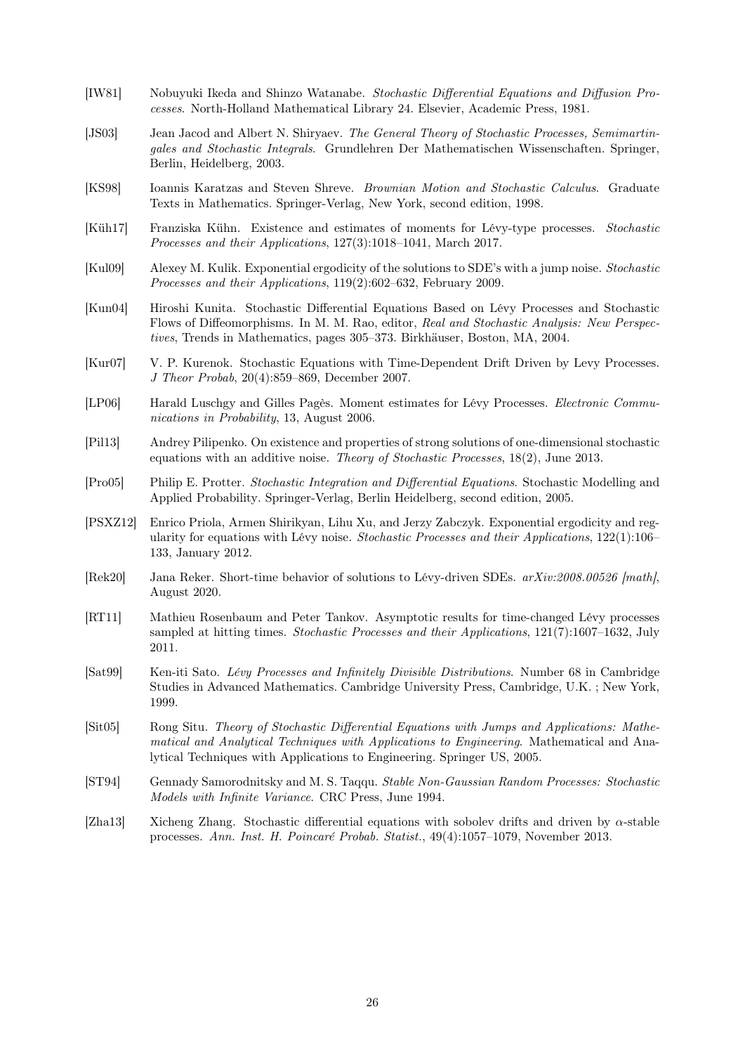[IW81] Nobuyuki Ikeda and Shinzo Watanabe. *Stochastic Differential Equations and Diffusion Processes*. North-Holland Mathematical Library 24. Elsevier, Academic Press, 1981.

[JS03] Jean Jacod and Albert N. Shiryaev. *The General Theory of Stochastic Processes, Semimartingales and Stochastic Integrals*. Grundlehren Der Mathematischen Wissenschaften. Springer, Berlin, Heidelberg, 2003.

[KS98] Ioannis Karatzas and Steven Shreve. *Brownian Motion and Stochastic Calculus*. Graduate Texts in Mathematics. Springer-Verlag, New York, second edition, 1998.

[Küh17] Franziska Kühn. Existence and estimates of moments for Lévy-type processes. *Stochastic Processes and their Applications*, 127(3):1018–1041, March 2017.

[Kul09] Alexey M. Kulik. Exponential ergodicity of the solutions to SDE's with a jump noise. *Stochastic Processes and their Applications*, 119(2):602–632, February 2009.

[Kun04] Hiroshi Kunita. Stochastic Differential Equations Based on Lévy Processes and Stochastic Flows of Diffeomorphisms. In M. M. Rao, editor, *Real and Stochastic Analysis: New Perspectives*, Trends in Mathematics, pages 305–373. Birkhäuser, Boston, MA, 2004.

[Kur07] V. P. Kurenok. Stochastic Equations with Time-Dependent Drift Driven by Levy Processes. *J Theor Probab*, 20(4):859–869, December 2007.

[LP06] Harald Luschgy and Gilles Pagès. Moment estimates for Lêvy Processes. *Electronic Communications in Probability*, 13, August 2006.

[Pil13] Andrey Pilipenko. On existence and properties of strong solutions of one-dimensional stochastic equations with an additive noise. *Theory of Stochastic Processes*, 18(2), June 2013.

[Pro05] Philip E. Protter. *Stochastic Integration and Differential Equations*. Stochastic Modelling and Applied Probability. Springer-Verlag, Berlin Heidelberg, second edition, 2005.

[PSXZ12] Enrico Priola, Armen Shirikyan, Lihu Xu, and Jerzy Zabczyk. Exponential ergodicity and regularity for equations with Lévy noise. *Stochastic Processes and their Applications*, 122(1):106–133, January 2012.

[Rek20] Jana Reker. Short-time behavior of solutions to Lévy-driven SDEs. *arXiv:2008.00526 [math]*, August 2020.

[RT11] Mathieu Rosenbaum and Peter Tankov. Asymptotic results for time-changed Lévy processes sampled at hitting times. *Stochastic Processes and their Applications*, 121(7):1607–1632, July 2011.

[Sat99] Ken-iti Sato. *Lévy Processes and Infinitely Divisible Distributions*. Number 68 in Cambridge Studies in Advanced Mathematics. Cambridge University Press, Cambridge, U.K. ; New York, 1999.

[Sit05] Rong Situ. *Theory of Stochastic Differential Equations with Jumps and Applications: Mathematical and Analytical Techniques with Applications to Engineering*. Mathematical and Analytical Techniques with Applications to Engineering. Springer US, 2005.

[ST94] Gennady Samorodnitsky and M. S. Taqqu. *Stable Non-Gaussian Random Processes: Stochastic Models with Infinite Variance*. CRC Press, June 1994.

[Zha13] Xicheng Zhang. Stochastic differential equations with sobolev drifts and driven by $\alpha$-stable processes. *Ann. Inst. H. Poincaré Probab. Statist.*, 49(4):1057–1079, November 2013.